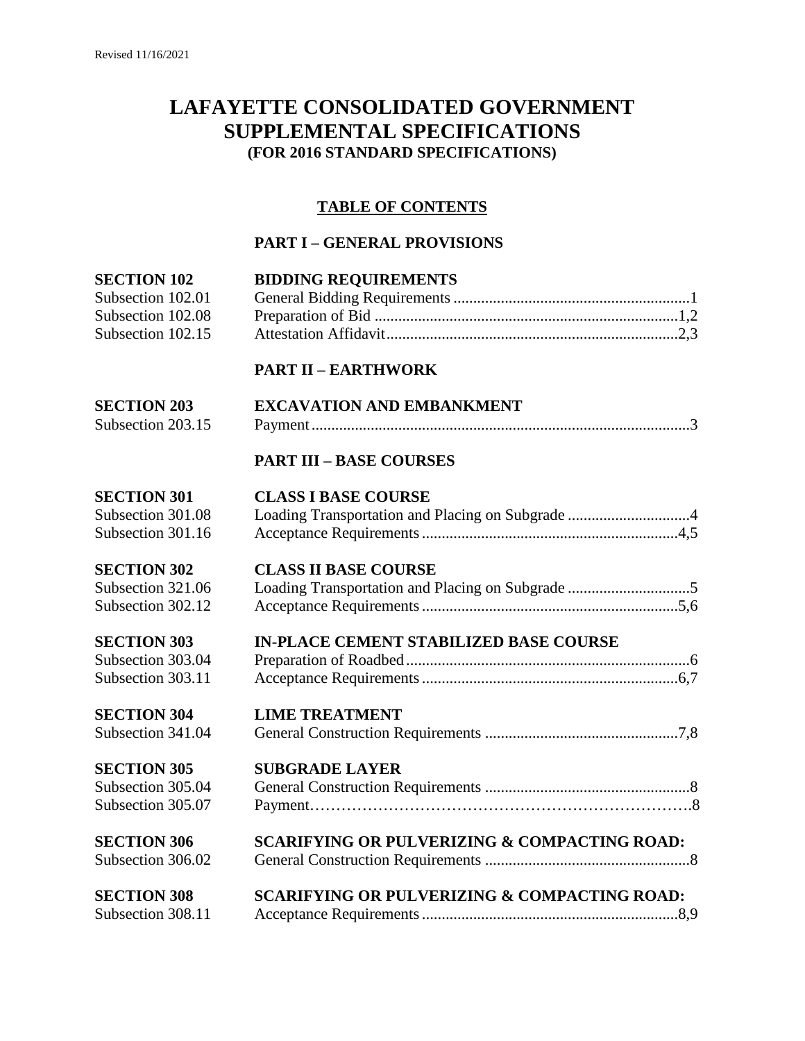Revised 11/16/2021

# LAFAYETTE CONSOLIDATED GOVERNMENT SUPPLEMENTAL SPECIFICATIONS

**(FOR 2016 STANDARD SPECIFICATIONS)**

## TABLE OF CONTENTS

### PART I – GENERAL PROVISIONS

| | | |
|---|---|---|
| **SECTION 102** | **BIDDING REQUIREMENTS** | |
| Subsection 102.01 | General Bidding Requirements | 1 |
| Subsection 102.08 | Preparation of Bid | 1,2 |
| Subsection 102.15 | Attestation Affidavit | 2,3 |

### PART II – EARTHWORK

| | | |
|---|---|---|
| **SECTION 203** | **EXCAVATION AND EMBANKMENT** | |
| Subsection 203.15 | Payment | 3 |

### PART III – BASE COURSES

| | | |
|---|---|---|
| **SECTION 301** | **CLASS I BASE COURSE** | |
| Subsection 301.08 | Loading Transportation and Placing on Subgrade | 4 |
| Subsection 301.16 | Acceptance Requirements | 4,5 |
| **SECTION 302** | **CLASS II BASE COURSE** | |
| Subsection 321.06 | Loading Transportation and Placing on Subgrade | 5 |
| Subsection 302.12 | Acceptance Requirements | 5,6 |
| **SECTION 303** | **IN-PLACE CEMENT STABILIZED BASE COURSE** | |
| Subsection 303.04 | Preparation of Roadbed | 6 |
| Subsection 303.11 | Acceptance Requirements | 6,7 |
| **SECTION 304** | **LIME TREATMENT** | |
| Subsection 341.04 | General Construction Requirements | 7,8 |
| **SECTION 305** | **SUBGRADE LAYER** | |
| Subsection 305.04 | General Construction Requirements | 8 |
| Subsection 305.07 | Payment | 8 |
| **SECTION 306** | **SCARIFYING OR PULVERIZING & COMPACTING ROAD:** | |
| Subsection 306.02 | General Construction Requirements | 8 |
| **SECTION 308** | **SCARIFYING OR PULVERIZING & COMPACTING ROAD:** | |
| Subsection 308.11 | Acceptance Requirements | 8,9 |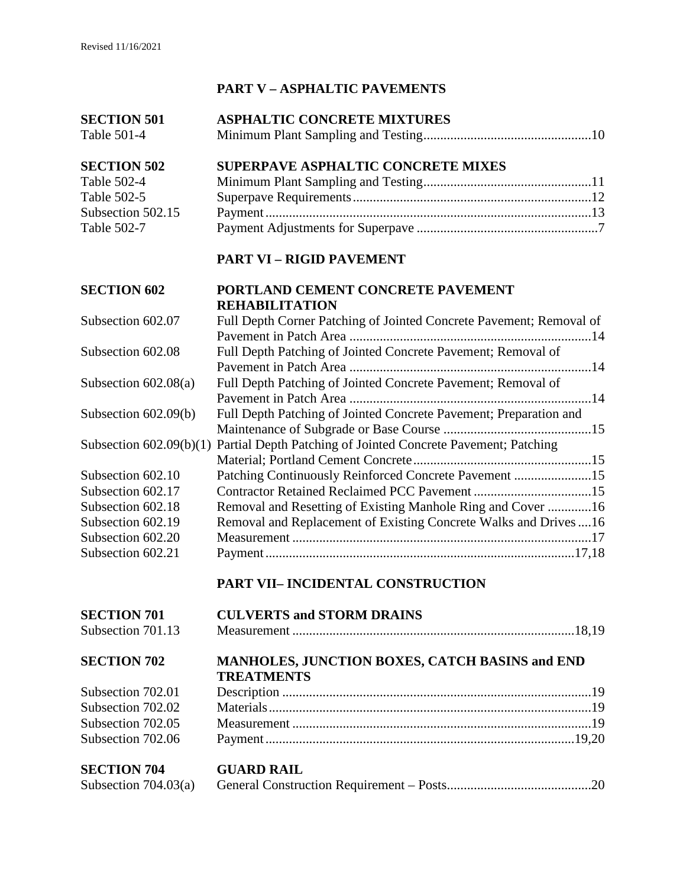Revised 11/16/2021

## PART V – ASPHALTIC PAVEMENTS

| | |
|---|---|
| **SECTION 501** | **ASPHALTIC CONCRETE MIXTURES** |
| Table 501-4 | Minimum Plant Sampling and Testing....10 |
| **SECTION 502** | **SUPERPAVE ASPHALTIC CONCRETE MIXES** |
| Table 502-4 | Minimum Plant Sampling and Testing....11 |
| Table 502-5 | Superpave Requirements....12 |
| Subsection 502.15 | Payment....13 |
| Table 502-7 | Payment Adjustments for Superpave....7 |

## PART VI – RIGID PAVEMENT

| | |
|---|---|
| **SECTION 602** | **PORTLAND CEMENT CONCRETE PAVEMENT REHABILITATION** |
| Subsection 602.07 | Full Depth Corner Patching of Jointed Concrete Pavement; Removal of Pavement in Patch Area....14 |
| Subsection 602.08 | Full Depth Patching of Jointed Concrete Pavement; Removal of Pavement in Patch Area....14 |
| Subsection 602.08(a) | Full Depth Patching of Jointed Concrete Pavement; Removal of Pavement in Patch Area....14 |
| Subsection 602.09(b) | Full Depth Patching of Jointed Concrete Pavement; Preparation and Maintenance of Subgrade or Base Course....15 |
| Subsection 602.09(b)(1) | Partial Depth Patching of Jointed Concrete Pavement; Patching Material; Portland Cement Concrete....15 |
| Subsection 602.10 | Patching Continuously Reinforced Concrete Pavement....15 |
| Subsection 602.17 | Contractor Retained Reclaimed PCC Pavement....15 |
| Subsection 602.18 | Removal and Resetting of Existing Manhole Ring and Cover....16 |
| Subsection 602.19 | Removal and Replacement of Existing Concrete Walks and Drives....16 |
| Subsection 602.20 | Measurement....17 |
| Subsection 602.21 | Payment....17,18 |

## PART VII– INCIDENTAL CONSTRUCTION

| | |
|---|---|
| **SECTION 701** | **CULVERTS and STORM DRAINS** |
| Subsection 701.13 | Measurement....18,19 |
| **SECTION 702** | **MANHOLES, JUNCTION BOXES, CATCH BASINS and END TREATMENTS** |
| Subsection 702.01 | Description....19 |
| Subsection 702.02 | Materials....19 |
| Subsection 702.05 | Measurement....19 |
| Subsection 702.06 | Payment....19,20 |
| **SECTION 704** | **GUARD RAIL** |
| Subsection 704.03(a) | General Construction Requirement – Posts....20 |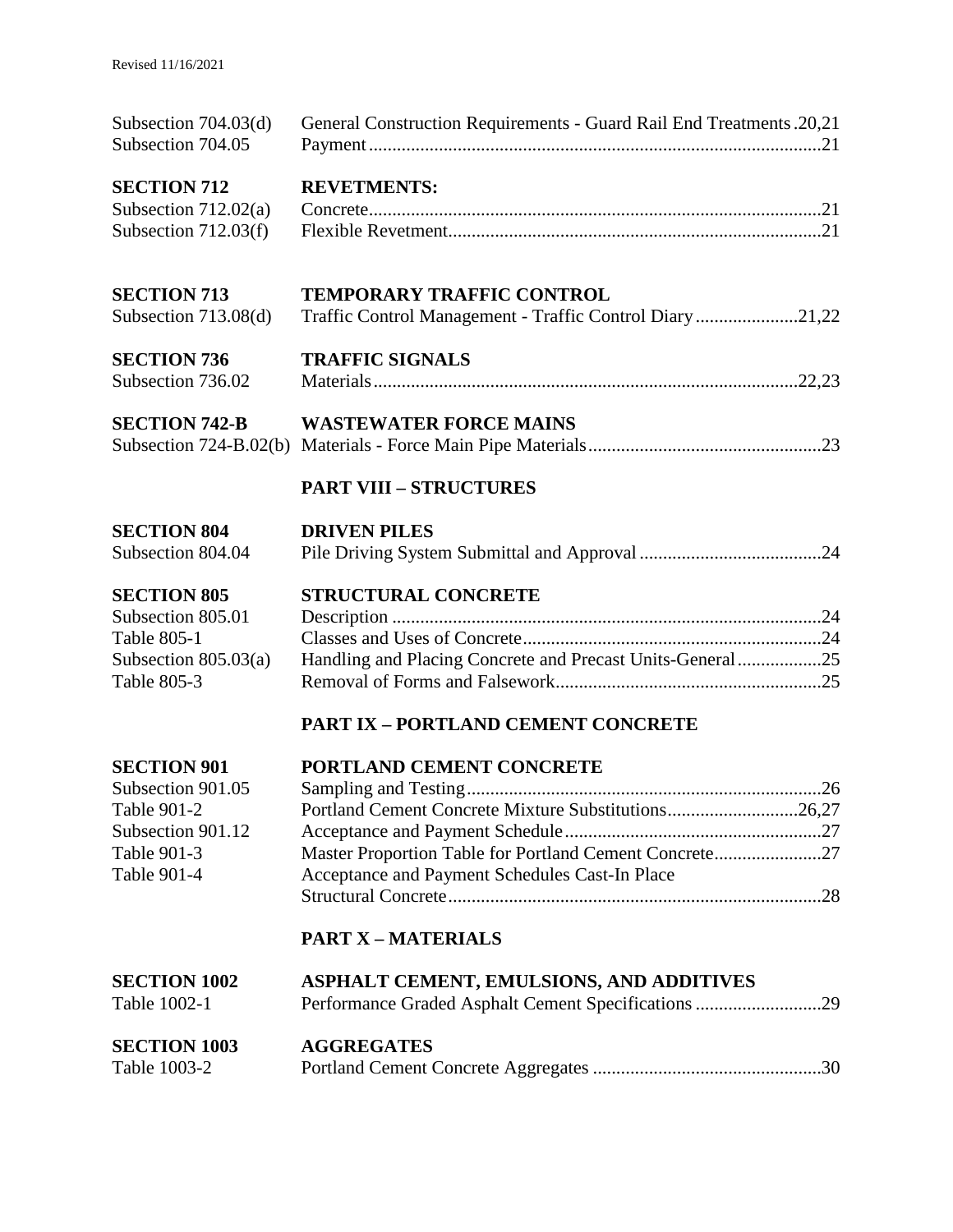| | | |
|---|---|---|
| Subsection 704.03(d) | General Construction Requirements - Guard Rail End Treatments | 20,21 |
| Subsection 704.05 | Payment | 21 |
| **SECTION 712** | **REVETMENTS:** | |
| Subsection 712.02(a) | Concrete | 21 |
| Subsection 712.03(f) | Flexible Revetment | 21 |
| **SECTION 713** | **TEMPORARY TRAFFIC CONTROL** | |
| Subsection 713.08(d) | Traffic Control Management - Traffic Control Diary | 21,22 |
| **SECTION 736** | **TRAFFIC SIGNALS** | |
| Subsection 736.02 | Materials | 22,23 |
| **SECTION 742-B** | **WASTEWATER FORCE MAINS** | |
| Subsection 724-B.02(b) | Materials - Force Main Pipe Materials | 23 |

## PART VIII – STRUCTURES

| | | |
|---|---|---|
| **SECTION 804** | **DRIVEN PILES** | |
| Subsection 804.04 | Pile Driving System Submittal and Approval | 24 |
| **SECTION 805** | **STRUCTURAL CONCRETE** | |
| Subsection 805.01 | Description | 24 |
| Table 805-1 | Classes and Uses of Concrete | 24 |
| Subsection 805.03(a) | Handling and Placing Concrete and Precast Units-General | 25 |
| Table 805-3 | Removal of Forms and Falsework | 25 |

## PART IX – PORTLAND CEMENT CONCRETE

| | | |
|---|---|---|
| **SECTION 901** | **PORTLAND CEMENT CONCRETE** | |
| Subsection 901.05 | Sampling and Testing | 26 |
| Table 901-2 | Portland Cement Concrete Mixture Substitutions | 26,27 |
| Subsection 901.12 | Acceptance and Payment Schedule | 27 |
| Table 901-3 | Master Proportion Table for Portland Cement Concrete | 27 |
| Table 901-4 | Acceptance and Payment Schedules Cast-In Place Structural Concrete | 28 |

## PART X – MATERIALS

| | | |
|---|---|---|
| **SECTION 1002** | **ASPHALT CEMENT, EMULSIONS, AND ADDITIVES** | |
| Table 1002-1 | Performance Graded Asphalt Cement Specifications | 29 |
| **SECTION 1003** | **AGGREGATES** | |
| Table 1003-2 | Portland Cement Concrete Aggregates | 30 |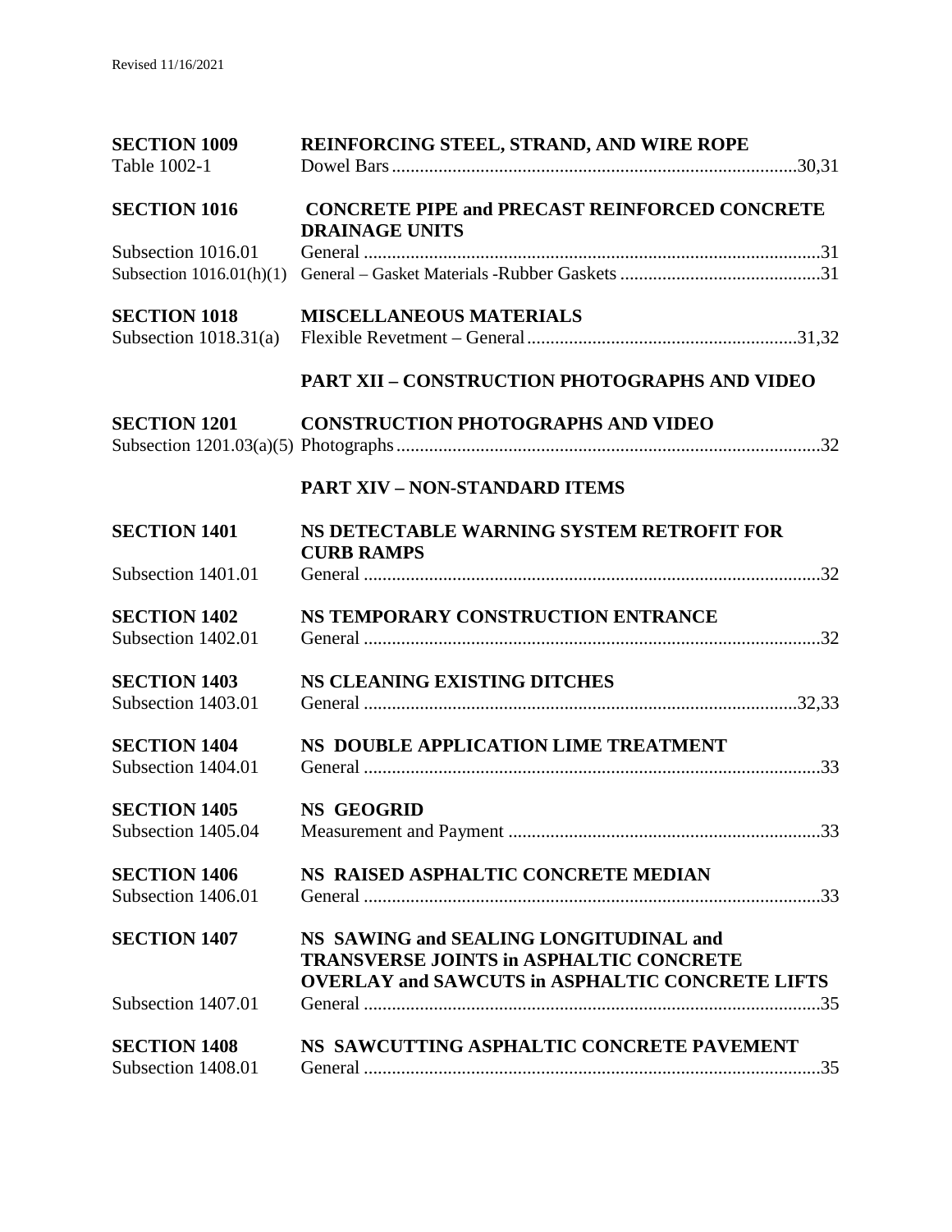Revised 11/16/2021

| | | |
|---|---|---|
| **SECTION 1009** | **REINFORCING STEEL, STRAND, AND WIRE ROPE** | |
| Table 1002-1 | Dowel Bars | 30,31 |
| **SECTION 1016** | **CONCRETE PIPE and PRECAST REINFORCED CONCRETE DRAINAGE UNITS** | |
| Subsection 1016.01 | General | 31 |
| Subsection 1016.01(h)(1) | General – Gasket Materials -Rubber Gaskets | 31 |
| **SECTION 1018** | **MISCELLANEOUS MATERIALS** | |
| Subsection 1018.31(a) | Flexible Revetment – General | 31,32 |
| | **PART XII – CONSTRUCTION PHOTOGRAPHS AND VIDEO** | |
| **SECTION 1201** | **CONSTRUCTION PHOTOGRAPHS AND VIDEO** | |
| Subsection 1201.03(a)(5) | Photographs | 32 |
| | **PART XIV – NON-STANDARD ITEMS** | |
| **SECTION 1401** | **NS DETECTABLE WARNING SYSTEM RETROFIT FOR CURB RAMPS** | |
| Subsection 1401.01 | General | 32 |
| **SECTION 1402** | **NS TEMPORARY CONSTRUCTION ENTRANCE** | |
| Subsection 1402.01 | General | 32 |
| **SECTION 1403** | **NS CLEANING EXISTING DITCHES** | |
| Subsection 1403.01 | General | 32,33 |
| **SECTION 1404** | **NS DOUBLE APPLICATION LIME TREATMENT** | |
| Subsection 1404.01 | General | 33 |
| **SECTION 1405** | **NS GEOGRID** | |
| Subsection 1405.04 | Measurement and Payment | 33 |
| **SECTION 1406** | **NS RAISED ASPHALTIC CONCRETE MEDIAN** | |
| Subsection 1406.01 | General | 33 |
| **SECTION 1407** | **NS SAWING and SEALING LONGITUDINAL and TRANSVERSE JOINTS in ASPHALTIC CONCRETE OVERLAY and SAWCUTS in ASPHALTIC CONCRETE LIFTS** | |
| Subsection 1407.01 | General | 35 |
| **SECTION 1408** | **NS SAWCUTTING ASPHALTIC CONCRETE PAVEMENT** | |
| Subsection 1408.01 | General | 35 |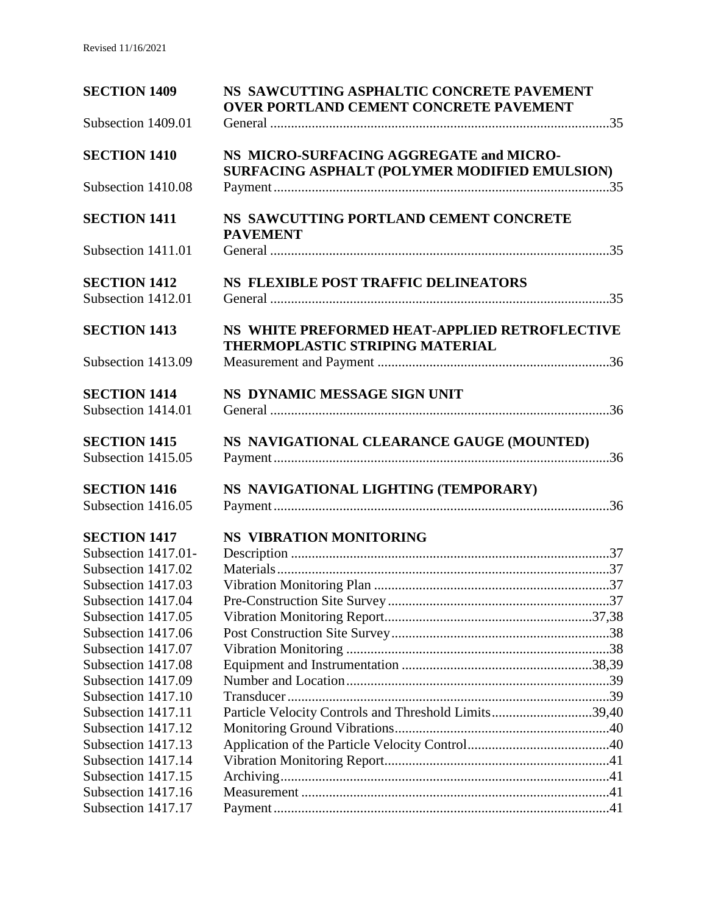Revised 11/16/2021

| | | |
|---|---|---|
| **SECTION 1409** | **NS SAWCUTTING ASPHALTIC CONCRETE PAVEMENT OVER PORTLAND CEMENT CONCRETE PAVEMENT** | |
| Subsection 1409.01 | General | 35 |
| **SECTION 1410** | **NS MICRO-SURFACING AGGREGATE and MICRO-SURFACING ASPHALT (POLYMER MODIFIED EMULSION)** | |
| Subsection 1410.08 | Payment | 35 |
| **SECTION 1411** | **NS SAWCUTTING PORTLAND CEMENT CONCRETE PAVEMENT** | |
| Subsection 1411.01 | General | 35 |
| **SECTION 1412** | **NS FLEXIBLE POST TRAFFIC DELINEATORS** | |
| Subsection 1412.01 | General | 35 |
| **SECTION 1413** | **NS WHITE PREFORMED HEAT-APPLIED RETROFLECTIVE THERMOPLASTIC STRIPING MATERIAL** | |
| Subsection 1413.09 | Measurement and Payment | 36 |
| **SECTION 1414** | **NS DYNAMIC MESSAGE SIGN UNIT** | |
| Subsection 1414.01 | General | 36 |
| **SECTION 1415** | **NS NAVIGATIONAL CLEARANCE GAUGE (MOUNTED)** | |
| Subsection 1415.05 | Payment | 36 |
| **SECTION 1416** | **NS NAVIGATIONAL LIGHTING (TEMPORARY)** | |
| Subsection 1416.05 | Payment | 36 |
| **SECTION 1417** | **NS VIBRATION MONITORING** | |
| Subsection 1417.01- | Description | 37 |
| Subsection 1417.02 | Materials | 37 |
| Subsection 1417.03 | Vibration Monitoring Plan | 37 |
| Subsection 1417.04 | Pre-Construction Site Survey | 37 |
| Subsection 1417.05 | Vibration Monitoring Report | 37,38 |
| Subsection 1417.06 | Post Construction Site Survey | 38 |
| Subsection 1417.07 | Vibration Monitoring | 38 |
| Subsection 1417.08 | Equipment and Instrumentation | 38,39 |
| Subsection 1417.09 | Number and Location | 39 |
| Subsection 1417.10 | Transducer | 39 |
| Subsection 1417.11 | Particle Velocity Controls and Threshold Limits | 39,40 |
| Subsection 1417.12 | Monitoring Ground Vibrations | 40 |
| Subsection 1417.13 | Application of the Particle Velocity Control | 40 |
| Subsection 1417.14 | Vibration Monitoring Report | 41 |
| Subsection 1417.15 | Archiving | 41 |
| Subsection 1417.16 | Measurement | 41 |
| Subsection 1417.17 | Payment | 41 |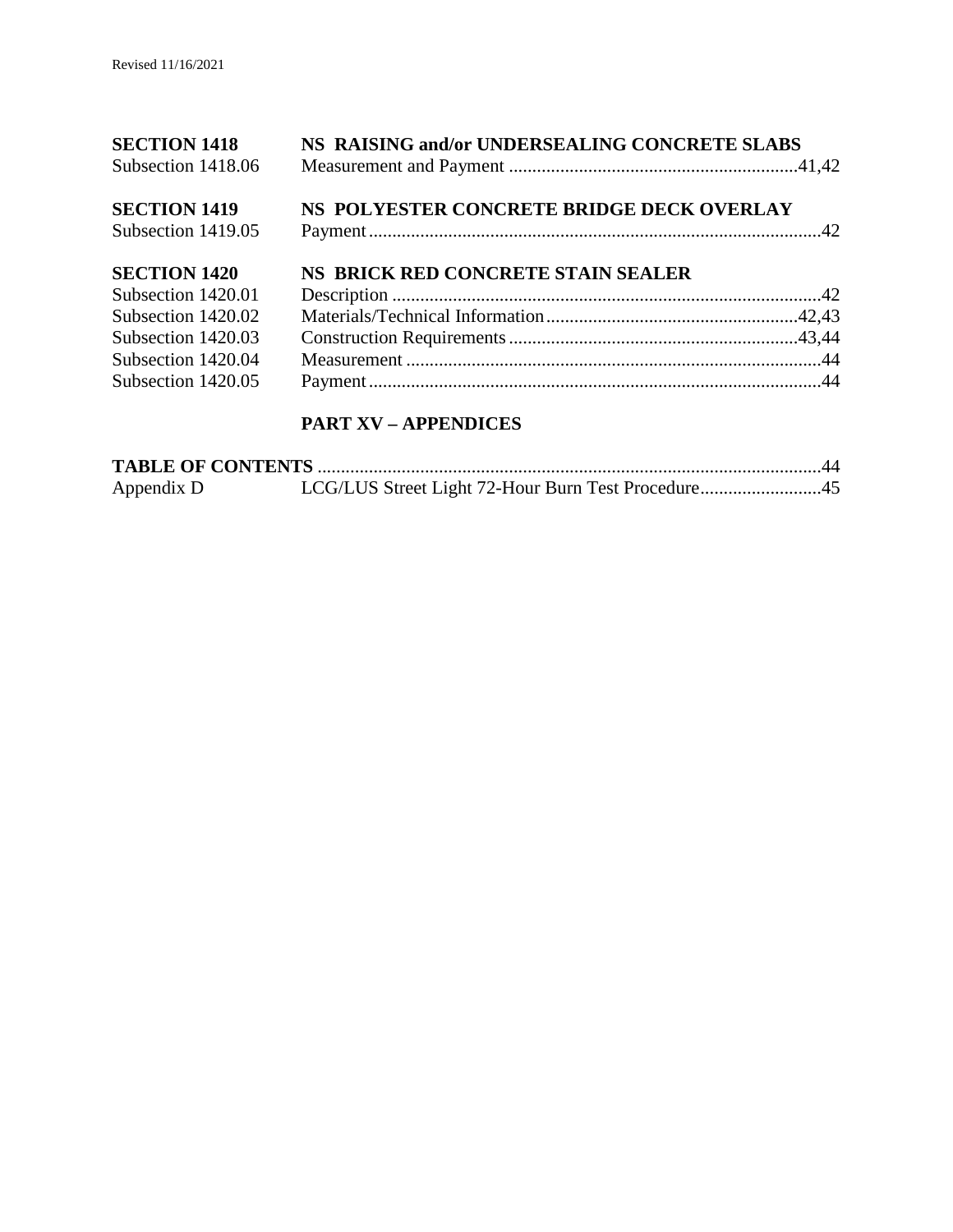| | | |
|---|---|---|
| **SECTION 1418** | **NS RAISING and/or UNDERSEALING CONCRETE SLABS** | |
| Subsection 1418.06 | Measurement and Payment | 41,42 |
| **SECTION 1419** | **NS POLYESTER CONCRETE BRIDGE DECK OVERLAY** | |
| Subsection 1419.05 | Payment | 42 |
| **SECTION 1420** | **NS BRICK RED CONCRETE STAIN SEALER** | |
| Subsection 1420.01 | Description | 42 |
| Subsection 1420.02 | Materials/Technical Information | 42,43 |
| Subsection 1420.03 | Construction Requirements | 43,44 |
| Subsection 1420.04 | Measurement | 44 |
| Subsection 1420.05 | Payment | 44 |

## PART XV – APPENDICES

| | | |
|---|---|---|
| **TABLE OF CONTENTS** | | 44 |
| Appendix D | LCG/LUS Street Light 72-Hour Burn Test Procedure | 45 |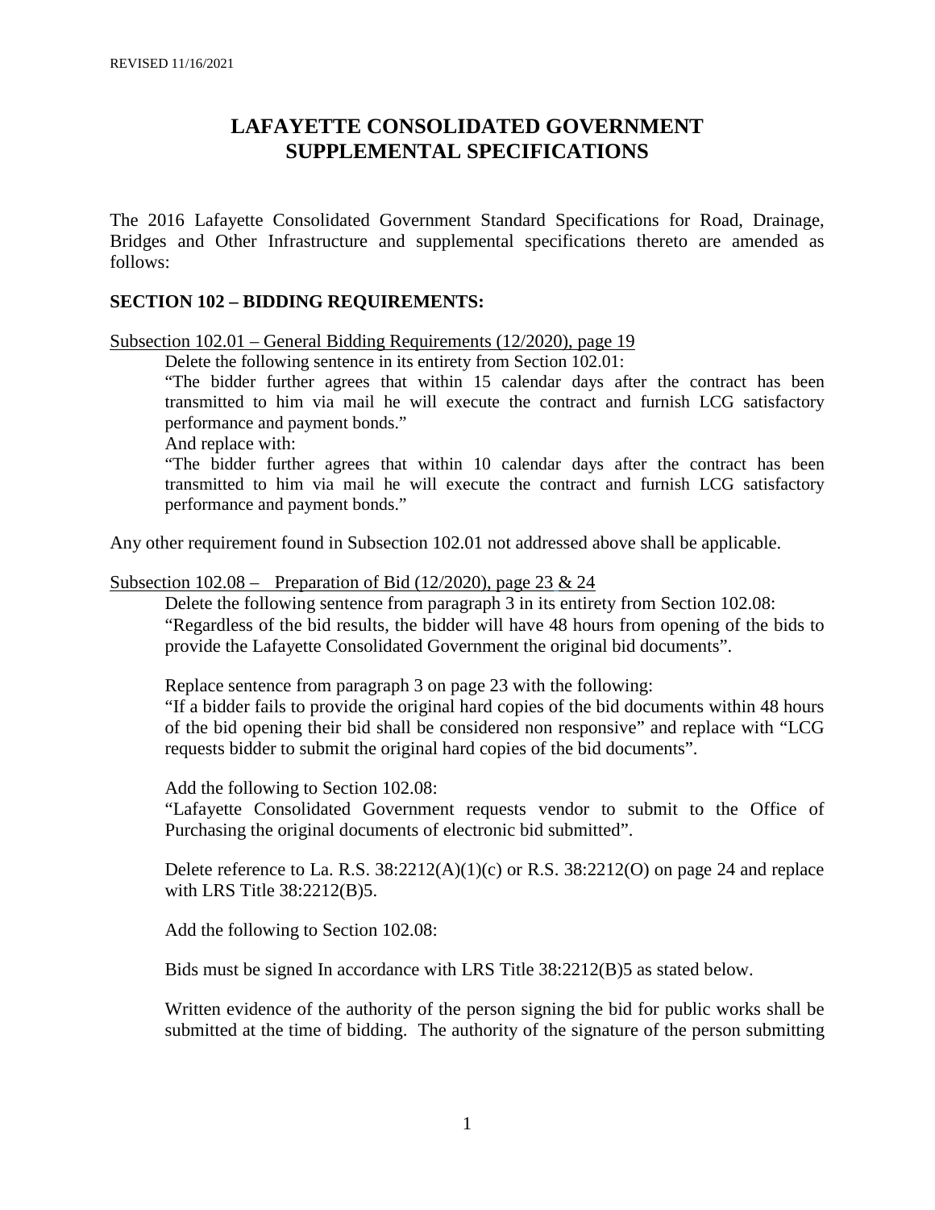REVISED 11/16/2021

# LAFAYETTE CONSOLIDATED GOVERNMENT SUPPLEMENTAL SPECIFICATIONS

The 2016 Lafayette Consolidated Government Standard Specifications for Road, Drainage, Bridges and Other Infrastructure and supplemental specifications thereto are amended as follows:

## SECTION 102 – BIDDING REQUIREMENTS:

Subsection 102.01 – General Bidding Requirements (12/2020), page 19

Delete the following sentence in its entirety from Section 102.01:

"The bidder further agrees that within 15 calendar days after the contract has been transmitted to him via mail he will execute the contract and furnish LCG satisfactory performance and payment bonds."

And replace with:

"The bidder further agrees that within 10 calendar days after the contract has been transmitted to him via mail he will execute the contract and furnish LCG satisfactory performance and payment bonds."

Any other requirement found in Subsection 102.01 not addressed above shall be applicable.

Subsection 102.08 – Preparation of Bid (12/2020), page 23 & 24

Delete the following sentence from paragraph 3 in its entirety from Section 102.08:

"Regardless of the bid results, the bidder will have 48 hours from opening of the bids to provide the Lafayette Consolidated Government the original bid documents".

Replace sentence from paragraph 3 on page 23 with the following:

"If a bidder fails to provide the original hard copies of the bid documents within 48 hours of the bid opening their bid shall be considered non responsive" and replace with "LCG requests bidder to submit the original hard copies of the bid documents".

Add the following to Section 102.08:

"Lafayette Consolidated Government requests vendor to submit to the Office of Purchasing the original documents of electronic bid submitted".

Delete reference to La. R.S. 38:2212(A)(1)(c) or R.S. 38:2212(O) on page 24 and replace with LRS Title 38:2212(B)5.

Add the following to Section 102.08:

Bids must be signed In accordance with LRS Title 38:2212(B)5 as stated below.

Written evidence of the authority of the person signing the bid for public works shall be submitted at the time of bidding. The authority of the signature of the person submitting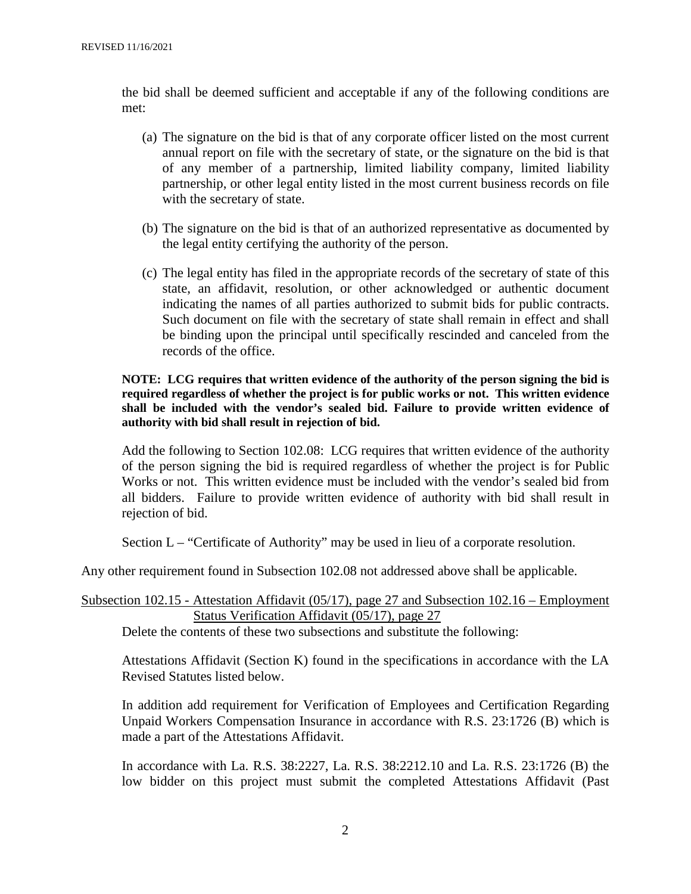the bid shall be deemed sufficient and acceptable if any of the following conditions are met:

(a) The signature on the bid is that of any corporate officer listed on the most current annual report on file with the secretary of state, or the signature on the bid is that of any member of a partnership, limited liability company, limited liability partnership, or other legal entity listed in the most current business records on file with the secretary of state.

(b) The signature on the bid is that of an authorized representative as documented by the legal entity certifying the authority of the person.

(c) The legal entity has filed in the appropriate records of the secretary of state of this state, an affidavit, resolution, or other acknowledged or authentic document indicating the names of all parties authorized to submit bids for public contracts. Such document on file with the secretary of state shall remain in effect and shall be binding upon the principal until specifically rescinded and canceled from the records of the office.

**NOTE: LCG requires that written evidence of the authority of the person signing the bid is required regardless of whether the project is for public works or not. This written evidence shall be included with the vendor's sealed bid. Failure to provide written evidence of authority with bid shall result in rejection of bid.**

Add the following to Section 102.08: LCG requires that written evidence of the authority of the person signing the bid is required regardless of whether the project is for Public Works or not. This written evidence must be included with the vendor's sealed bid from all bidders. Failure to provide written evidence of authority with bid shall result in rejection of bid.

Section L – "Certificate of Authority" may be used in lieu of a corporate resolution.

Any other requirement found in Subsection 102.08 not addressed above shall be applicable.

Subsection 102.15 - Attestation Affidavit (05/17), page 27 and Subsection 102.16 – Employment Status Verification Affidavit (05/17), page 27

Delete the contents of these two subsections and substitute the following:

Attestations Affidavit (Section K) found in the specifications in accordance with the LA Revised Statutes listed below.

In addition add requirement for Verification of Employees and Certification Regarding Unpaid Workers Compensation Insurance in accordance with R.S. 23:1726 (B) which is made a part of the Attestations Affidavit.

In accordance with La. R.S. 38:2227, La. R.S. 38:2212.10 and La. R.S. 23:1726 (B) the low bidder on this project must submit the completed Attestations Affidavit (Past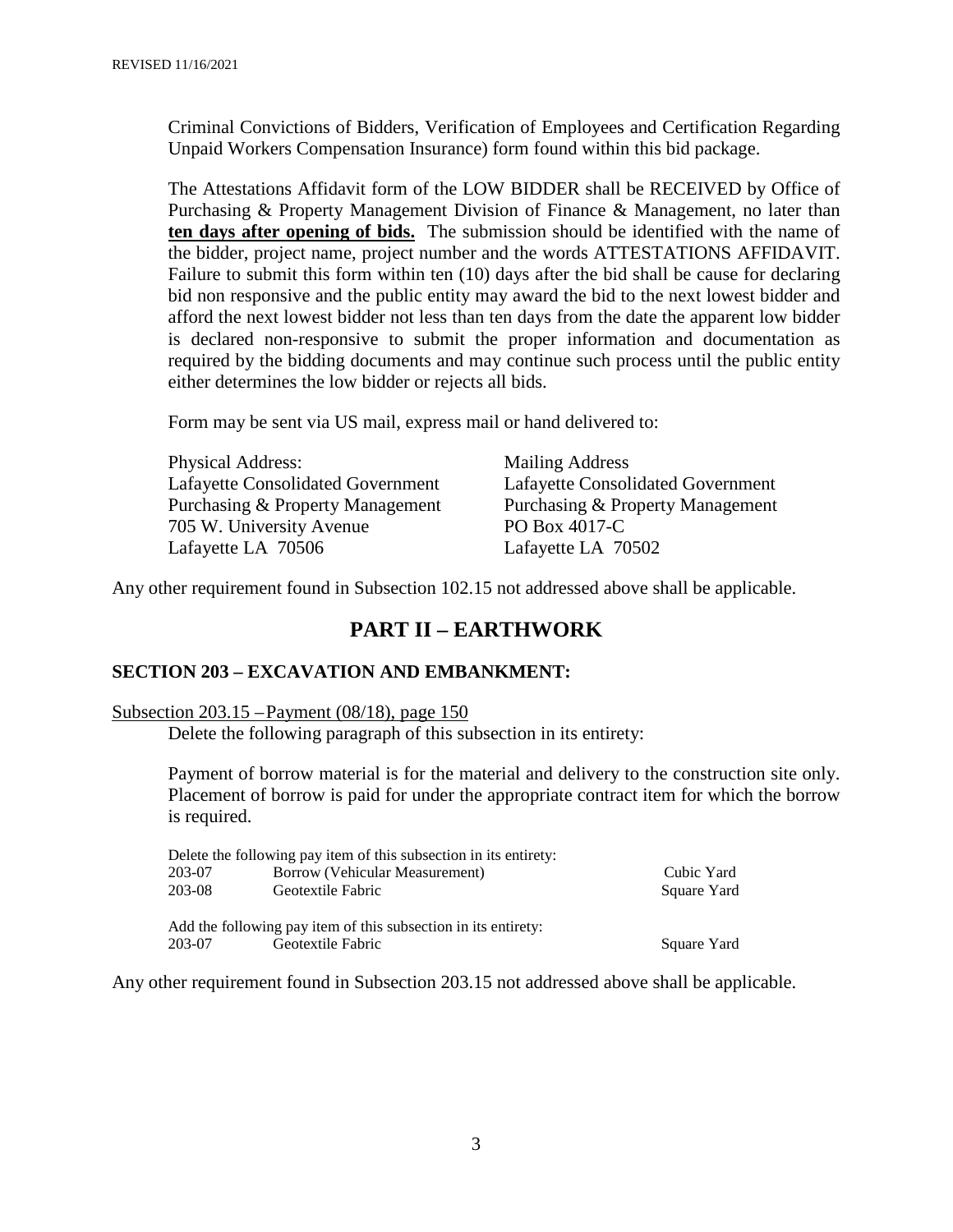Criminal Convictions of Bidders, Verification of Employees and Certification Regarding Unpaid Workers Compensation Insurance) form found within this bid package.

The Attestations Affidavit form of the LOW BIDDER shall be RECEIVED by Office of Purchasing & Property Management Division of Finance & Management, no later than **ten days after opening of bids.** The submission should be identified with the name of the bidder, project name, project number and the words ATTESTATIONS AFFIDAVIT. Failure to submit this form within ten (10) days after the bid shall be cause for declaring bid non responsive and the public entity may award the bid to the next lowest bidder and afford the next lowest bidder not less than ten days from the date the apparent low bidder is declared non-responsive to submit the proper information and documentation as required by the bidding documents and may continue such process until the public entity either determines the low bidder or rejects all bids.

Form may be sent via US mail, express mail or hand delivered to:

| Physical Address: | Mailing Address |
|---|---|
| Lafayette Consolidated Government | Lafayette Consolidated Government |
| Purchasing & Property Management | Purchasing & Property Management |
| 705 W. University Avenue | PO Box 4017-C |
| Lafayette LA 70506 | Lafayette LA 70502 |

Any other requirement found in Subsection 102.15 not addressed above shall be applicable.

## PART II – EARTHWORK

### SECTION 203 – EXCAVATION AND EMBANKMENT:

Subsection 203.15 – Payment (08/18), page 150

Delete the following paragraph of this subsection in its entirety:

Payment of borrow material is for the material and delivery to the construction site only. Placement of borrow is paid for under the appropriate contract item for which the borrow is required.

Delete the following pay item of this subsection in its entirety:

| | | |
|---|---|---|
| 203-07 | Borrow (Vehicular Measurement) | Cubic Yard |
| 203-08 | Geotextile Fabric | Square Yard |

Add the following pay item of this subsection in its entirety:

| | | |
|---|---|---|
| 203-07 | Geotextile Fabric | Square Yard |

Any other requirement found in Subsection 203.15 not addressed above shall be applicable.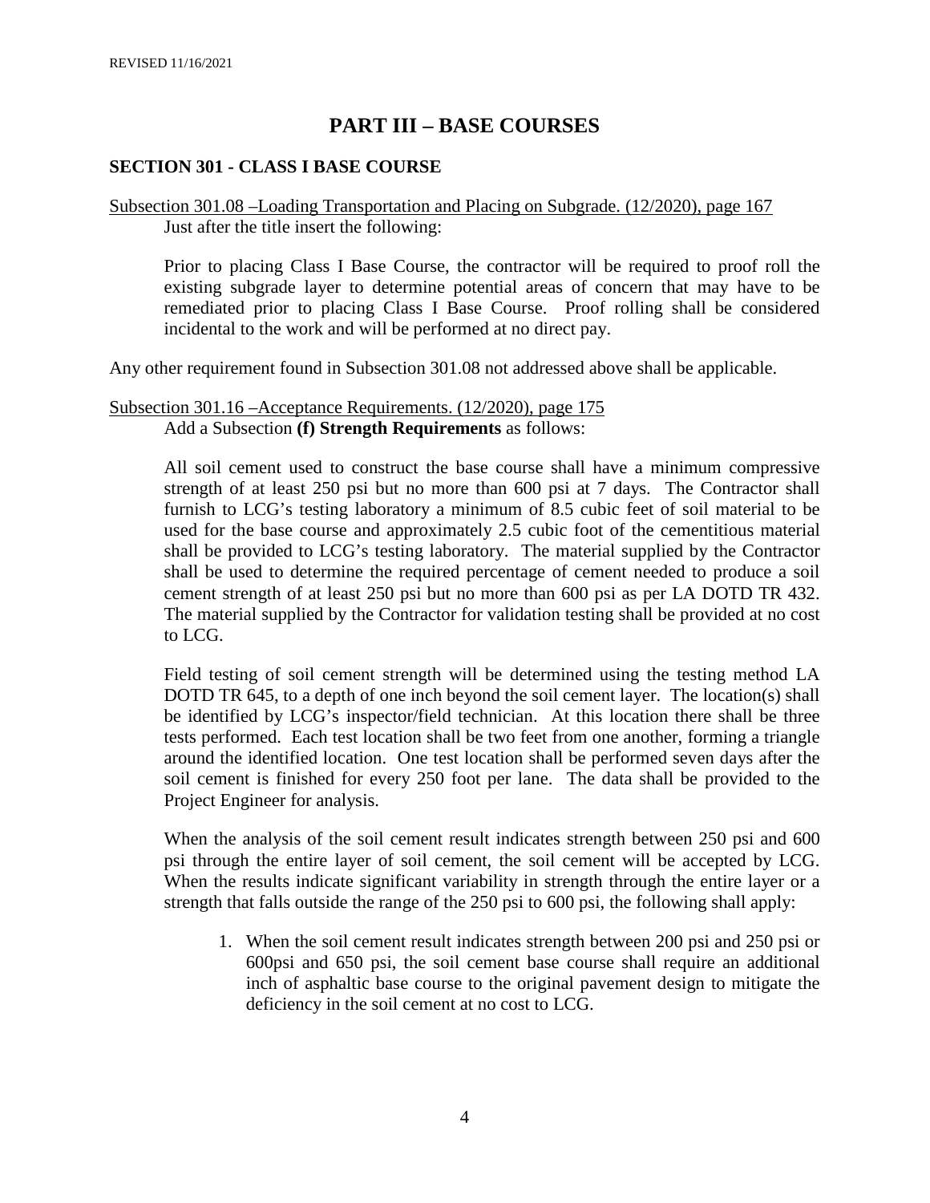# PART III – BASE COURSES

## SECTION 301 - CLASS I BASE COURSE

Subsection 301.08 –Loading Transportation and Placing on Subgrade. (12/2020), page 167

Just after the title insert the following:

Prior to placing Class I Base Course, the contractor will be required to proof roll the existing subgrade layer to determine potential areas of concern that may have to be remediated prior to placing Class I Base Course. Proof rolling shall be considered incidental to the work and will be performed at no direct pay.

Any other requirement found in Subsection 301.08 not addressed above shall be applicable.

Subsection 301.16 –Acceptance Requirements. (12/2020), page 175

Add a Subsection **(f) Strength Requirements** as follows:

All soil cement used to construct the base course shall have a minimum compressive strength of at least 250 psi but no more than 600 psi at 7 days. The Contractor shall furnish to LCG's testing laboratory a minimum of 8.5 cubic feet of soil material to be used for the base course and approximately 2.5 cubic foot of the cementitious material shall be provided to LCG's testing laboratory. The material supplied by the Contractor shall be used to determine the required percentage of cement needed to produce a soil cement strength of at least 250 psi but no more than 600 psi as per LA DOTD TR 432. The material supplied by the Contractor for validation testing shall be provided at no cost to LCG.

Field testing of soil cement strength will be determined using the testing method LA DOTD TR 645, to a depth of one inch beyond the soil cement layer. The location(s) shall be identified by LCG's inspector/field technician. At this location there shall be three tests performed. Each test location shall be two feet from one another, forming a triangle around the identified location. One test location shall be performed seven days after the soil cement is finished for every 250 foot per lane. The data shall be provided to the Project Engineer for analysis.

When the analysis of the soil cement result indicates strength between 250 psi and 600 psi through the entire layer of soil cement, the soil cement will be accepted by LCG. When the results indicate significant variability in strength through the entire layer or a strength that falls outside the range of the 250 psi to 600 psi, the following shall apply:

1. When the soil cement result indicates strength between 200 psi and 250 psi or 600psi and 650 psi, the soil cement base course shall require an additional inch of asphaltic base course to the original pavement design to mitigate the deficiency in the soil cement at no cost to LCG.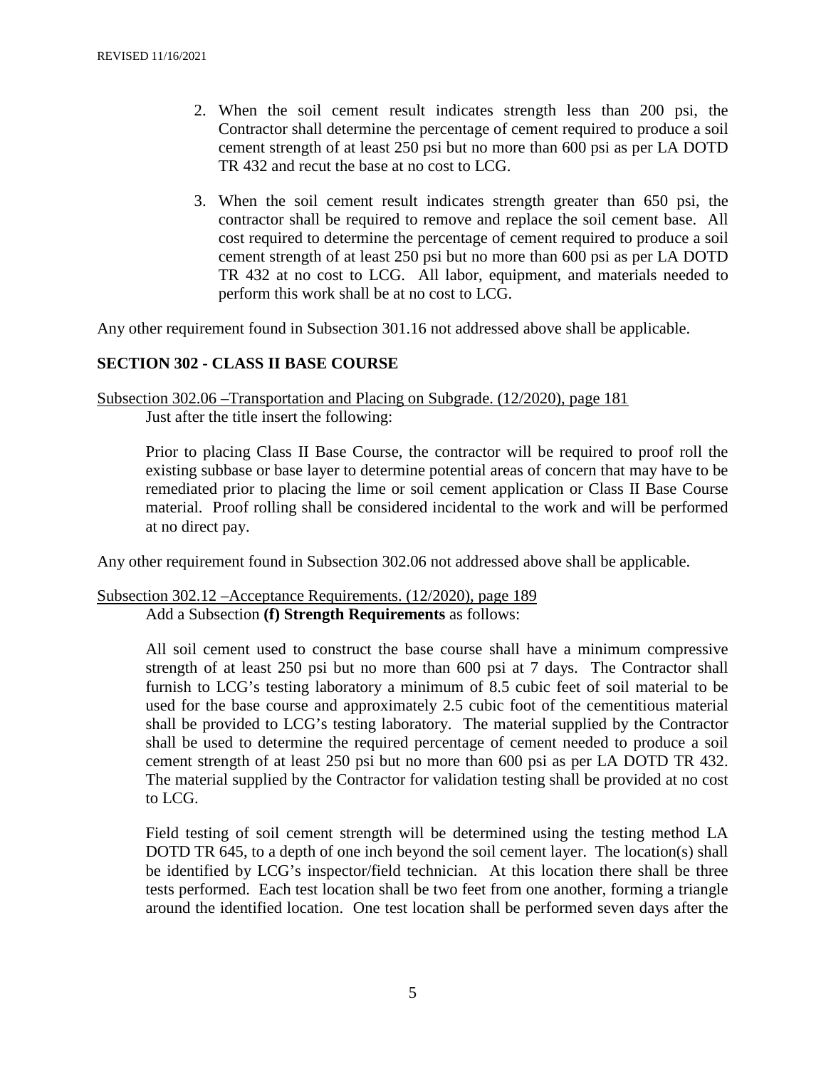2. When the soil cement result indicates strength less than 200 psi, the Contractor shall determine the percentage of cement required to produce a soil cement strength of at least 250 psi but no more than 600 psi as per LA DOTD TR 432 and recut the base at no cost to LCG.

3. When the soil cement result indicates strength greater than 650 psi, the contractor shall be required to remove and replace the soil cement base. All cost required to determine the percentage of cement required to produce a soil cement strength of at least 250 psi but no more than 600 psi as per LA DOTD TR 432 at no cost to LCG. All labor, equipment, and materials needed to perform this work shall be at no cost to LCG.

Any other requirement found in Subsection 301.16 not addressed above shall be applicable.

## SECTION 302 - CLASS II BASE COURSE

Subsection 302.06 –Transportation and Placing on Subgrade. (12/2020), page 181

Just after the title insert the following:

Prior to placing Class II Base Course, the contractor will be required to proof roll the existing subbase or base layer to determine potential areas of concern that may have to be remediated prior to placing the lime or soil cement application or Class II Base Course material. Proof rolling shall be considered incidental to the work and will be performed at no direct pay.

Any other requirement found in Subsection 302.06 not addressed above shall be applicable.

Subsection 302.12 –Acceptance Requirements. (12/2020), page 189

Add a Subsection **(f) Strength Requirements** as follows:

All soil cement used to construct the base course shall have a minimum compressive strength of at least 250 psi but no more than 600 psi at 7 days. The Contractor shall furnish to LCG's testing laboratory a minimum of 8.5 cubic feet of soil material to be used for the base course and approximately 2.5 cubic foot of the cementitious material shall be provided to LCG's testing laboratory. The material supplied by the Contractor shall be used to determine the required percentage of cement needed to produce a soil cement strength of at least 250 psi but no more than 600 psi as per LA DOTD TR 432. The material supplied by the Contractor for validation testing shall be provided at no cost to LCG.

Field testing of soil cement strength will be determined using the testing method LA DOTD TR 645, to a depth of one inch beyond the soil cement layer. The location(s) shall be identified by LCG's inspector/field technician. At this location there shall be three tests performed. Each test location shall be two feet from one another, forming a triangle around the identified location. One test location shall be performed seven days after the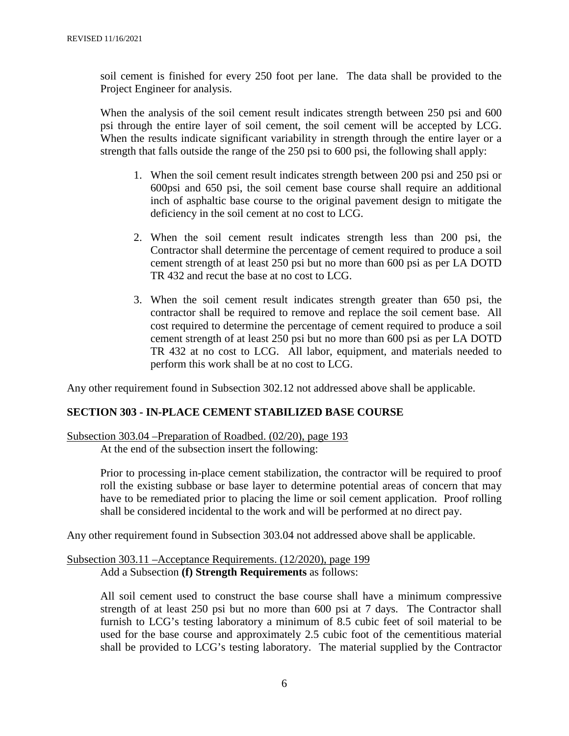soil cement is finished for every 250 foot per lane. The data shall be provided to the Project Engineer for analysis.

When the analysis of the soil cement result indicates strength between 250 psi and 600 psi through the entire layer of soil cement, the soil cement will be accepted by LCG. When the results indicate significant variability in strength through the entire layer or a strength that falls outside the range of the 250 psi to 600 psi, the following shall apply:

1. When the soil cement result indicates strength between 200 psi and 250 psi or 600psi and 650 psi, the soil cement base course shall require an additional inch of asphaltic base course to the original pavement design to mitigate the deficiency in the soil cement at no cost to LCG.

2. When the soil cement result indicates strength less than 200 psi, the Contractor shall determine the percentage of cement required to produce a soil cement strength of at least 250 psi but no more than 600 psi as per LA DOTD TR 432 and recut the base at no cost to LCG.

3. When the soil cement result indicates strength greater than 650 psi, the contractor shall be required to remove and replace the soil cement base. All cost required to determine the percentage of cement required to produce a soil cement strength of at least 250 psi but no more than 600 psi as per LA DOTD TR 432 at no cost to LCG. All labor, equipment, and materials needed to perform this work shall be at no cost to LCG.

Any other requirement found in Subsection 302.12 not addressed above shall be applicable.

## SECTION 303 - IN-PLACE CEMENT STABILIZED BASE COURSE

Subsection 303.04 –Preparation of Roadbed. (02/20), page 193

At the end of the subsection insert the following:

Prior to processing in-place cement stabilization, the contractor will be required to proof roll the existing subbase or base layer to determine potential areas of concern that may have to be remediated prior to placing the lime or soil cement application. Proof rolling shall be considered incidental to the work and will be performed at no direct pay.

Any other requirement found in Subsection 303.04 not addressed above shall be applicable.

Subsection 303.11 –Acceptance Requirements. (12/2020), page 199

Add a Subsection **(f) Strength Requirements** as follows:

All soil cement used to construct the base course shall have a minimum compressive strength of at least 250 psi but no more than 600 psi at 7 days. The Contractor shall furnish to LCG's testing laboratory a minimum of 8.5 cubic feet of soil material to be used for the base course and approximately 2.5 cubic foot of the cementitious material shall be provided to LCG's testing laboratory. The material supplied by the Contractor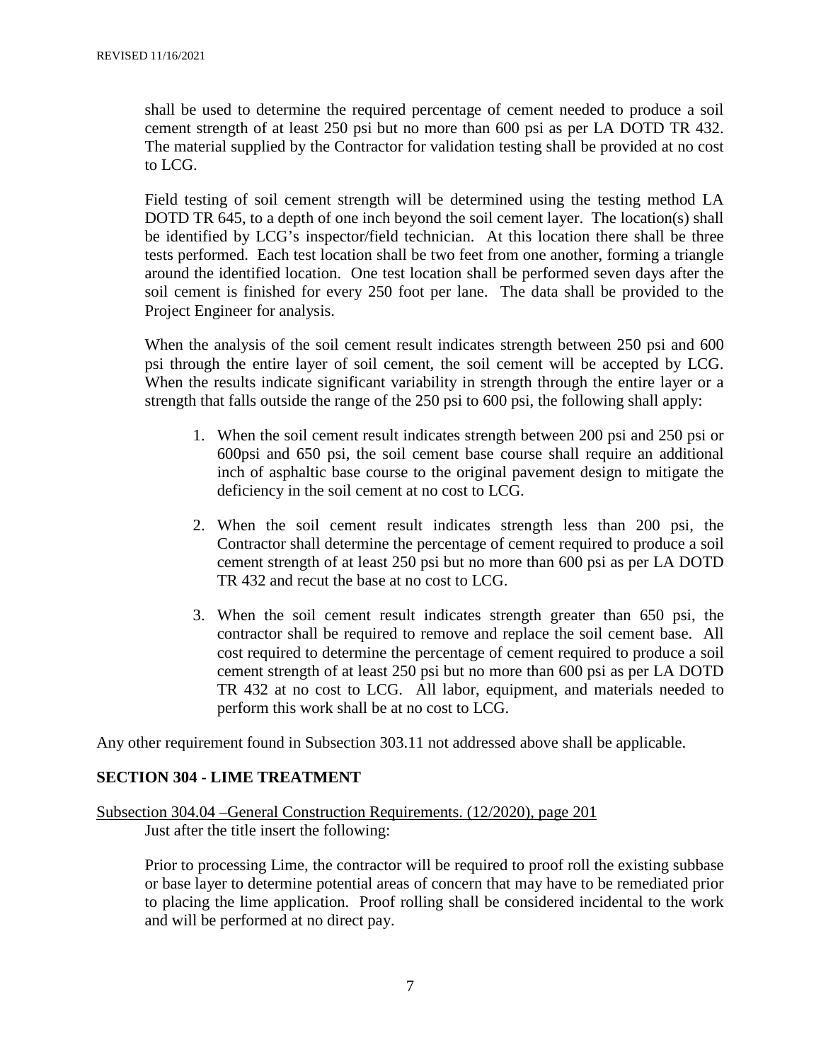shall be used to determine the required percentage of cement needed to produce a soil cement strength of at least 250 psi but no more than 600 psi as per LA DOTD TR 432. The material supplied by the Contractor for validation testing shall be provided at no cost to LCG.

Field testing of soil cement strength will be determined using the testing method LA DOTD TR 645, to a depth of one inch beyond the soil cement layer. The location(s) shall be identified by LCG's inspector/field technician. At this location there shall be three tests performed. Each test location shall be two feet from one another, forming a triangle around the identified location. One test location shall be performed seven days after the soil cement is finished for every 250 foot per lane. The data shall be provided to the Project Engineer for analysis.

When the analysis of the soil cement result indicates strength between 250 psi and 600 psi through the entire layer of soil cement, the soil cement will be accepted by LCG. When the results indicate significant variability in strength through the entire layer or a strength that falls outside the range of the 250 psi to 600 psi, the following shall apply:

1. When the soil cement result indicates strength between 200 psi and 250 psi or 600psi and 650 psi, the soil cement base course shall require an additional inch of asphaltic base course to the original pavement design to mitigate the deficiency in the soil cement at no cost to LCG.

2. When the soil cement result indicates strength less than 200 psi, the Contractor shall determine the percentage of cement required to produce a soil cement strength of at least 250 psi but no more than 600 psi as per LA DOTD TR 432 and recut the base at no cost to LCG.

3. When the soil cement result indicates strength greater than 650 psi, the contractor shall be required to remove and replace the soil cement base. All cost required to determine the percentage of cement required to produce a soil cement strength of at least 250 psi but no more than 600 psi as per LA DOTD TR 432 at no cost to LCG. All labor, equipment, and materials needed to perform this work shall be at no cost to LCG.

Any other requirement found in Subsection 303.11 not addressed above shall be applicable.

## SECTION 304 - LIME TREATMENT

Subsection 304.04 –General Construction Requirements. (12/2020), page 201

Just after the title insert the following:

Prior to processing Lime, the contractor will be required to proof roll the existing subbase or base layer to determine potential areas of concern that may have to be remediated prior to placing the lime application. Proof rolling shall be considered incidental to the work and will be performed at no direct pay.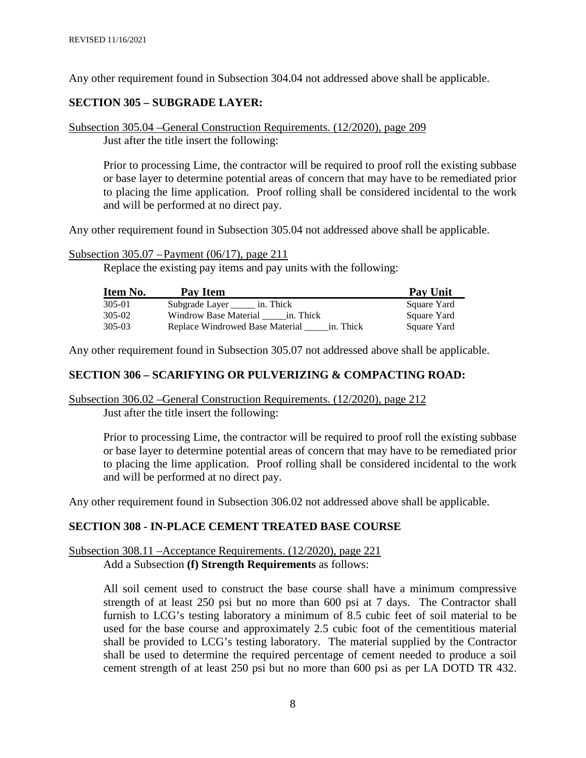Any other requirement found in Subsection 304.04 not addressed above shall be applicable.

## SECTION 305 – SUBGRADE LAYER:

Subsection 305.04 –General Construction Requirements. (12/2020), page 209

Just after the title insert the following:

Prior to processing Lime, the contractor will be required to proof roll the existing subbase or base layer to determine potential areas of concern that may have to be remediated prior to placing the lime application. Proof rolling shall be considered incidental to the work and will be performed at no direct pay.

Any other requirement found in Subsection 305.04 not addressed above shall be applicable.

Subsection 305.07 –Payment (06/17), page 211

Replace the existing pay items and pay units with the following:

| Item No. | Pay Item | Pay Unit |
|---|---|---|
| 305-01 | Subgrade Layer _____ in. Thick | Square Yard |
| 305-02 | Windrow Base Material _____in. Thick | Square Yard |
| 305-03 | Replace Windrowed Base Material _____in. Thick | Square Yard |

Any other requirement found in Subsection 305.07 not addressed above shall be applicable.

## SECTION 306 – SCARIFYING OR PULVERIZING & COMPACTING ROAD:

Subsection 306.02 –General Construction Requirements. (12/2020), page 212

Just after the title insert the following:

Prior to processing Lime, the contractor will be required to proof roll the existing subbase or base layer to determine potential areas of concern that may have to be remediated prior to placing the lime application. Proof rolling shall be considered incidental to the work and will be performed at no direct pay.

Any other requirement found in Subsection 306.02 not addressed above shall be applicable.

## SECTION 308 - IN-PLACE CEMENT TREATED BASE COURSE

Subsection 308.11 –Acceptance Requirements. (12/2020), page 221

Add a Subsection **(f) Strength Requirements** as follows:

All soil cement used to construct the base course shall have a minimum compressive strength of at least 250 psi but no more than 600 psi at 7 days. The Contractor shall furnish to LCG's testing laboratory a minimum of 8.5 cubic feet of soil material to be used for the base course and approximately 2.5 cubic foot of the cementitious material shall be provided to LCG's testing laboratory. The material supplied by the Contractor shall be used to determine the required percentage of cement needed to produce a soil cement strength of at least 250 psi but no more than 600 psi as per LA DOTD TR 432.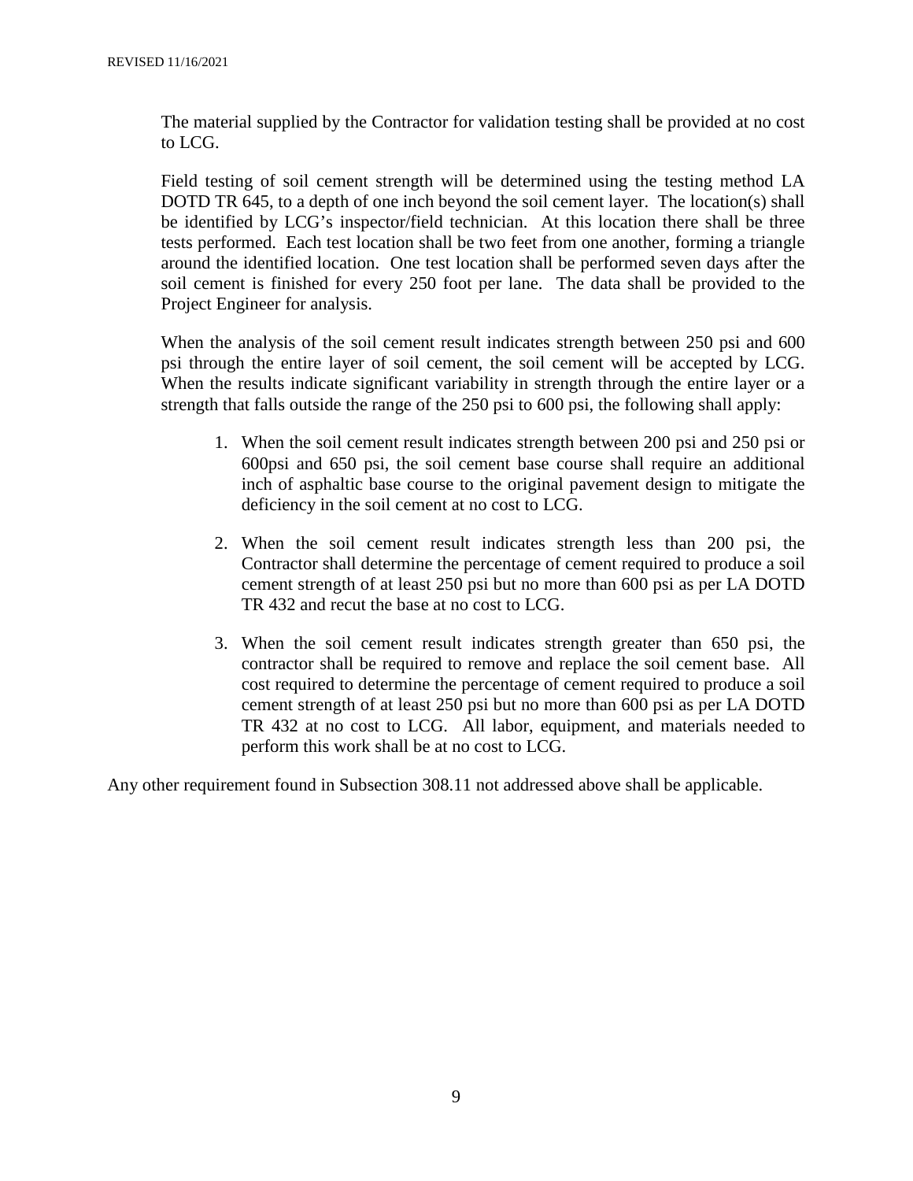The material supplied by the Contractor for validation testing shall be provided at no cost to LCG.

Field testing of soil cement strength will be determined using the testing method LA DOTD TR 645, to a depth of one inch beyond the soil cement layer. The location(s) shall be identified by LCG's inspector/field technician. At this location there shall be three tests performed. Each test location shall be two feet from one another, forming a triangle around the identified location. One test location shall be performed seven days after the soil cement is finished for every 250 foot per lane. The data shall be provided to the Project Engineer for analysis.

When the analysis of the soil cement result indicates strength between 250 psi and 600 psi through the entire layer of soil cement, the soil cement will be accepted by LCG. When the results indicate significant variability in strength through the entire layer or a strength that falls outside the range of the 250 psi to 600 psi, the following shall apply:

1. When the soil cement result indicates strength between 200 psi and 250 psi or 600psi and 650 psi, the soil cement base course shall require an additional inch of asphaltic base course to the original pavement design to mitigate the deficiency in the soil cement at no cost to LCG.

2. When the soil cement result indicates strength less than 200 psi, the Contractor shall determine the percentage of cement required to produce a soil cement strength of at least 250 psi but no more than 600 psi as per LA DOTD TR 432 and recut the base at no cost to LCG.

3. When the soil cement result indicates strength greater than 650 psi, the contractor shall be required to remove and replace the soil cement base. All cost required to determine the percentage of cement required to produce a soil cement strength of at least 250 psi but no more than 600 psi as per LA DOTD TR 432 at no cost to LCG. All labor, equipment, and materials needed to perform this work shall be at no cost to LCG.

Any other requirement found in Subsection 308.11 not addressed above shall be applicable.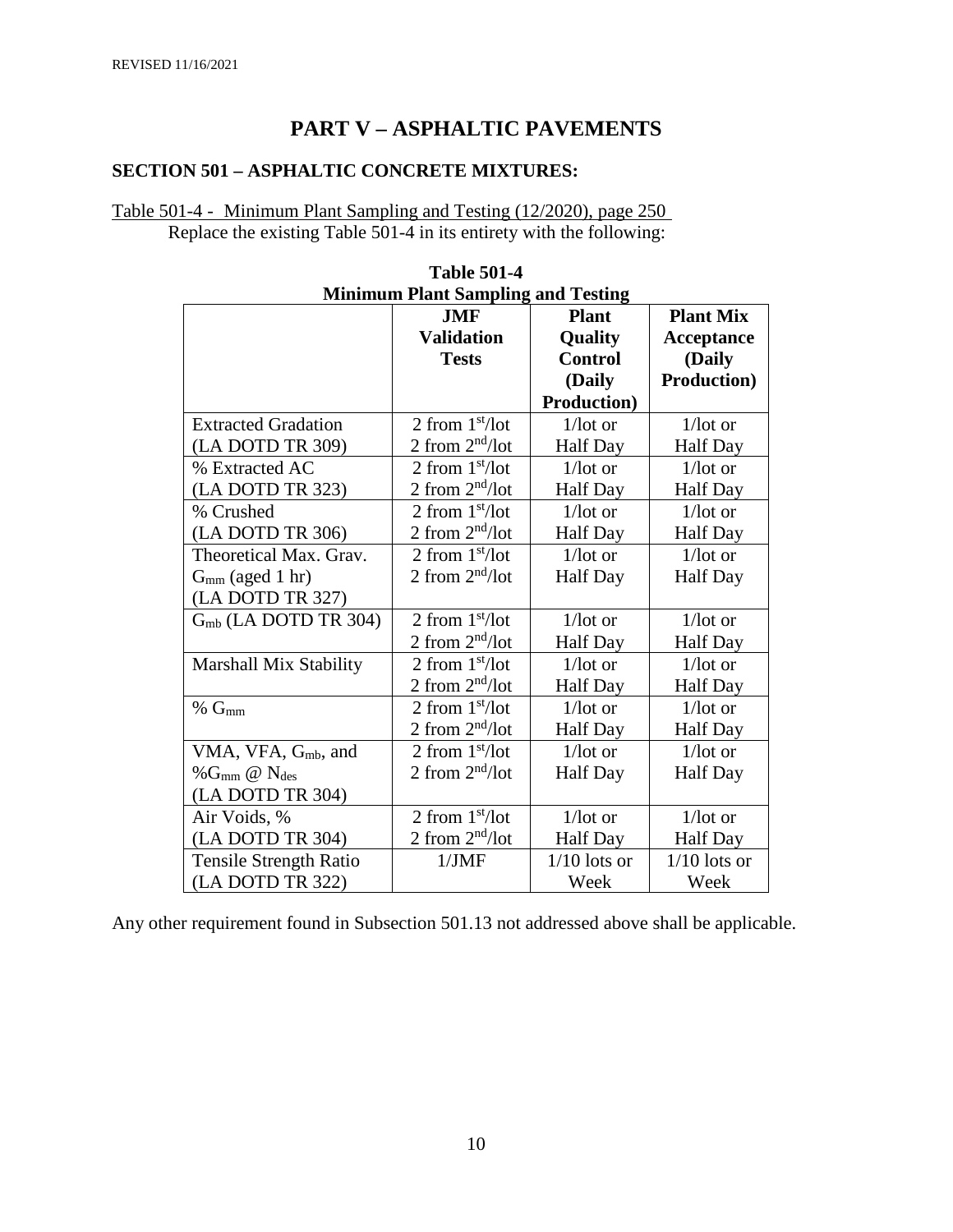# PART V – ASPHALTIC PAVEMENTS

## SECTION 501 – ASPHALTIC CONCRETE MIXTURES:

Table 501-4 - Minimum Plant Sampling and Testing (12/2020), page 250

Replace the existing Table 501-4 in its entirety with the following:

**Table 501-4**
**Minimum Plant Sampling and Testing**

| | JMF Validation Tests | Plant Quality Control (Daily Production) | Plant Mix Acceptance (Daily Production) |
|---|---|---|---|
| Extracted Gradation (LA DOTD TR 309) | 2 from 1st/lot 2 from 2nd/lot | 1/lot or Half Day | 1/lot or Half Day |
| % Extracted AC (LA DOTD TR 323) | 2 from 1st/lot 2 from 2nd/lot | 1/lot or Half Day | 1/lot or Half Day |
| % Crushed (LA DOTD TR 306) | 2 from 1st/lot 2 from 2nd/lot | 1/lot or Half Day | 1/lot or Half Day |
| Theoretical Max. Grav. $G_{mm}$ (aged 1 hr) (LA DOTD TR 327) | 2 from 1st/lot 2 from 2nd/lot | 1/lot or Half Day | 1/lot or Half Day |
| $G_{mb}$ (LA DOTD TR 304) | 2 from 1st/lot 2 from 2nd/lot | 1/lot or Half Day | 1/lot or Half Day |
| Marshall Mix Stability | 2 from 1st/lot 2 from 2nd/lot | 1/lot or Half Day | 1/lot or Half Day |
| % $G_{mm}$ | 2 from 1st/lot 2 from 2nd/lot | 1/lot or Half Day | 1/lot or Half Day |
| VMA, VFA, $G_{mb}$, and %$G_{mm}$ @ $N_{des}$ (LA DOTD TR 304) | 2 from 1st/lot 2 from 2nd/lot | 1/lot or Half Day | 1/lot or Half Day |
| Air Voids, % (LA DOTD TR 304) | 2 from 1st/lot 2 from 2nd/lot | 1/lot or Half Day | 1/lot or Half Day |
| Tensile Strength Ratio (LA DOTD TR 322) | 1/JMF | 1/10 lots or Week | 1/10 lots or Week |

Any other requirement found in Subsection 501.13 not addressed above shall be applicable.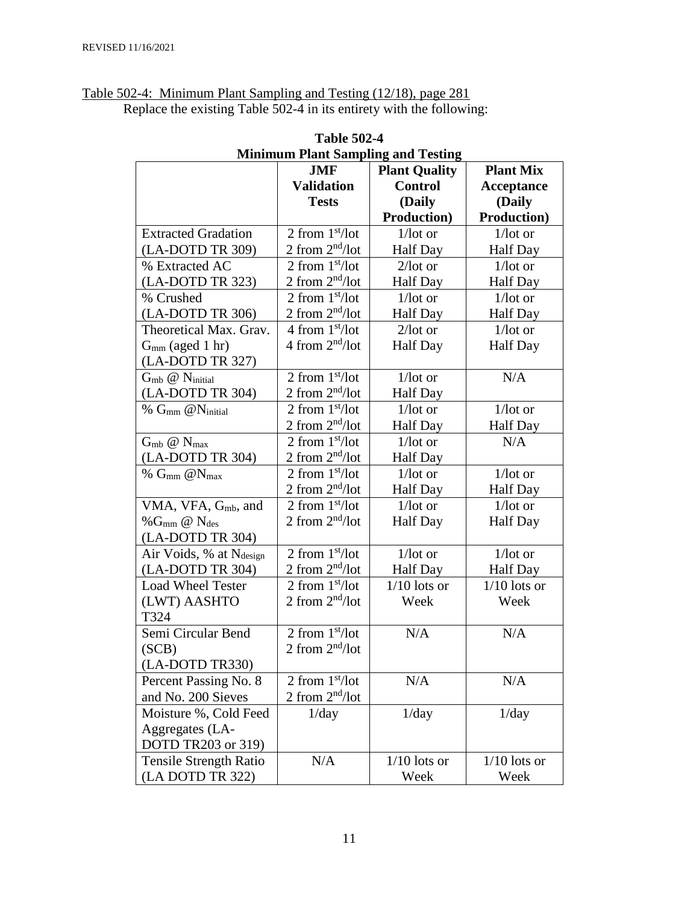REVISED 11/16/2021

Table 502-4: Minimum Plant Sampling and Testing (12/18), page 281

Replace the existing Table 502-4 in its entirety with the following:

**Table 502-4**
**Minimum Plant Sampling and Testing**

| | JMF Validation Tests | Plant Quality Control (Daily Production) | Plant Mix Acceptance (Daily Production) |
|---|---|---|---|
| Extracted Gradation (LA-DOTD TR 309) | 2 from 1st/lot 2 from 2nd/lot | 1/lot or Half Day | 1/lot or Half Day |
| % Extracted AC (LA-DOTD TR 323) | 2 from 1st/lot 2 from 2nd/lot | 2/lot or Half Day | 1/lot or Half Day |
| % Crushed (LA-DOTD TR 306) | 2 from 1st/lot 2 from 2nd/lot | 1/lot or Half Day | 1/lot or Half Day |
| Theoretical Max. Grav. $G_{mm}$ (aged 1 hr) (LA-DOTD TR 327) | 4 from 1st/lot 4 from 2nd/lot | 2/lot or Half Day | 1/lot or Half Day |
| $G_{mb}$ @ $N_{initial}$ (LA-DOTD TR 304) | 2 from 1st/lot 2 from 2nd/lot | 1/lot or Half Day | N/A |
| % $G_{mm}$ @$N_{initial}$ | 2 from 1st/lot 2 from 2nd/lot | 1/lot or Half Day | 1/lot or Half Day |
| $G_{mb}$ @ $N_{max}$ (LA-DOTD TR 304) | 2 from 1st/lot 2 from 2nd/lot | 1/lot or Half Day | N/A |
| % $G_{mm}$ @$N_{max}$ | 2 from 1st/lot 2 from 2nd/lot | 1/lot or Half Day | 1/lot or Half Day |
| VMA, VFA, $G_{mb}$, and %$G_{mm}$ @ $N_{des}$ (LA-DOTD TR 304) | 2 from 1st/lot 2 from 2nd/lot | 1/lot or Half Day | 1/lot or Half Day |
| Air Voids, % at $N_{design}$ (LA-DOTD TR 304) | 2 from 1st/lot 2 from 2nd/lot | 1/lot or Half Day | 1/lot or Half Day |
| Load Wheel Tester (LWT) AASHTO T324 | 2 from 1st/lot 2 from 2nd/lot | 1/10 lots or Week | 1/10 lots or Week |
| Semi Circular Bend (SCB) (LA-DOTD TR330) | 2 from 1st/lot 2 from 2nd/lot | N/A | N/A |
| Percent Passing No. 8 and No. 200 Sieves | 2 from 1st/lot 2 from 2nd/lot | N/A | N/A |
| Moisture %, Cold Feed Aggregates (LA-DOTD TR203 or 319) | 1/day | 1/day | 1/day |
| Tensile Strength Ratio (LA DOTD TR 322) | N/A | 1/10 lots or Week | 1/10 lots or Week |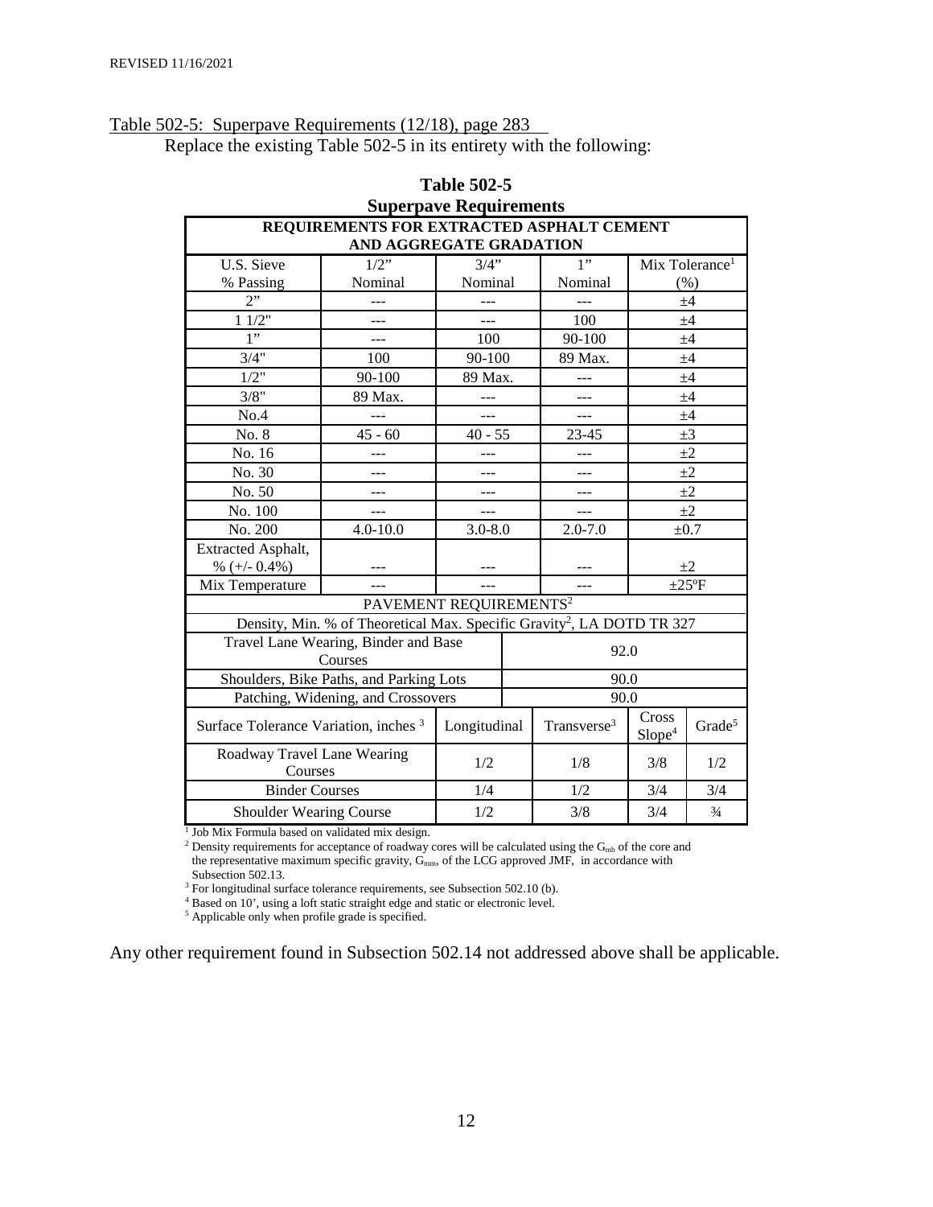REVISED 11/16/2021

Table 502-5: Superpave Requirements (12/18), page 283

Replace the existing Table 502-5 in its entirety with the following:

**Table 502-5**
**Superpave Requirements**

| **REQUIREMENTS FOR EXTRACTED ASPHALT CEMENT AND AGGREGATE GRADATION** | | | | | |
|---|---|---|---|---|---|
| U.S. Sieve % Passing | 1/2" Nominal | 3/4" Nominal | 1" Nominal | Mix Tolerance[1] (%) | |
| 2" | --- | --- | --- | ±4 | |
| 1 1/2" | --- | --- | 100 | ±4 | |
| 1" | --- | 100 | 90-100 | ±4 | |
| 3/4" | 100 | 90-100 | 89 Max. | ±4 | |
| 1/2" | 90-100 | 89 Max. | --- | ±4 | |
| 3/8" | 89 Max. | --- | --- | ±4 | |
| No.4 | --- | --- | --- | ±4 | |
| No. 8 | 45 - 60 | 40 - 55 | 23-45 | ±3 | |
| No. 16 | --- | --- | --- | ±2 | |
| No. 30 | --- | --- | --- | ±2 | |
| No. 50 | --- | --- | --- | ±2 | |
| No. 100 | --- | --- | --- | ±2 | |
| No. 200 | 4.0-10.0 | 3.0-8.0 | 2.0-7.0 | ±0.7 | |
| Extracted Asphalt, % (+/- 0.4%) | --- | --- | --- | ±2 | |
| Mix Temperature | --- | --- | --- | ±25ºF | |
| PAVEMENT REQUIREMENTS[2] | | | | | |
| Density, Min. % of Theoretical Max. Specific Gravity[2], LA DOTD TR 327 | | | | | |
| Travel Lane Wearing, Binder and Base Courses | | 92.0 | | | |
| Shoulders, Bike Paths, and Parking Lots | | 90.0 | | | |
| Patching, Widening, and Crossovers | | 90.0 | | | |
| Surface Tolerance Variation, inches [3] | | Longitudinal | Transverse[3] | Cross Slope[4] | Grade[5] |
| Roadway Travel Lane Wearing Courses | | 1/2 | 1/8 | 3/8 | 1/2 |
| Binder Courses | | 1/4 | 1/2 | 3/4 | 3/4 |
| Shoulder Wearing Course | | 1/2 | 3/8 | 3/4 | ¾ |

[1] Job Mix Formula based on validated mix design.

[2] Density requirements for acceptance of roadway cores will be calculated using the $G_{mb}$ of the core and the representative maximum specific gravity, $G_{mm}$, of the LCG approved JMF, in accordance with Subsection 502.13.

[3] For longitudinal surface tolerance requirements, see Subsection 502.10 (b).

[4] Based on 10', using a loft static straight edge and static or electronic level.

[5] Applicable only when profile grade is specified.

Any other requirement found in Subsection 502.14 not addressed above shall be applicable.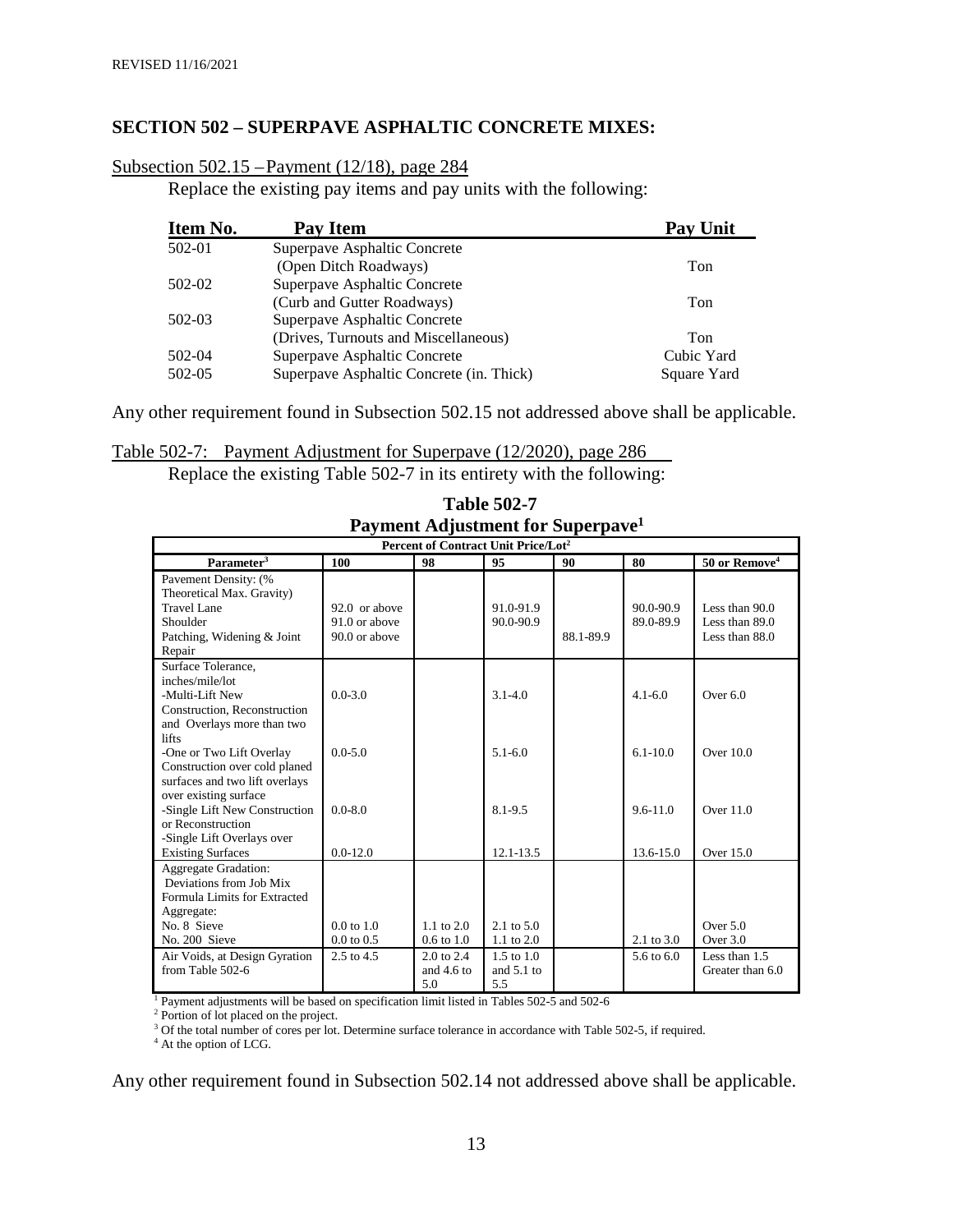REVISED 11/16/2021

## SECTION 502 – SUPERPAVE ASPHALTIC CONCRETE MIXES:

Subsection 502.15 – Payment (12/18), page 284

Replace the existing pay items and pay units with the following:

| Item No. | Pay Item | Pay Unit |
|---|---|---|
| 502-01 | Superpave Asphaltic Concrete (Open Ditch Roadways) | Ton |
| 502-02 | Superpave Asphaltic Concrete (Curb and Gutter Roadways) | Ton |
| 502-03 | Superpave Asphaltic Concrete (Drives, Turnouts and Miscellaneous) | Ton |
| 502-04 | Superpave Asphaltic Concrete | Cubic Yard |
| 502-05 | Superpave Asphaltic Concrete (in. Thick) | Square Yard |

Any other requirement found in Subsection 502.15 not addressed above shall be applicable.

Table 502-7: Payment Adjustment for Superpave (12/2020), page 286

Replace the existing Table 502-7 in its entirety with the following:

**Table 502-7**
**Payment Adjustment for Superpave[1]**

| Percent of Contract Unit Price/Lot[2] | | | | | | |
|---|---|---|---|---|---|---|
| **Parameter[3]** | **100** | **98** | **95** | **90** | **80** | **50 or Remove[4]** |
| Pavement Density: (% Theoretical Max. Gravity) | | | | | | |
| Travel Lane | 92.0 or above | | 91.0-91.9 | | 90.0-90.9 | Less than 90.0 |
| Shoulder | 91.0 or above | | 90.0-90.9 | | 89.0-89.9 | Less than 89.0 |
| Patching, Widening & Joint Repair | 90.0 or above | | | 88.1-89.9 | | Less than 88.0 |
| Surface Tolerance, inches/mile/lot | | | | | | |
| -Multi-Lift New Construction, Reconstruction and Overlays more than two lifts | 0.0-3.0 | | 3.1-4.0 | | 4.1-6.0 | Over 6.0 |
| -One or Two Lift Overlay Construction over cold planed surfaces and two lift overlays over existing surface | 0.0-5.0 | | 5.1-6.0 | | 6.1-10.0 | Over 10.0 |
| -Single Lift New Construction or Reconstruction | 0.0-8.0 | | 8.1-9.5 | | 9.6-11.0 | Over 11.0 |
| -Single Lift Overlays over Existing Surfaces | 0.0-12.0 | | 12.1-13.5 | | 13.6-15.0 | Over 15.0 |
| Aggregate Gradation: Deviations from Job Mix Formula Limits for Extracted Aggregate: | | | | | | |
| No. 8 Sieve | 0.0 to 1.0 | 1.1 to 2.0 | 2.1 to 5.0 | | | Over 5.0 |
| No. 200 Sieve | 0.0 to 0.5 | 0.6 to 1.0 | 1.1 to 2.0 | | 2.1 to 3.0 | Over 3.0 |
| Air Voids, at Design Gyration from Table 502-6 | 2.5 to 4.5 | 2.0 to 2.4 and 4.6 to 5.0 | 1.5 to 1.0 and 5.1 to 5.5 | | 5.6 to 6.0 | Less than 1.5 Greater than 6.0 |

[1] Payment adjustments will be based on specification limit listed in Tables 502-5 and 502-6

[2] Portion of lot placed on the project.

[3] Of the total number of cores per lot. Determine surface tolerance in accordance with Table 502-5, if required.

[4] At the option of LCG.

Any other requirement found in Subsection 502.14 not addressed above shall be applicable.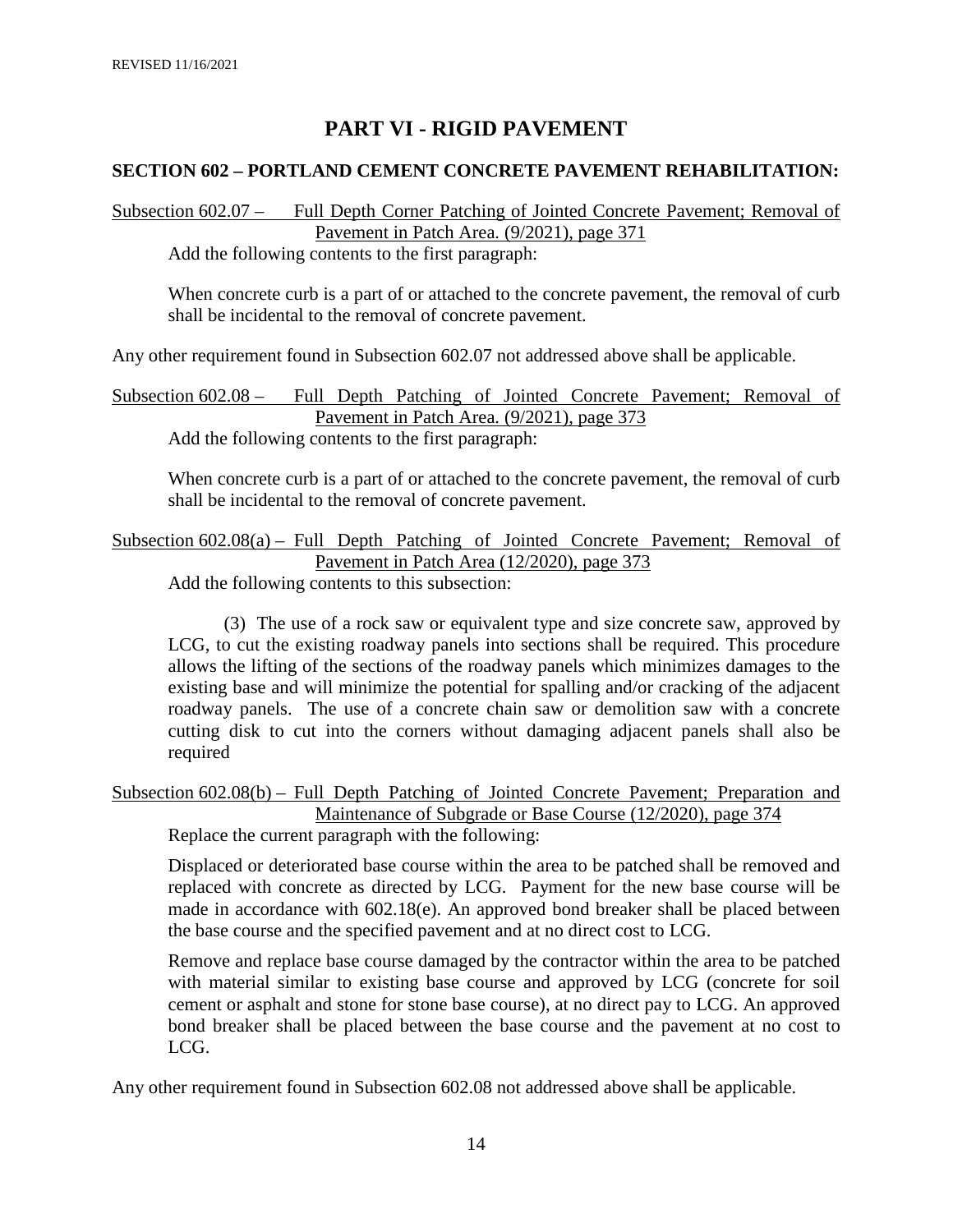# PART VI - RIGID PAVEMENT

## SECTION 602 – PORTLAND CEMENT CONCRETE PAVEMENT REHABILITATION:

Subsection 602.07 – Full Depth Corner Patching of Jointed Concrete Pavement; Removal of Pavement in Patch Area. (9/2021), page 371

Add the following contents to the first paragraph:

When concrete curb is a part of or attached to the concrete pavement, the removal of curb shall be incidental to the removal of concrete pavement.

Any other requirement found in Subsection 602.07 not addressed above shall be applicable.

Subsection 602.08 – Full Depth Patching of Jointed Concrete Pavement; Removal of Pavement in Patch Area. (9/2021), page 373

Add the following contents to the first paragraph:

When concrete curb is a part of or attached to the concrete pavement, the removal of curb shall be incidental to the removal of concrete pavement.

Subsection 602.08(a) – Full Depth Patching of Jointed Concrete Pavement; Removal of Pavement in Patch Area (12/2020), page 373

Add the following contents to this subsection:

(3) The use of a rock saw or equivalent type and size concrete saw, approved by LCG, to cut the existing roadway panels into sections shall be required. This procedure allows the lifting of the sections of the roadway panels which minimizes damages to the existing base and will minimize the potential for spalling and/or cracking of the adjacent roadway panels. The use of a concrete chain saw or demolition saw with a concrete cutting disk to cut into the corners without damaging adjacent panels shall also be required

Subsection 602.08(b) – Full Depth Patching of Jointed Concrete Pavement; Preparation and Maintenance of Subgrade or Base Course (12/2020), page 374

Replace the current paragraph with the following:

Displaced or deteriorated base course within the area to be patched shall be removed and replaced with concrete as directed by LCG. Payment for the new base course will be made in accordance with 602.18(e). An approved bond breaker shall be placed between the base course and the specified pavement and at no direct cost to LCG.

Remove and replace base course damaged by the contractor within the area to be patched with material similar to existing base course and approved by LCG (concrete for soil cement or asphalt and stone for stone base course), at no direct pay to LCG. An approved bond breaker shall be placed between the base course and the pavement at no cost to LCG.

Any other requirement found in Subsection 602.08 not addressed above shall be applicable.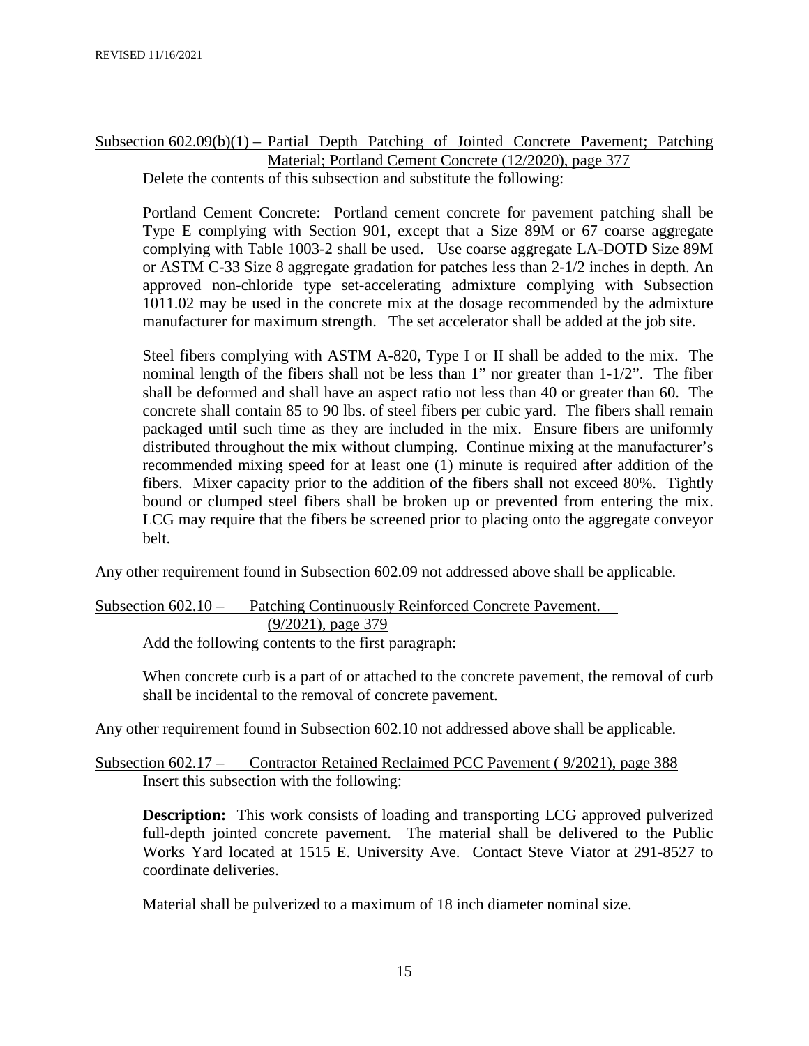Subsection 602.09(b)(1) – Partial Depth Patching of Jointed Concrete Pavement; Patching Material; Portland Cement Concrete (12/2020), page 377

Delete the contents of this subsection and substitute the following:

Portland Cement Concrete: Portland cement concrete for pavement patching shall be Type E complying with Section 901, except that a Size 89M or 67 coarse aggregate complying with Table 1003-2 shall be used. Use coarse aggregate LA-DOTD Size 89M or ASTM C-33 Size 8 aggregate gradation for patches less than 2-1/2 inches in depth. An approved non-chloride type set-accelerating admixture complying with Subsection 1011.02 may be used in the concrete mix at the dosage recommended by the admixture manufacturer for maximum strength. The set accelerator shall be added at the job site.

Steel fibers complying with ASTM A-820, Type I or II shall be added to the mix. The nominal length of the fibers shall not be less than 1" nor greater than 1-1/2". The fiber shall be deformed and shall have an aspect ratio not less than 40 or greater than 60. The concrete shall contain 85 to 90 lbs. of steel fibers per cubic yard. The fibers shall remain packaged until such time as they are included in the mix. Ensure fibers are uniformly distributed throughout the mix without clumping. Continue mixing at the manufacturer's recommended mixing speed for at least one (1) minute is required after addition of the fibers. Mixer capacity prior to the addition of the fibers shall not exceed 80%. Tightly bound or clumped steel fibers shall be broken up or prevented from entering the mix. LCG may require that the fibers be screened prior to placing onto the aggregate conveyor belt.

Any other requirement found in Subsection 602.09 not addressed above shall be applicable.

Subsection 602.10 – Patching Continuously Reinforced Concrete Pavement. (9/2021), page 379

Add the following contents to the first paragraph:

When concrete curb is a part of or attached to the concrete pavement, the removal of curb shall be incidental to the removal of concrete pavement.

Any other requirement found in Subsection 602.10 not addressed above shall be applicable.

Subsection 602.17 – Contractor Retained Reclaimed PCC Pavement ( 9/2021), page 388

Insert this subsection with the following:

**Description:** This work consists of loading and transporting LCG approved pulverized full-depth jointed concrete pavement. The material shall be delivered to the Public Works Yard located at 1515 E. University Ave. Contact Steve Viator at 291-8527 to coordinate deliveries.

Material shall be pulverized to a maximum of 18 inch diameter nominal size.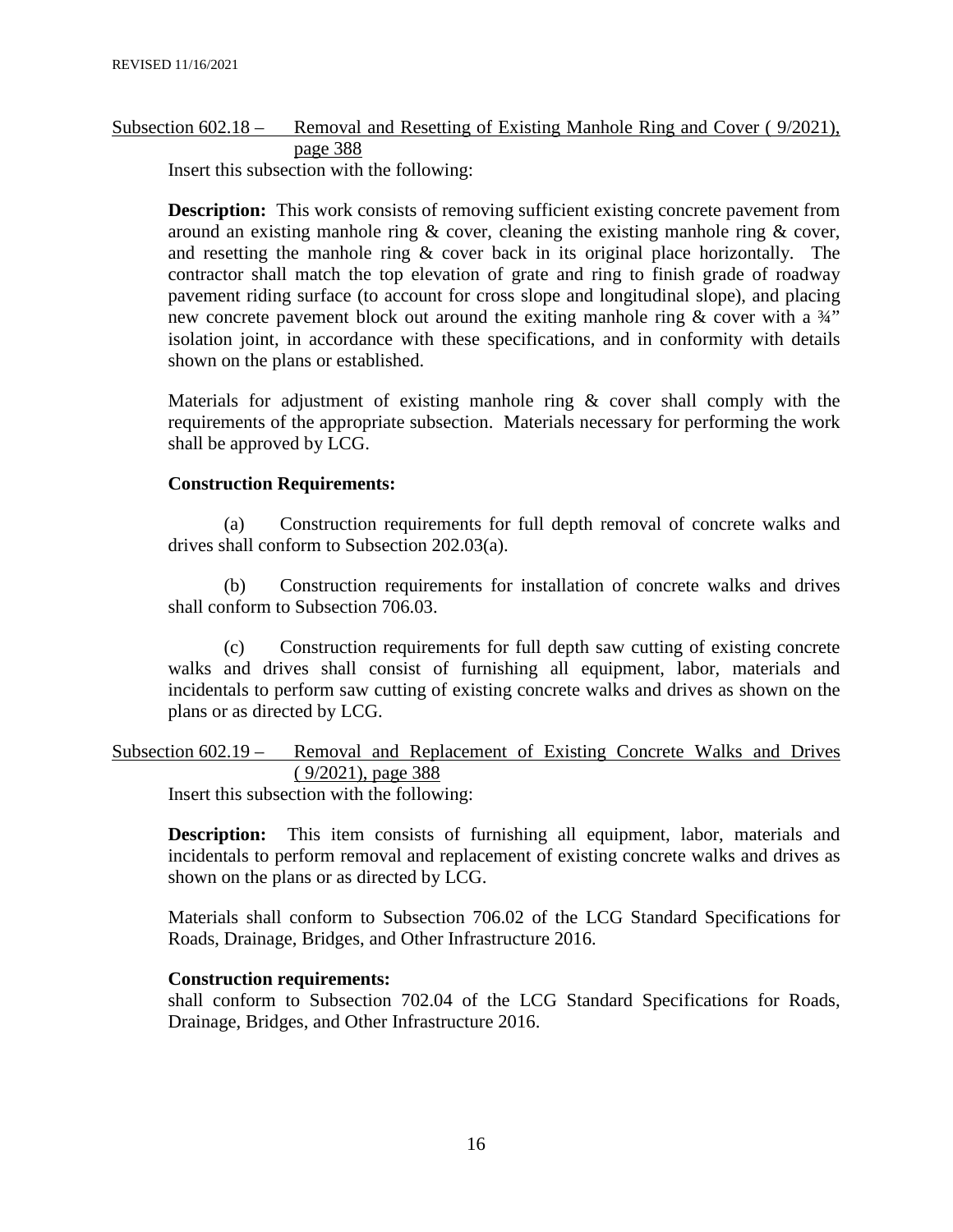Subsection 602.18 – Removal and Resetting of Existing Manhole Ring and Cover ( 9/2021), page 388

Insert this subsection with the following:

**Description:** This work consists of removing sufficient existing concrete pavement from around an existing manhole ring & cover, cleaning the existing manhole ring & cover, and resetting the manhole ring & cover back in its original place horizontally. The contractor shall match the top elevation of grate and ring to finish grade of roadway pavement riding surface (to account for cross slope and longitudinal slope), and placing new concrete pavement block out around the exiting manhole ring & cover with a ¾" isolation joint, in accordance with these specifications, and in conformity with details shown on the plans or established.

Materials for adjustment of existing manhole ring & cover shall comply with the requirements of the appropriate subsection. Materials necessary for performing the work shall be approved by LCG.

**Construction Requirements:**

(a) Construction requirements for full depth removal of concrete walks and drives shall conform to Subsection 202.03(a).

(b) Construction requirements for installation of concrete walks and drives shall conform to Subsection 706.03.

(c) Construction requirements for full depth saw cutting of existing concrete walks and drives shall consist of furnishing all equipment, labor, materials and incidentals to perform saw cutting of existing concrete walks and drives as shown on the plans or as directed by LCG.

Subsection 602.19 – Removal and Replacement of Existing Concrete Walks and Drives ( 9/2021), page 388

Insert this subsection with the following:

**Description:** This item consists of furnishing all equipment, labor, materials and incidentals to perform removal and replacement of existing concrete walks and drives as shown on the plans or as directed by LCG.

Materials shall conform to Subsection 706.02 of the LCG Standard Specifications for Roads, Drainage, Bridges, and Other Infrastructure 2016.

**Construction requirements:**
shall conform to Subsection 702.04 of the LCG Standard Specifications for Roads, Drainage, Bridges, and Other Infrastructure 2016.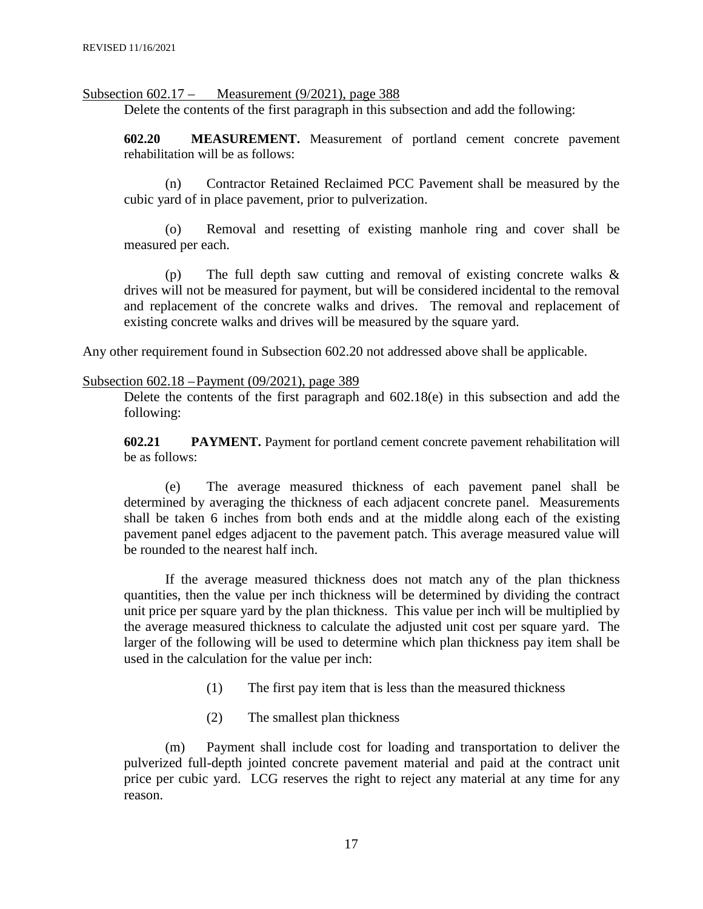Subsection 602.17 – Measurement (9/2021), page 388

Delete the contents of the first paragraph in this subsection and add the following:

**602.20 MEASUREMENT.** Measurement of portland cement concrete pavement rehabilitation will be as follows:

(n) Contractor Retained Reclaimed PCC Pavement shall be measured by the cubic yard of in place pavement, prior to pulverization.

(o) Removal and resetting of existing manhole ring and cover shall be measured per each.

(p) The full depth saw cutting and removal of existing concrete walks & drives will not be measured for payment, but will be considered incidental to the removal and replacement of the concrete walks and drives. The removal and replacement of existing concrete walks and drives will be measured by the square yard.

Any other requirement found in Subsection 602.20 not addressed above shall be applicable.

Subsection 602.18 – Payment (09/2021), page 389

Delete the contents of the first paragraph and 602.18(e) in this subsection and add the following:

**602.21 PAYMENT.** Payment for portland cement concrete pavement rehabilitation will be as follows:

(e) The average measured thickness of each pavement panel shall be determined by averaging the thickness of each adjacent concrete panel. Measurements shall be taken 6 inches from both ends and at the middle along each of the existing pavement panel edges adjacent to the pavement patch. This average measured value will be rounded to the nearest half inch.

If the average measured thickness does not match any of the plan thickness quantities, then the value per inch thickness will be determined by dividing the contract unit price per square yard by the plan thickness. This value per inch will be multiplied by the average measured thickness to calculate the adjusted unit cost per square yard. The larger of the following will be used to determine which plan thickness pay item shall be used in the calculation for the value per inch:

(1) The first pay item that is less than the measured thickness

(2) The smallest plan thickness

(m) Payment shall include cost for loading and transportation to deliver the pulverized full-depth jointed concrete pavement material and paid at the contract unit price per cubic yard. LCG reserves the right to reject any material at any time for any reason.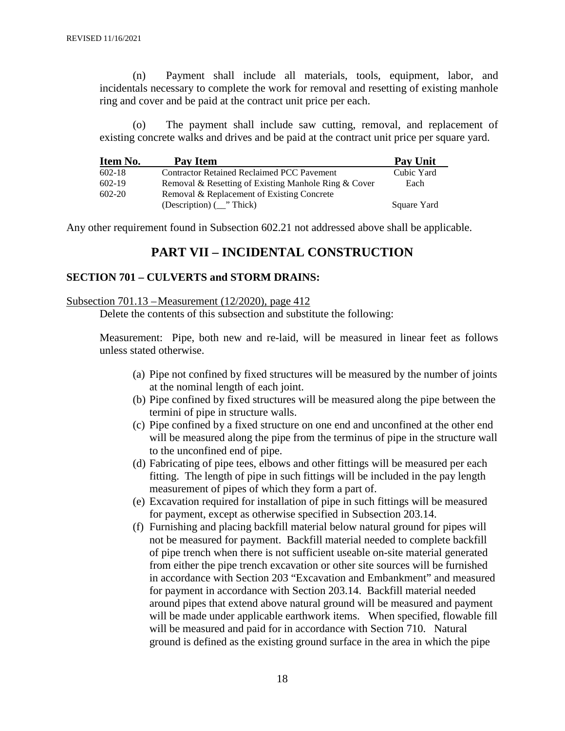(n) Payment shall include all materials, tools, equipment, labor, and incidentals necessary to complete the work for removal and resetting of existing manhole ring and cover and be paid at the contract unit price per each.

(o) The payment shall include saw cutting, removal, and replacement of existing concrete walks and drives and be paid at the contract unit price per square yard.

| Item No. | Pay Item | Pay Unit |
|---|---|---|
| 602-18 | Contractor Retained Reclaimed PCC Pavement | Cubic Yard |
| 602-19 | Removal & Resetting of Existing Manhole Ring & Cover | Each |
| 602-20 | Removal & Replacement of Existing Concrete (Description) (__" Thick) | Square Yard |

Any other requirement found in Subsection 602.21 not addressed above shall be applicable.

# PART VII – INCIDENTAL CONSTRUCTION

## SECTION 701 – CULVERTS and STORM DRAINS:

Subsection 701.13 – Measurement (12/2020), page 412

Delete the contents of this subsection and substitute the following:

Measurement: Pipe, both new and re-laid, will be measured in linear feet as follows unless stated otherwise.

(a) Pipe not confined by fixed structures will be measured by the number of joints at the nominal length of each joint.

(b) Pipe confined by fixed structures will be measured along the pipe between the termini of pipe in structure walls.

(c) Pipe confined by a fixed structure on one end and unconfined at the other end will be measured along the pipe from the terminus of pipe in the structure wall to the unconfined end of pipe.

(d) Fabricating of pipe tees, elbows and other fittings will be measured per each fitting. The length of pipe in such fittings will be included in the pay length measurement of pipes of which they form a part of.

(e) Excavation required for installation of pipe in such fittings will be measured for payment, except as otherwise specified in Subsection 203.14.

(f) Furnishing and placing backfill material below natural ground for pipes will not be measured for payment. Backfill material needed to complete backfill of pipe trench when there is not sufficient useable on-site material generated from either the pipe trench excavation or other site sources will be furnished in accordance with Section 203 "Excavation and Embankment" and measured for payment in accordance with Section 203.14. Backfill material needed around pipes that extend above natural ground will be measured and payment will be made under applicable earthwork items. When specified, flowable fill will be measured and paid for in accordance with Section 710. Natural ground is defined as the existing ground surface in the area in which the pipe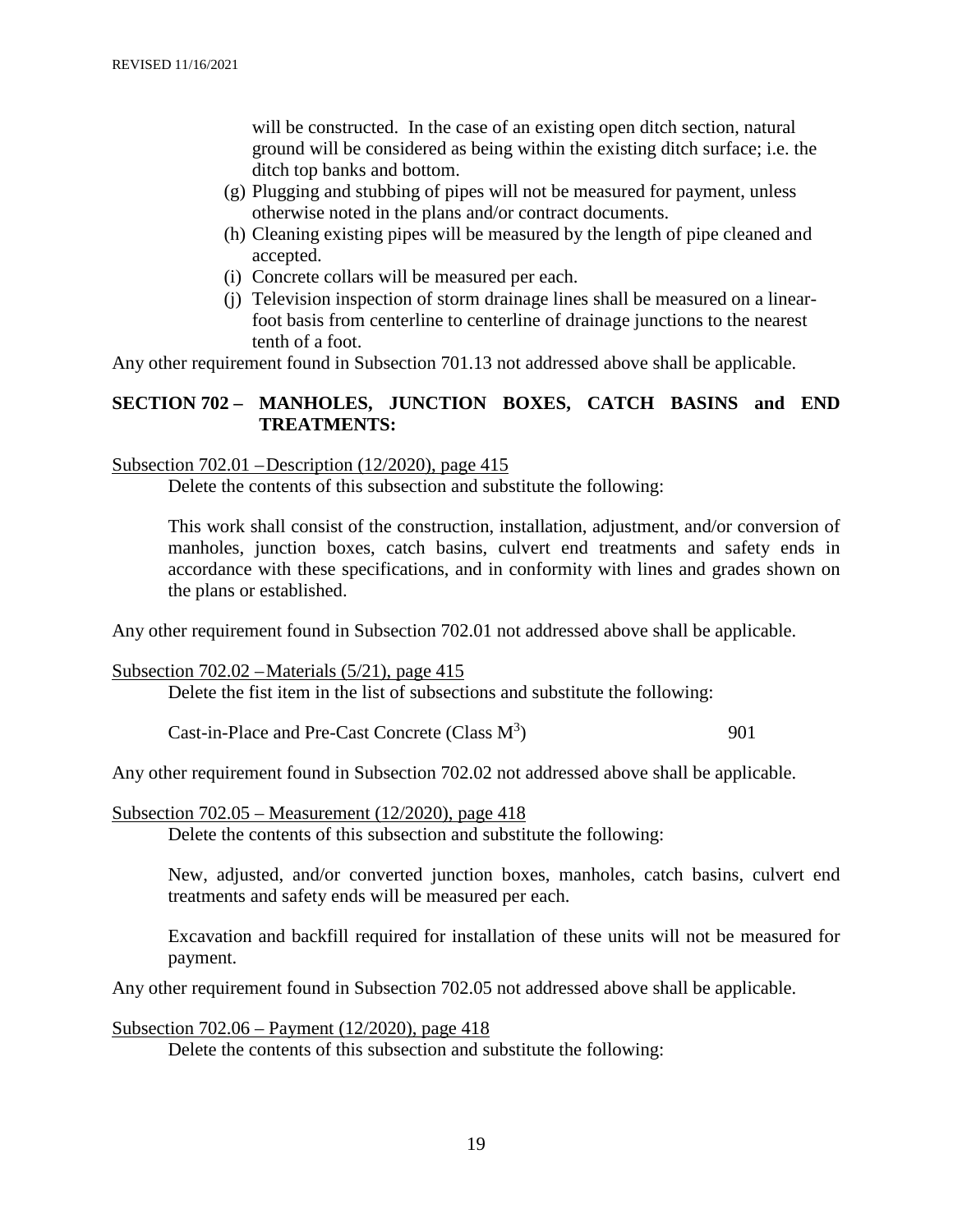will be constructed. In the case of an existing open ditch section, natural ground will be considered as being within the existing ditch surface; i.e. the ditch top banks and bottom.

(g) Plugging and stubbing of pipes will not be measured for payment, unless otherwise noted in the plans and/or contract documents.

(h) Cleaning existing pipes will be measured by the length of pipe cleaned and accepted.

(i) Concrete collars will be measured per each.

(j) Television inspection of storm drainage lines shall be measured on a linear-foot basis from centerline to centerline of drainage junctions to the nearest tenth of a foot.

Any other requirement found in Subsection 701.13 not addressed above shall be applicable.

## SECTION 702 – MANHOLES, JUNCTION BOXES, CATCH BASINS and END TREATMENTS:

Subsection 702.01 – Description (12/2020), page 415

Delete the contents of this subsection and substitute the following:

This work shall consist of the construction, installation, adjustment, and/or conversion of manholes, junction boxes, catch basins, culvert end treatments and safety ends in accordance with these specifications, and in conformity with lines and grades shown on the plans or established.

Any other requirement found in Subsection 702.01 not addressed above shall be applicable.

Subsection 702.02 – Materials (5/21), page 415

Delete the fist item in the list of subsections and substitute the following:

Cast-in-Place and Pre-Cast Concrete (Class $M^3$) 901

Any other requirement found in Subsection 702.02 not addressed above shall be applicable.

Subsection 702.05 – Measurement (12/2020), page 418

Delete the contents of this subsection and substitute the following:

New, adjusted, and/or converted junction boxes, manholes, catch basins, culvert end treatments and safety ends will be measured per each.

Excavation and backfill required for installation of these units will not be measured for payment.

Any other requirement found in Subsection 702.05 not addressed above shall be applicable.

Subsection 702.06 – Payment (12/2020), page 418

Delete the contents of this subsection and substitute the following: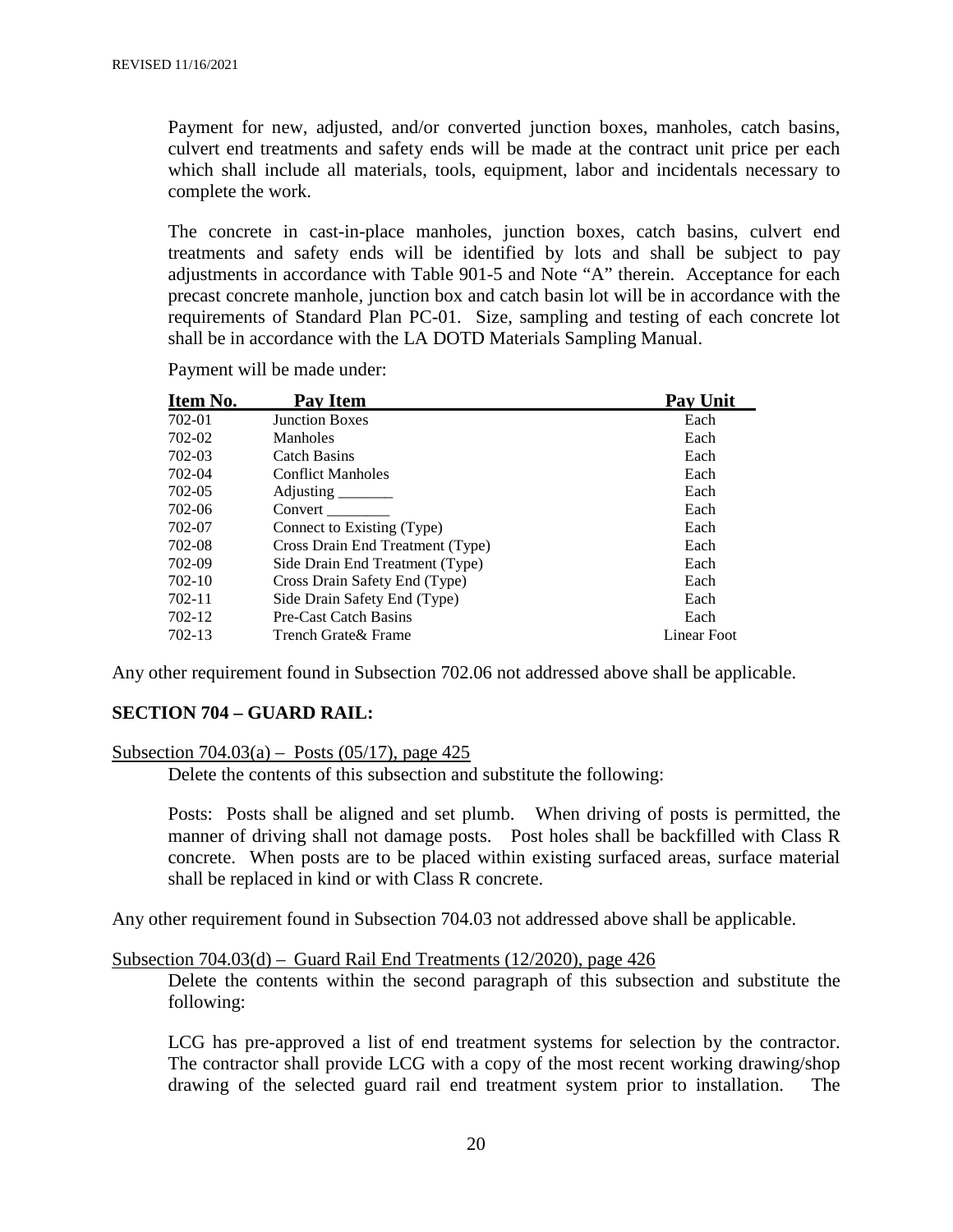Payment for new, adjusted, and/or converted junction boxes, manholes, catch basins, culvert end treatments and safety ends will be made at the contract unit price per each which shall include all materials, tools, equipment, labor and incidentals necessary to complete the work.

The concrete in cast-in-place manholes, junction boxes, catch basins, culvert end treatments and safety ends will be identified by lots and shall be subject to pay adjustments in accordance with Table 901-5 and Note "A" therein. Acceptance for each precast concrete manhole, junction box and catch basin lot will be in accordance with the requirements of Standard Plan PC-01. Size, sampling and testing of each concrete lot shall be in accordance with the LA DOTD Materials Sampling Manual.

Payment will be made under:

| Item No. | Pay Item | Pay Unit |
|---|---|---|
| 702-01 | Junction Boxes | Each |
| 702-02 | Manholes | Each |
| 702-03 | Catch Basins | Each |
| 702-04 | Conflict Manholes | Each |
| 702-05 | Adjusting _______ | Each |
| 702-06 | Convert ________ | Each |
| 702-07 | Connect to Existing (Type) | Each |
| 702-08 | Cross Drain End Treatment (Type) | Each |
| 702-09 | Side Drain End Treatment (Type) | Each |
| 702-10 | Cross Drain Safety End (Type) | Each |
| 702-11 | Side Drain Safety End (Type) | Each |
| 702-12 | Pre-Cast Catch Basins | Each |
| 702-13 | Trench Grate& Frame | Linear Foot |

Any other requirement found in Subsection 702.06 not addressed above shall be applicable.

## SECTION 704 – GUARD RAIL:

Subsection 704.03(a) – Posts (05/17), page 425

Delete the contents of this subsection and substitute the following:

Posts: Posts shall be aligned and set plumb. When driving of posts is permitted, the manner of driving shall not damage posts. Post holes shall be backfilled with Class R concrete. When posts are to be placed within existing surfaced areas, surface material shall be replaced in kind or with Class R concrete.

Any other requirement found in Subsection 704.03 not addressed above shall be applicable.

Subsection 704.03(d) – Guard Rail End Treatments (12/2020), page 426

Delete the contents within the second paragraph of this subsection and substitute the following:

LCG has pre-approved a list of end treatment systems for selection by the contractor. The contractor shall provide LCG with a copy of the most recent working drawing/shop drawing of the selected guard rail end treatment system prior to installation. The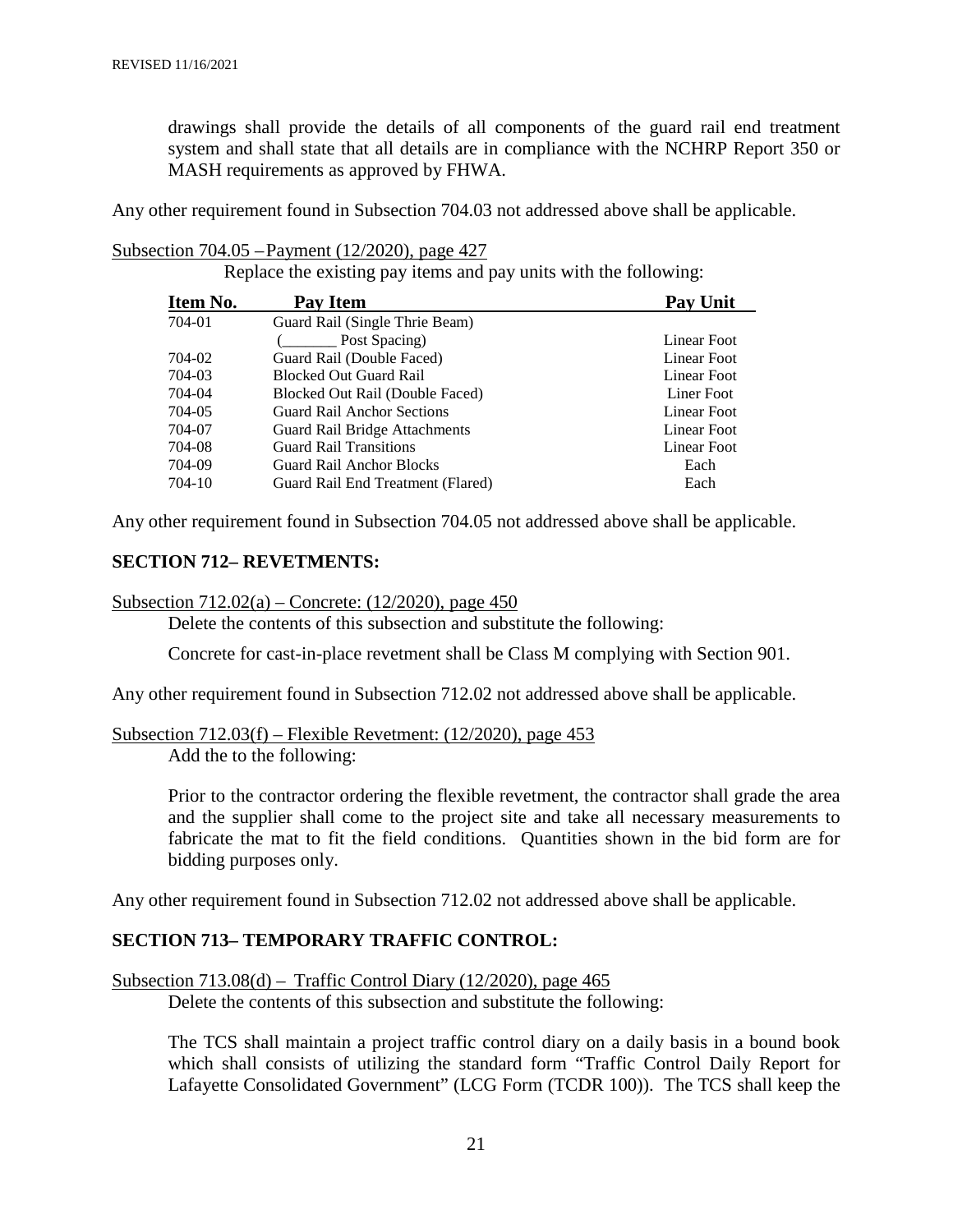drawings shall provide the details of all components of the guard rail end treatment system and shall state that all details are in compliance with the NCHRP Report 350 or MASH requirements as approved by FHWA.

Any other requirement found in Subsection 704.03 not addressed above shall be applicable.

Subsection 704.05 –Payment (12/2020), page 427

Replace the existing pay items and pay units with the following:

| Item No. | Pay Item | Pay Unit |
|---|---|---|
| 704-01 | Guard Rail (Single Thrie Beam) (_______ Post Spacing) | Linear Foot |
| 704-02 | Guard Rail (Double Faced) | Linear Foot |
| 704-03 | Blocked Out Guard Rail | Linear Foot |
| 704-04 | Blocked Out Rail (Double Faced) | Liner Foot |
| 704-05 | Guard Rail Anchor Sections | Linear Foot |
| 704-07 | Guard Rail Bridge Attachments | Linear Foot |
| 704-08 | Guard Rail Transitions | Linear Foot |
| 704-09 | Guard Rail Anchor Blocks | Each |
| 704-10 | Guard Rail End Treatment (Flared) | Each |

Any other requirement found in Subsection 704.05 not addressed above shall be applicable.

## SECTION 712– REVETMENTS:

Subsection 712.02(a) – Concrete: (12/2020), page 450

Delete the contents of this subsection and substitute the following:

Concrete for cast-in-place revetment shall be Class M complying with Section 901.

Any other requirement found in Subsection 712.02 not addressed above shall be applicable.

Subsection 712.03(f) – Flexible Revetment: (12/2020), page 453

Add the to the following:

Prior to the contractor ordering the flexible revetment, the contractor shall grade the area and the supplier shall come to the project site and take all necessary measurements to fabricate the mat to fit the field conditions. Quantities shown in the bid form are for bidding purposes only.

Any other requirement found in Subsection 712.02 not addressed above shall be applicable.

## SECTION 713– TEMPORARY TRAFFIC CONTROL:

Subsection 713.08(d) – Traffic Control Diary (12/2020), page 465

Delete the contents of this subsection and substitute the following:

The TCS shall maintain a project traffic control diary on a daily basis in a bound book which shall consists of utilizing the standard form "Traffic Control Daily Report for Lafayette Consolidated Government" (LCG Form (TCDR 100)). The TCS shall keep the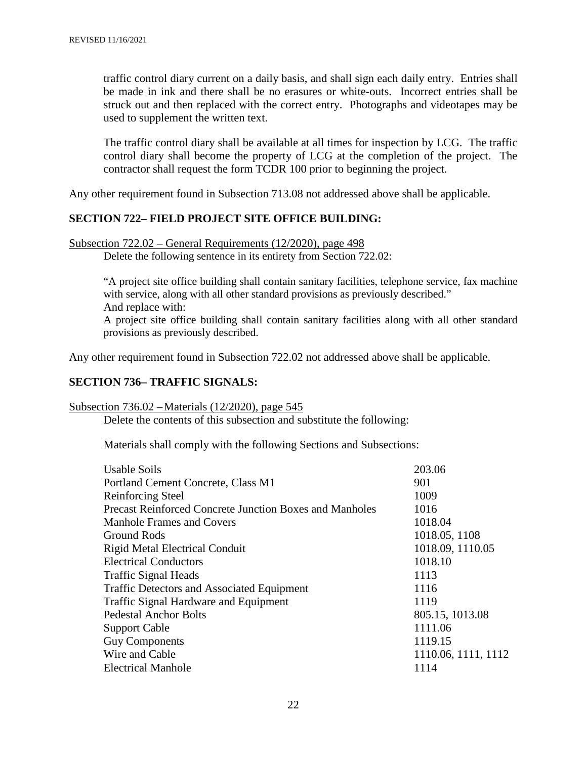traffic control diary current on a daily basis, and shall sign each daily entry. Entries shall be made in ink and there shall be no erasures or white-outs. Incorrect entries shall be struck out and then replaced with the correct entry. Photographs and videotapes may be used to supplement the written text.

The traffic control diary shall be available at all times for inspection by LCG. The traffic control diary shall become the property of LCG at the completion of the project. The contractor shall request the form TCDR 100 prior to beginning the project.

Any other requirement found in Subsection 713.08 not addressed above shall be applicable.

## SECTION 722– FIELD PROJECT SITE OFFICE BUILDING:

Subsection 722.02 – General Requirements (12/2020), page 498

Delete the following sentence in its entirety from Section 722.02:

"A project site office building shall contain sanitary facilities, telephone service, fax machine with service, along with all other standard provisions as previously described."

And replace with:

A project site office building shall contain sanitary facilities along with all other standard provisions as previously described.

Any other requirement found in Subsection 722.02 not addressed above shall be applicable.

## SECTION 736– TRAFFIC SIGNALS:

Subsection 736.02 –Materials (12/2020), page 545

Delete the contents of this subsection and substitute the following:

Materials shall comply with the following Sections and Subsections:

| | |
|---|---|
| Usable Soils | 203.06 |
| Portland Cement Concrete, Class M1 | 901 |
| Reinforcing Steel | 1009 |
| Precast Reinforced Concrete Junction Boxes and Manholes | 1016 |
| Manhole Frames and Covers | 1018.04 |
| Ground Rods | 1018.05, 1108 |
| Rigid Metal Electrical Conduit | 1018.09, 1110.05 |
| Electrical Conductors | 1018.10 |
| Traffic Signal Heads | 1113 |
| Traffic Detectors and Associated Equipment | 1116 |
| Traffic Signal Hardware and Equipment | 1119 |
| Pedestal Anchor Bolts | 805.15, 1013.08 |
| Support Cable | 1111.06 |
| Guy Components | 1119.15 |
| Wire and Cable | 1110.06, 1111, 1112 |
| Electrical Manhole | 1114 |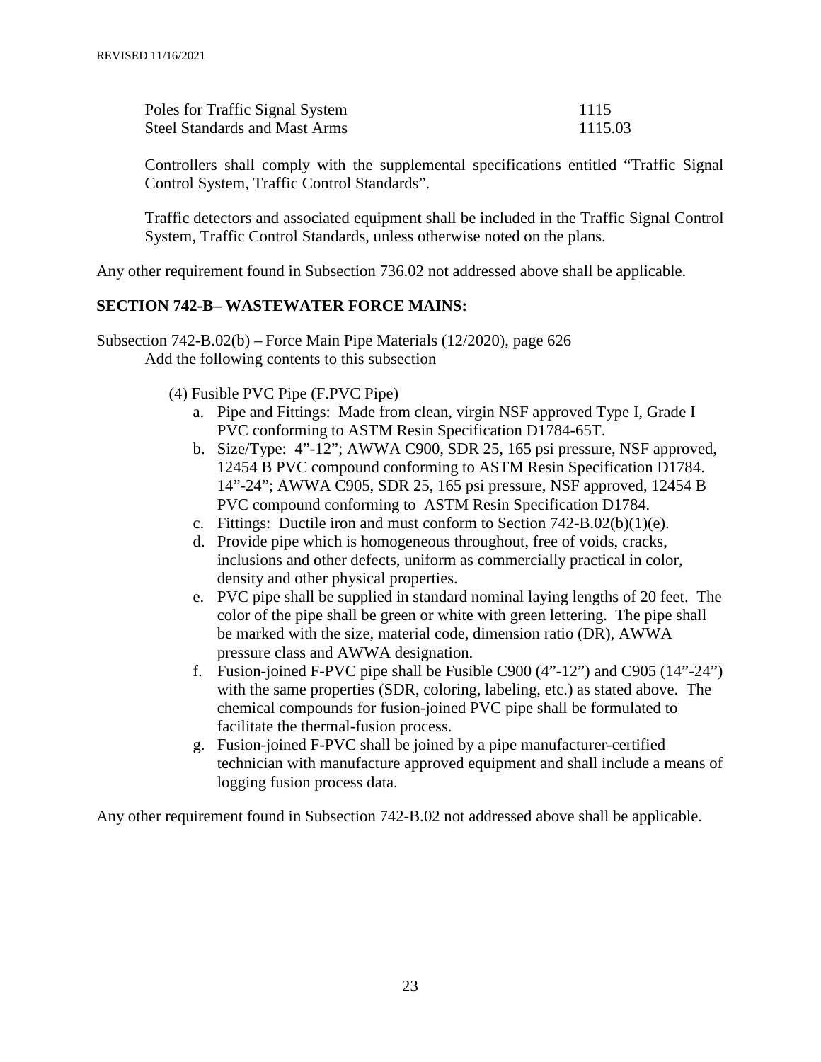| | |
|---|---|
| Poles for Traffic Signal System | 1115 |
| Steel Standards and Mast Arms | 1115.03 |

Controllers shall comply with the supplemental specifications entitled "Traffic Signal Control System, Traffic Control Standards".

Traffic detectors and associated equipment shall be included in the Traffic Signal Control System, Traffic Control Standards, unless otherwise noted on the plans.

Any other requirement found in Subsection 736.02 not addressed above shall be applicable.

**SECTION 742-B– WASTEWATER FORCE MAINS:**

Subsection 742-B.02(b) – Force Main Pipe Materials (12/2020), page 626

Add the following contents to this subsection

(4) Fusible PVC Pipe (F.PVC Pipe)

a. Pipe and Fittings: Made from clean, virgin NSF approved Type I, Grade I PVC conforming to ASTM Resin Specification D1784-65T.

b. Size/Type: 4"-12"; AWWA C900, SDR 25, 165 psi pressure, NSF approved, 12454 B PVC compound conforming to ASTM Resin Specification D1784. 14"-24"; AWWA C905, SDR 25, 165 psi pressure, NSF approved, 12454 B PVC compound conforming to ASTM Resin Specification D1784.

c. Fittings: Ductile iron and must conform to Section 742-B.02(b)(1)(e).

d. Provide pipe which is homogeneous throughout, free of voids, cracks, inclusions and other defects, uniform as commercially practical in color, density and other physical properties.

e. PVC pipe shall be supplied in standard nominal laying lengths of 20 feet. The color of the pipe shall be green or white with green lettering. The pipe shall be marked with the size, material code, dimension ratio (DR), AWWA pressure class and AWWA designation.

f. Fusion-joined F-PVC pipe shall be Fusible C900 (4"-12") and C905 (14"-24") with the same properties (SDR, coloring, labeling, etc.) as stated above. The chemical compounds for fusion-joined PVC pipe shall be formulated to facilitate the thermal-fusion process.

g. Fusion-joined F-PVC shall be joined by a pipe manufacturer-certified technician with manufacture approved equipment and shall include a means of logging fusion process data.

Any other requirement found in Subsection 742-B.02 not addressed above shall be applicable.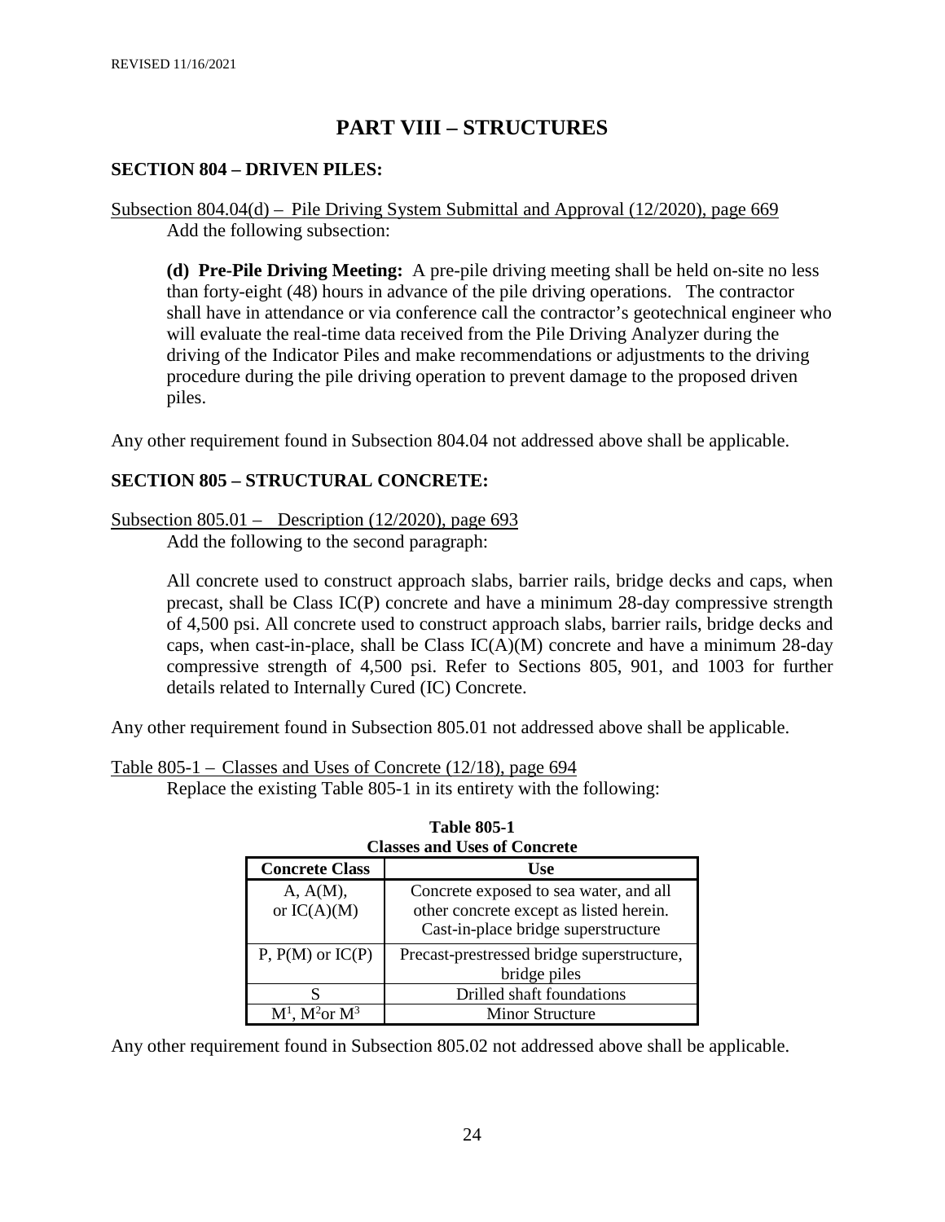# PART VIII – STRUCTURES

## SECTION 804 – DRIVEN PILES:

Subsection 804.04(d) – Pile Driving System Submittal and Approval (12/2020), page 669

Add the following subsection:

**(d) Pre-Pile Driving Meeting:** A pre-pile driving meeting shall be held on-site no less than forty-eight (48) hours in advance of the pile driving operations. The contractor shall have in attendance or via conference call the contractor's geotechnical engineer who will evaluate the real-time data received from the Pile Driving Analyzer during the driving of the Indicator Piles and make recommendations or adjustments to the driving procedure during the pile driving operation to prevent damage to the proposed driven piles.

Any other requirement found in Subsection 804.04 not addressed above shall be applicable.

## SECTION 805 – STRUCTURAL CONCRETE:

Subsection 805.01 – Description (12/2020), page 693

Add the following to the second paragraph:

All concrete used to construct approach slabs, barrier rails, bridge decks and caps, when precast, shall be Class IC(P) concrete and have a minimum 28-day compressive strength of 4,500 psi. All concrete used to construct approach slabs, barrier rails, bridge decks and caps, when cast-in-place, shall be Class IC(A)(M) concrete and have a minimum 28-day compressive strength of 4,500 psi. Refer to Sections 805, 901, and 1003 for further details related to Internally Cured (IC) Concrete.

Any other requirement found in Subsection 805.01 not addressed above shall be applicable.

Table 805-1 – Classes and Uses of Concrete (12/18), page 694

Replace the existing Table 805-1 in its entirety with the following:

**Table 805-1**
**Classes and Uses of Concrete**

| Concrete Class | Use |
|---|---|
| A, A(M), or IC(A)(M) | Concrete exposed to sea water, and all other concrete except as listed herein. Cast-in-place bridge superstructure |
| P, P(M) or IC(P) | Precast-prestressed bridge superstructure, bridge piles |
| S | Drilled shaft foundations |
| $M^1$, $M^2$or $M^3$ | Minor Structure |

Any other requirement found in Subsection 805.02 not addressed above shall be applicable.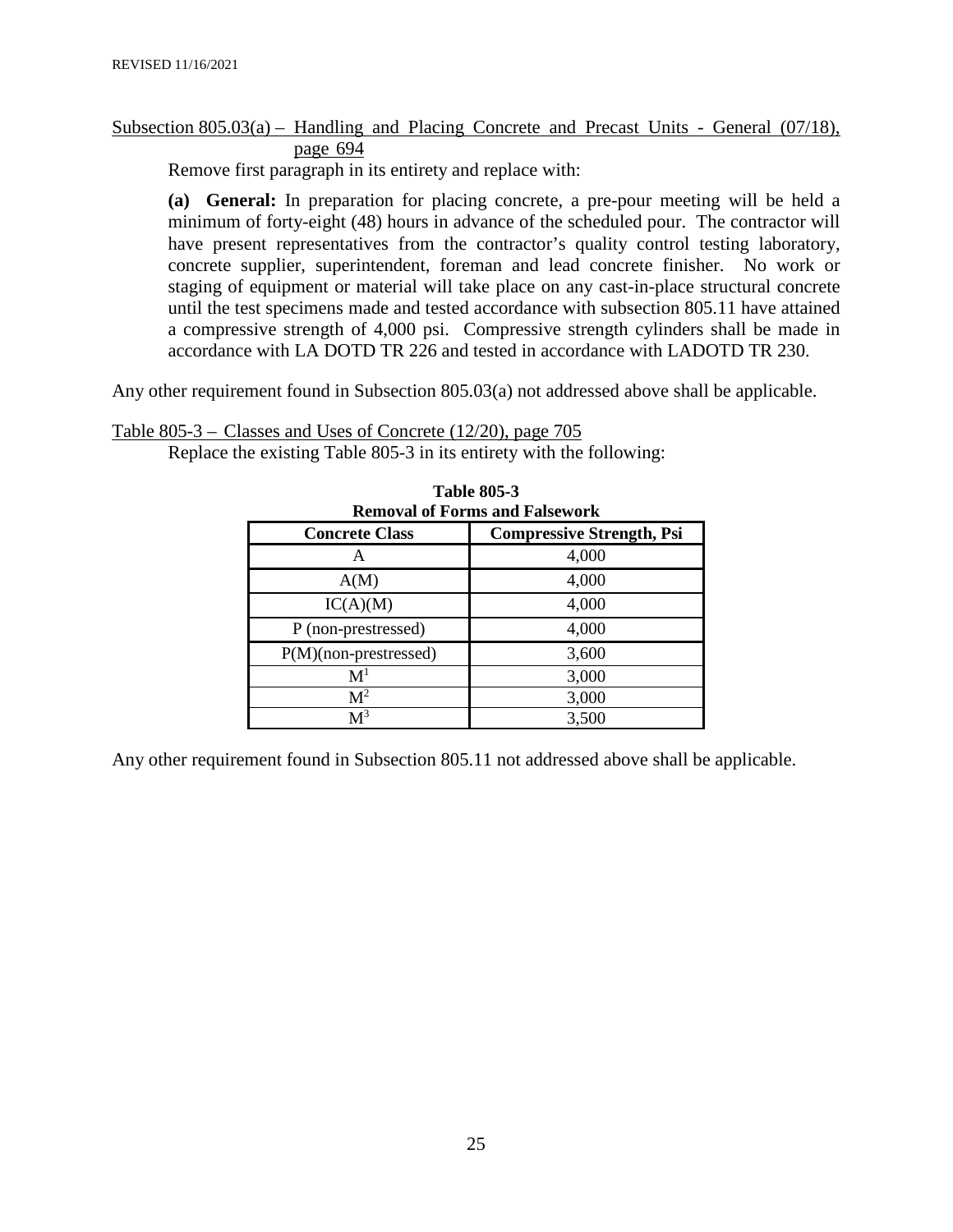REVISED 11/16/2021

Subsection 805.03(a) – Handling and Placing Concrete and Precast Units - General (07/18), page 694

Remove first paragraph in its entirety and replace with:

**(a) General:** In preparation for placing concrete, a pre-pour meeting will be held a minimum of forty-eight (48) hours in advance of the scheduled pour. The contractor will have present representatives from the contractor's quality control testing laboratory, concrete supplier, superintendent, foreman and lead concrete finisher. No work or staging of equipment or material will take place on any cast-in-place structural concrete until the test specimens made and tested accordance with subsection 805.11 have attained a compressive strength of 4,000 psi. Compressive strength cylinders shall be made in accordance with LA DOTD TR 226 and tested in accordance with LADOTD TR 230.

Any other requirement found in Subsection 805.03(a) not addressed above shall be applicable.

Table 805-3 – Classes and Uses of Concrete (12/20), page 705

Replace the existing Table 805-3 in its entirety with the following:

**Table 805-3**
**Removal of Forms and Falsework**

| Concrete Class | Compressive Strength, Psi |
|---|---|
| A | 4,000 |
| A(M) | 4,000 |
| IC(A)(M) | 4,000 |
| P (non-prestressed) | 4,000 |
| P(M)(non-prestressed) | 3,600 |
| M[1] | 3,000 |
| M[2] | 3,000 |
| M[3] | 3,500 |

Any other requirement found in Subsection 805.11 not addressed above shall be applicable.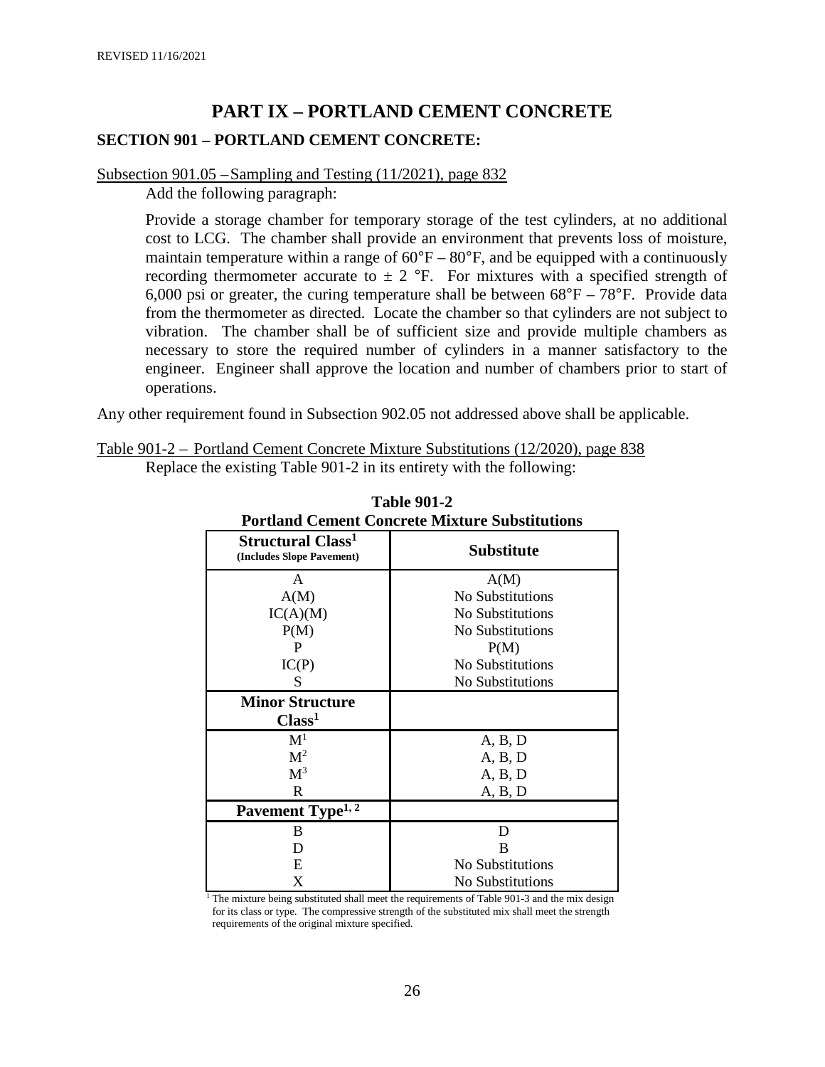REVISED 11/16/2021

# PART IX – PORTLAND CEMENT CONCRETE

## SECTION 901 – PORTLAND CEMENT CONCRETE:

Subsection 901.05 – Sampling and Testing (11/2021), page 832

Add the following paragraph:

Provide a storage chamber for temporary storage of the test cylinders, at no additional cost to LCG. The chamber shall provide an environment that prevents loss of moisture, maintain temperature within a range of 60°F – 80°F, and be equipped with a continuously recording thermometer accurate to ± 2 °F. For mixtures with a specified strength of 6,000 psi or greater, the curing temperature shall be between 68°F – 78°F. Provide data from the thermometer as directed. Locate the chamber so that cylinders are not subject to vibration. The chamber shall be of sufficient size and provide multiple chambers as necessary to store the required number of cylinders in a manner satisfactory to the engineer. Engineer shall approve the location and number of chambers prior to start of operations.

Any other requirement found in Subsection 902.05 not addressed above shall be applicable.

Table 901-2 – Portland Cement Concrete Mixture Substitutions (12/2020), page 838

Replace the existing Table 901-2 in its entirety with the following:

**Table 901-2**
**Portland Cement Concrete Mixture Substitutions**

| Structural Class[1] (Includes Slope Pavement) | Substitute |
|---|---|
| A | A(M) |
| A(M) | No Substitutions |
| IC(A)(M) | No Substitutions |
| P(M) | No Substitutions |
| P | P(M) |
| IC(P) | No Substitutions |
| S | No Substitutions |
| **Minor Structure Class[1]** | |
| M[1] | A, B, D |
| M[2] | A, B, D |
| M[3] | A, B, D |
| R | A, B, D |
| **Pavement Type[1, 2]** | |
| B | D |
| D | B |
| E | No Substitutions |
| X | No Substitutions |

[1] The mixture being substituted shall meet the requirements of Table 901-3 and the mix design for its class or type. The compressive strength of the substituted mix shall meet the strength requirements of the original mixture specified.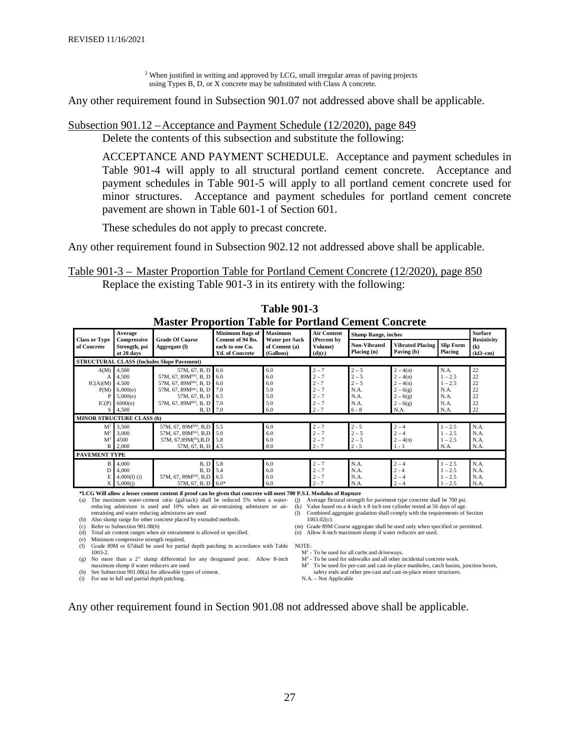[2] When justified in writing and approved by LCG, small irregular areas of paving projects using Types B, D, or X concrete may be substituted with Class A concrete.

Any other requirement found in Subsection 901.07 not addressed above shall be applicable.

Subsection 901.12 – Acceptance and Payment Schedule (12/2020), page 849

Delete the contents of this subsection and substitute the following:

ACCEPTANCE AND PAYMENT SCHEDULE. Acceptance and payment schedules in Table 901-4 will apply to all structural portland cement concrete. Acceptance and payment schedules in Table 901-5 will apply to all portland cement concrete used for minor structures. Acceptance and payment schedules for portland cement concrete pavement are shown in Table 601-1 of Section 601.

These schedules do not apply to precast concrete.

Any other requirement found in Subsection 902.12 not addressed above shall be applicable.

Table 901-3 – Master Proportion Table for Portland Cement Concrete (12/2020), page 850

Replace the existing Table 901-3 in its entirety with the following:

**Table 901-3**
**Master Proportion Table for Portland Cement Concrete**

| Class or Type of Concrete | Average Compressive Strength, psi at 28 days | Grade Of Coarse Aggregate (l) | Minimum Bags of Cement of 94 lbs. each to one Cu. Yd. of Concrete | Maximum Water per Sack of Cement (a) (Gallons) | Air Content (Percent by Volume) (d)(c) | Slump Range, inches | | | Surface Resistivity (k) (kΩ–cm) |
|---|---|---|---|---|---|---|---|---|---|
| | | | | | | Non-Vibrated Placing (n) | Vibrated Placing Paving (b) | Slip Form Placing | |
| **STRUCTURAL CLASS (Includes Slope Pavement)** | | | | | | | | | |
| A(M) | 4,500 | 57M, 67, B, D | 6.0 | 6.0 | 2 – 7 | 2 – 5 | 2 – 4(n) | N.A. | 22 |
| A | 4,500 | 57M, 67, 89M(m), B, D | 6.0 | 6.0 | 2 – 7 | 2 – 5 | 2 – 4(n) | 1 – 2.5 | 22 |
| IC(A)(M) | 4.500 | 57M, 67, 89M(m), B, D | 6.0 | 6.0 | 2 - 7 | 2 – 5 | 2 – 4(n) | 1 – 2.5 | 22 |
| P(M) | 6,000(e) | 57M, 67, 89M(m), B, D | 7.0 | 5.0 | 2 – 7 | N.A. | 2 – 6(g) | N.A. | 22 |
| P | 5,000(e) | 57M, 67, B, D | 6.5 | 5.0 | 2 – 7 | N.A. | 2 – 6(g) | N.A. | 22 |
| IC(P) | 6000(e) | 57M, 67, 89M(m), B, D | 7.0 | 5.0 | 2 – 7 | N.A. | 2 – 6(g) | N.A. | 22 |
| S | 4,500 | B, D | 7.0 | 6.0 | 2 - 7 | 6 - 8 | N.A. | N.A. | 22 |
| **MINOR STRUCTURE CLASS (h)** | | | | | | | | | |
| M[1] | 3,500 | 57M, 67, 89M(m), B,D | 5.5 | 6.0 | 2 – 7 | 2 - 5 | 2 – 4 | 1 – 2.5 | N.A. |
| M[2] | 3,000 | 57M, 67, 89M(m), B,D | 5.0 | 6.0 | 2 – 7 | 2 – 5 | 2 – 4 | 1 – 2.5 | N.A. |
| M[3] | 4500 | 57M, 67,89M(m),B,D | 5.8 | 6.0 | 2 – 7 | 2 – 5 | 2 – 4(n) | 1 – 2.5 | N.A. |
| R | 2,000 | 57M, 67, B, D | 4.5 | 8.0 | 2 - 7 | 2 - 5 | 1 - 3 | N.A. | N.A. |
| **PAVEMENT TYPE** | | | | | | | | | |
| B | 4,000 | B, D | 5.8 | 6.0 | 2 – 7 | N.A. | 2 – 4 | 1 – 2.5 | N.A. |
| D | 4,000 | B, D | 5.4 | 6.0 | 2 – 7 | N.A. | 2 - 4 | 1 – 2.5 | N.A. |
| E | 4,000(f) (i) | 57M, 67, 89M(m), B,D | 6.5 | 6.0 | 2 – 7 | N.A. | 2 – 4 | 1 – 2.5 | N.A. |
| X | 5,000(j) | 57M, 67, B, D | 6.0* | 6.0 | 2 - 7 | N.A. | 2 – 4 | 1 – 2.5 | N.A. |

**\*LCG Will allow a lesser cement content if proof can be given that concrete will meet 700 P.S.I. Modulus of Rupture**

(a) The maximum water-cement ratio (gal/sack) shall be reduced 5% when a water-reducing admixture is used and 10% when an air-entraining admixture or air-entraining and water reducing admixtures are used
(b) Also slump range for other concrete placed by extruded methods.
(c) Refer to Subsection 901.08(b)
(d) Total air content ranges when air entrainment is allowed or specified.
(e) Minimum compressive strength required.
(f) Grade 89M or 67shall be used for partial depth patching in accordance with Table 1003-2.
(g) No more than a 2" slump differential for any designated pour. Allow 8-inch maximum slump if water reducers are used
(h) See Subsection 901.08(a) for allowable types of cement.
(i) For use in full and partial depth patching.
(j) Average flexural strength for pavement type concrete shall be 700 psi.
(k) Value based on a 4-inch x 8 inch test cylinder tested at 56 days of age.
(l) Combined aggregate gradation shall comply with the requirements of Section 1003.02(c).
(m) Grade 89M Course aggregate shall be used only when specified or permitted.
(n) Allow 8-inch maximum slump if water reducers are used.

NOTE:
M[1] - To be used for all curbs and driveways.
M[2] - To be used for sidewalks and all other incidental concrete work.
M[3] To be used for pre-cast and cast-in-place manholes, catch basins, junction boxes, safety ends and other pre-cast and cast-in-place minor structures.
N.A. – Not Applicable

Any other requirement found in Section 901.08 not addressed above shall be applicable.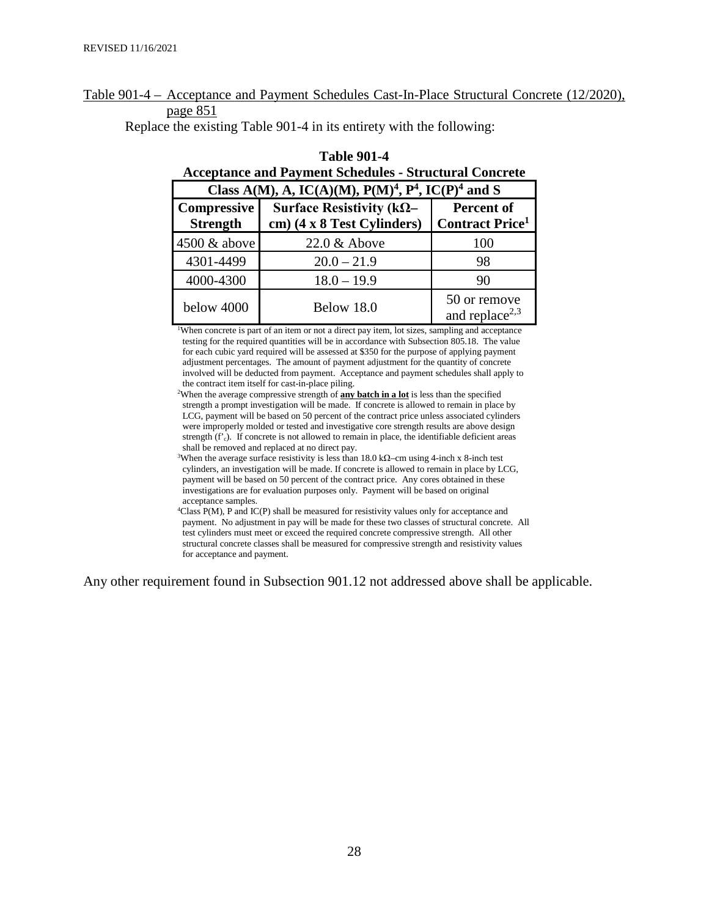Table 901-4 – Acceptance and Payment Schedules Cast-In-Place Structural Concrete (12/2020), page 851

Replace the existing Table 901-4 in its entirety with the following:

**Table 901-4**
**Acceptance and Payment Schedules - Structural Concrete**

| Class A(M), A, IC(A)(M), P(M)[4], P[4], IC(P)[4] and S | | |
|---|---|---|
| **Compressive Strength** | **Surface Resistivity (kΩ–cm) (4 x 8 Test Cylinders)** | **Percent of Contract Price[1]** |
| 4500 & above | 22.0 & Above | 100 |
| 4301-4499 | 20.0 – 21.9 | 98 |
| 4000-4300 | 18.0 – 19.9 | 90 |
| below 4000 | Below 18.0 | 50 or remove and replace[2,3] |

[1]When concrete is part of an item or not a direct pay item, lot sizes, sampling and acceptance testing for the required quantities will be in accordance with Subsection 805.18. The value for each cubic yard required will be assessed at $350 for the purpose of applying payment adjustment percentages. The amount of payment adjustment for the quantity of concrete involved will be deducted from payment. Acceptance and payment schedules shall apply to the contract item itself for cast-in-place piling.

[2]When the average compressive strength of **any batch in a lot** is less than the specified strength a prompt investigation will be made. If concrete is allowed to remain in place by LCG, payment will be based on 50 percent of the contract price unless associated cylinders were improperly molded or tested and investigative core strength results are above design strength ($f'_c$). If concrete is not allowed to remain in place, the identifiable deficient areas shall be removed and replaced at no direct pay.

[3]When the average surface resistivity is less than 18.0 kΩ–cm using 4-inch x 8-inch test cylinders, an investigation will be made. If concrete is allowed to remain in place by LCG, payment will be based on 50 percent of the contract price. Any cores obtained in these investigations are for evaluation purposes only. Payment will be based on original acceptance samples.

[4]Class P(M), P and IC(P) shall be measured for resistivity values only for acceptance and payment. No adjustment in pay will be made for these two classes of structural concrete. All test cylinders must meet or exceed the required concrete compressive strength. All other structural concrete classes shall be measured for compressive strength and resistivity values for acceptance and payment.

Any other requirement found in Subsection 901.12 not addressed above shall be applicable.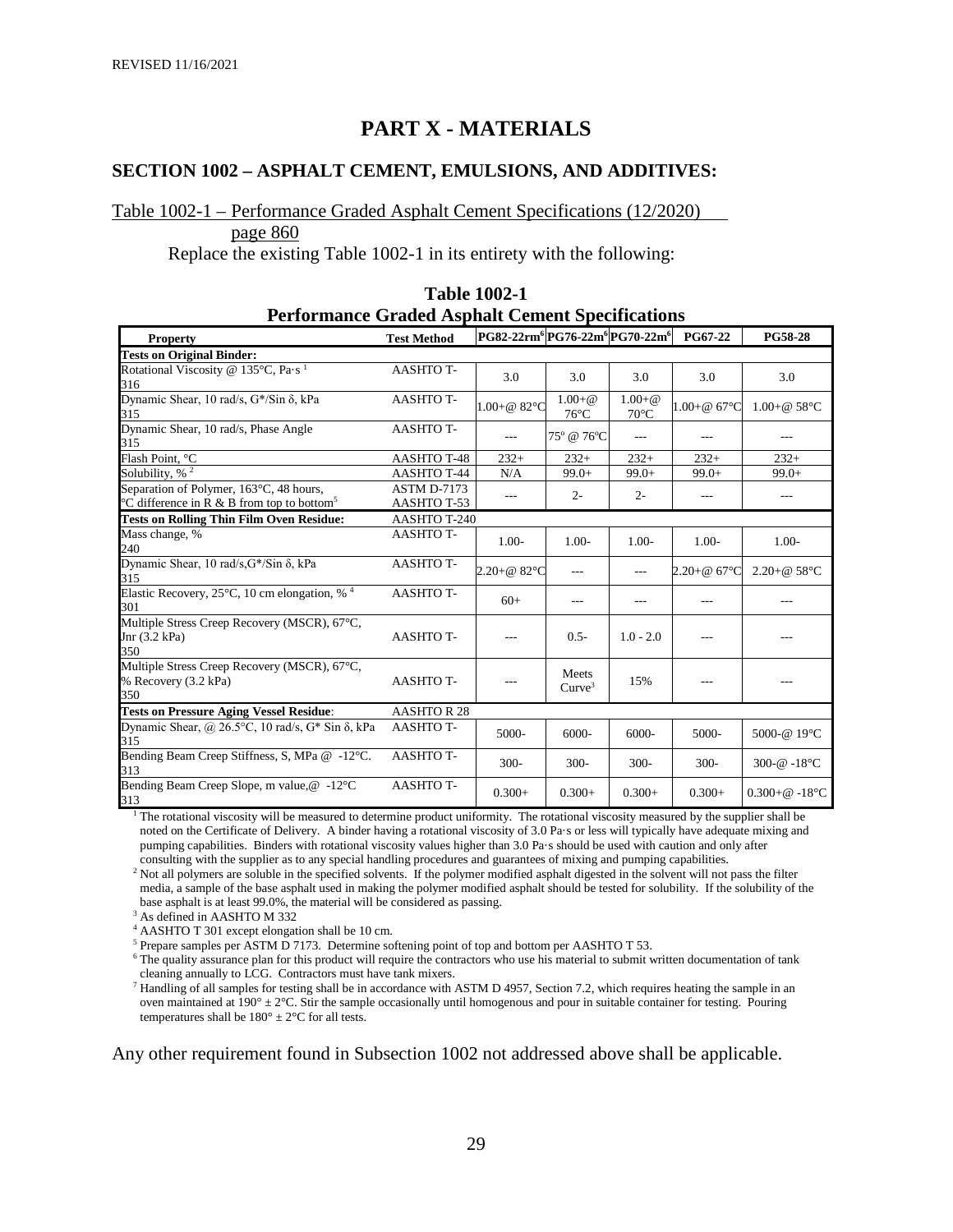REVISED 11/16/2021

# PART X - MATERIALS

## SECTION 1002 – ASPHALT CEMENT, EMULSIONS, AND ADDITIVES:

Table 1002-1 – Performance Graded Asphalt Cement Specifications (12/2020) page 860

Replace the existing Table 1002-1 in its entirety with the following:

**Table 1002-1**
**Performance Graded Asphalt Cement Specifications**

| Property | Test Method | PG82-22rm[6] | PG76-22m[6] | PG70-22m[6] | PG67-22 | PG58-28 |
|---|---|---|---|---|---|---|
| **Tests on Original Binder:** | | | | | | |
| Rotational Viscosity @ 135°C, Pa·s [1] | AASHTO T-316 | 3.0 | 3.0 | 3.0 | 3.0 | 3.0 |
| Dynamic Shear, 10 rad/s, G*/Sin δ, kPa | AASHTO T-315 | 1.00+@ 82°C | 1.00+@ 76°C | 1.00+@ 70°C | 1.00+@ 67°C | 1.00+@ 58°C |
| Dynamic Shear, 10 rad/s, Phase Angle | AASHTO T-315 | --- | 75° @ 76°C | --- | --- | --- |
| Flash Point, °C | AASHTO T-48 | 232+ | 232+ | 232+ | 232+ | 232+ |
| Solubility, % [2] | AASHTO T-44 | N/A | 99.0+ | 99.0+ | 99.0+ | 99.0+ |
| Separation of Polymer, 163°C, 48 hours, °C difference in R & B from top to bottom[5] | ASTM D-7173 AASHTO T-53 | --- | 2- | 2- | --- | --- |
| **Tests on Rolling Thin Film Oven Residue:** | AASHTO T-240 | | | | | |
| Mass change, % | AASHTO T-240 | 1.00- | 1.00- | 1.00- | 1.00- | 1.00- |
| Dynamic Shear, 10 rad/s,G*/Sin δ, kPa | AASHTO T-315 | 2.20+@ 82°C | --- | --- | 2.20+@ 67°C | 2.20+@ 58°C |
| Elastic Recovery, 25°C, 10 cm elongation, % [4] | AASHTO T-301 | 60+ | --- | --- | --- | --- |
| Multiple Stress Creep Recovery (MSCR), 67°C, Jnr (3.2 kPa) | AASHTO T-350 | --- | 0.5- | 1.0 - 2.0 | --- | --- |
| Multiple Stress Creep Recovery (MSCR), 67°C, % Recovery (3.2 kPa) | AASHTO T-350 | --- | Meets Curve[3] | 15% | --- | --- |
| **Tests on Pressure Aging Vessel Residue:** | AASHTO R 28 | | | | | |
| Dynamic Shear, @ 26.5°C, 10 rad/s, G* Sin δ, kPa | AASHTO T-315 | 5000- | 6000- | 6000- | 5000- | 5000-@ 19°C |
| Bending Beam Creep Stiffness, S, MPa @ -12°C. | AASHTO T-313 | 300- | 300- | 300- | 300- | 300-@ -18°C |
| Bending Beam Creep Slope, m value,@ -12°C | AASHTO T-313 | 0.300+ | 0.300+ | 0.300+ | 0.300+ | 0.300+@ -18°C |

[1] The rotational viscosity will be measured to determine product uniformity. The rotational viscosity measured by the supplier shall be noted on the Certificate of Delivery. A binder having a rotational viscosity of 3.0 Pa·s or less will typically have adequate mixing and pumping capabilities. Binders with rotational viscosity values higher than 3.0 Pa·s should be used with caution and only after consulting with the supplier as to any special handling procedures and guarantees of mixing and pumping capabilities.

[2] Not all polymers are soluble in the specified solvents. If the polymer modified asphalt digested in the solvent will not pass the filter media, a sample of the base asphalt used in making the polymer modified asphalt should be tested for solubility. If the solubility of the base asphalt is at least 99.0%, the material will be considered as passing.

[3] As defined in AASHTO M 332

[4] AASHTO T 301 except elongation shall be 10 cm.

[5] Prepare samples per ASTM D 7173. Determine softening point of top and bottom per AASHTO T 53.

[6] The quality assurance plan for this product will require the contractors who use his material to submit written documentation of tank cleaning annually to LCG. Contractors must have tank mixers.

[7] Handling of all samples for testing shall be in accordance with ASTM D 4957, Section 7.2, which requires heating the sample in an oven maintained at 190° ± 2°C. Stir the sample occasionally until homogenous and pour in suitable container for testing. Pouring temperatures shall be 180° ± 2°C for all tests.

Any other requirement found in Subsection 1002 not addressed above shall be applicable.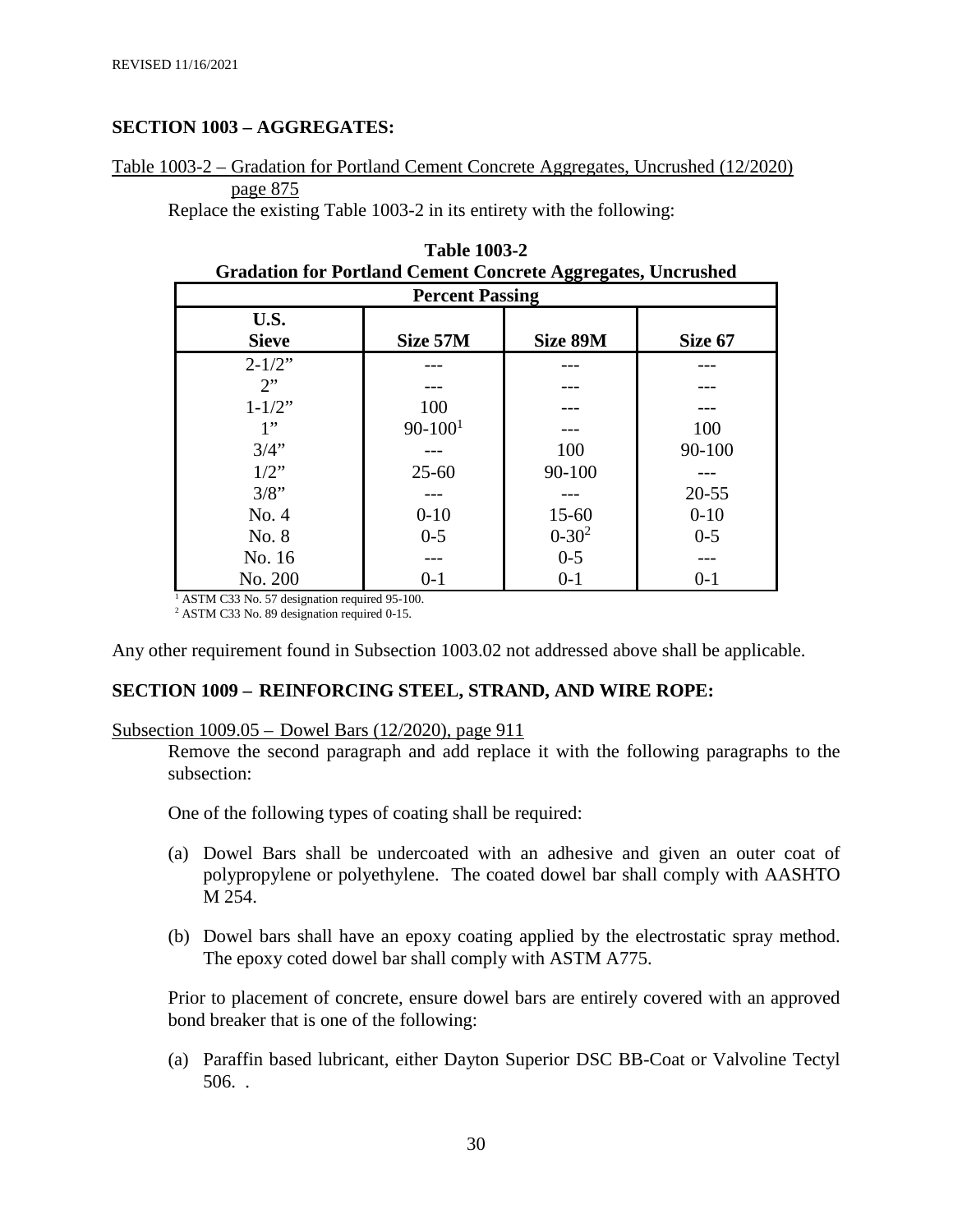REVISED 11/16/2021

## SECTION 1003 – AGGREGATES:

Table 1003-2 – Gradation for Portland Cement Concrete Aggregates, Uncrushed (12/2020) page 875

Replace the existing Table 1003-2 in its entirety with the following:

**Table 1003-2**
**Gradation for Portland Cement Concrete Aggregates, Uncrushed**

| Percent Passing | | | |
|---|---|---|---|
| **U.S. Sieve** | **Size 57M** | **Size 89M** | **Size 67** |
| 2-1/2" | --- | --- | --- |
| 2" | --- | --- | --- |
| 1-1/2" | 100 | --- | --- |
| 1" | 90-100[1] | --- | 100 |
| 3/4" | --- | 100 | 90-100 |
| 1/2" | 25-60 | 90-100 | --- |
| 3/8" | --- | --- | 20-55 |
| No. 4 | 0-10 | 15-60 | 0-10 |
| No. 8 | 0-5 | 0-30[2] | 0-5 |
| No. 16 | --- | 0-5 | --- |
| No. 200 | 0-1 | 0-1 | 0-1 |

[1] ASTM C33 No. 57 designation required 95-100.
[2] ASTM C33 No. 89 designation required 0-15.

Any other requirement found in Subsection 1003.02 not addressed above shall be applicable.

## SECTION 1009 – REINFORCING STEEL, STRAND, AND WIRE ROPE:

Subsection 1009.05 – Dowel Bars (12/2020), page 911

Remove the second paragraph and add replace it with the following paragraphs to the subsection:

One of the following types of coating shall be required:

(a) Dowel Bars shall be undercoated with an adhesive and given an outer coat of polypropylene or polyethylene. The coated dowel bar shall comply with AASHTO M 254.

(b) Dowel bars shall have an epoxy coating applied by the electrostatic spray method. The epoxy coted dowel bar shall comply with ASTM A775.

Prior to placement of concrete, ensure dowel bars are entirely covered with an approved bond breaker that is one of the following:

(a) Paraffin based lubricant, either Dayton Superior DSC BB-Coat or Valvoline Tectyl 506. .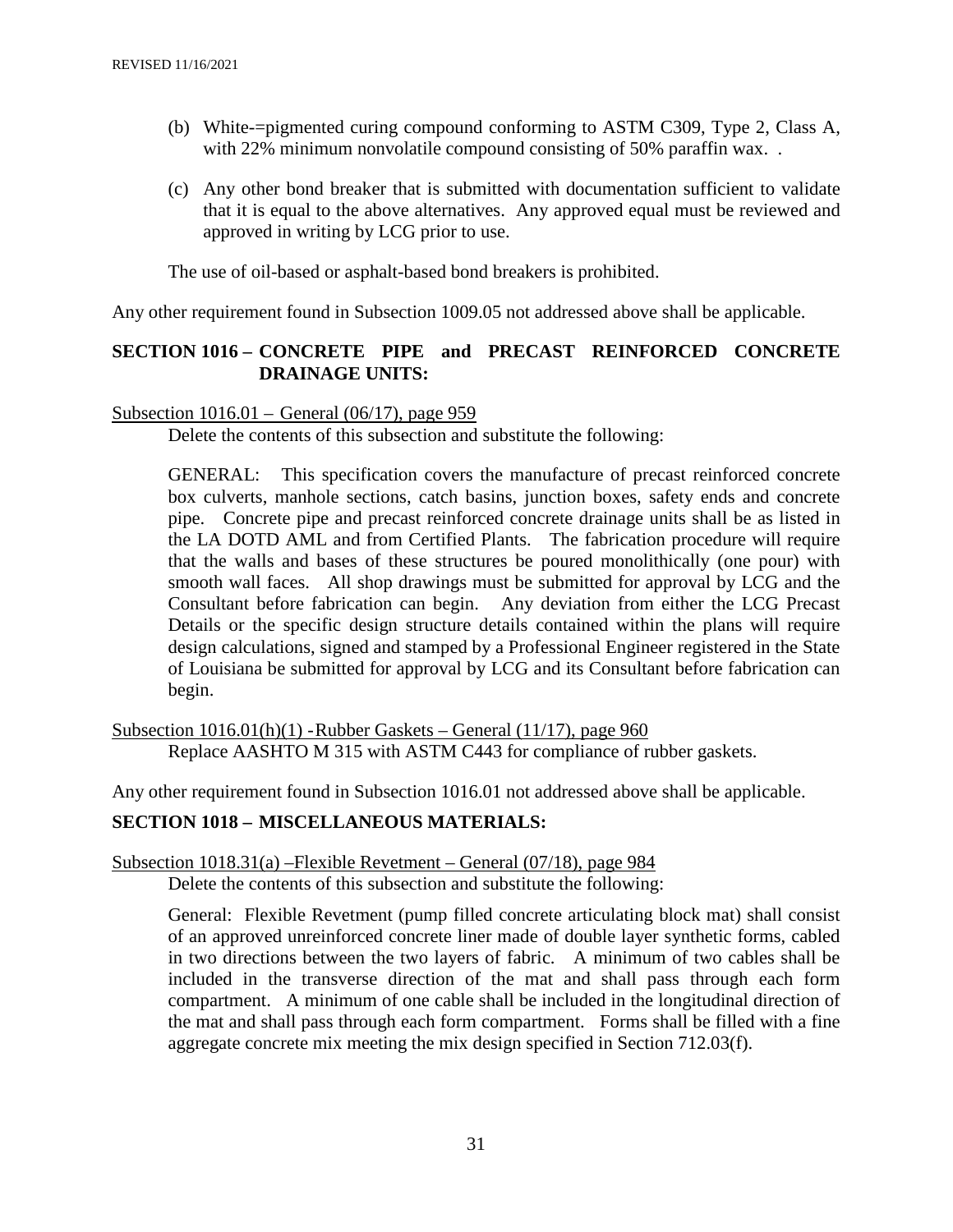(b) White-=pigmented curing compound conforming to ASTM C309, Type 2, Class A, with 22% minimum nonvolatile compound consisting of 50% paraffin wax. .

(c) Any other bond breaker that is submitted with documentation sufficient to validate that it is equal to the above alternatives. Any approved equal must be reviewed and approved in writing by LCG prior to use.

The use of oil-based or asphalt-based bond breakers is prohibited.

Any other requirement found in Subsection 1009.05 not addressed above shall be applicable.

## SECTION 1016 – CONCRETE PIPE and PRECAST REINFORCED CONCRETE DRAINAGE UNITS:

Subsection 1016.01 – General (06/17), page 959

Delete the contents of this subsection and substitute the following:

GENERAL: This specification covers the manufacture of precast reinforced concrete box culverts, manhole sections, catch basins, junction boxes, safety ends and concrete pipe. Concrete pipe and precast reinforced concrete drainage units shall be as listed in the LA DOTD AML and from Certified Plants. The fabrication procedure will require that the walls and bases of these structures be poured monolithically (one pour) with smooth wall faces. All shop drawings must be submitted for approval by LCG and the Consultant before fabrication can begin. Any deviation from either the LCG Precast Details or the specific design structure details contained within the plans will require design calculations, signed and stamped by a Professional Engineer registered in the State of Louisiana be submitted for approval by LCG and its Consultant before fabrication can begin.

Subsection 1016.01(h)(1) -Rubber Gaskets – General (11/17), page 960

Replace AASHTO M 315 with ASTM C443 for compliance of rubber gaskets.

Any other requirement found in Subsection 1016.01 not addressed above shall be applicable.

## SECTION 1018 – MISCELLANEOUS MATERIALS:

Subsection 1018.31(a) –Flexible Revetment – General (07/18), page 984

Delete the contents of this subsection and substitute the following:

General: Flexible Revetment (pump filled concrete articulating block mat) shall consist of an approved unreinforced concrete liner made of double layer synthetic forms, cabled in two directions between the two layers of fabric. A minimum of two cables shall be included in the transverse direction of the mat and shall pass through each form compartment. A minimum of one cable shall be included in the longitudinal direction of the mat and shall pass through each form compartment. Forms shall be filled with a fine aggregate concrete mix meeting the mix design specified in Section 712.03(f).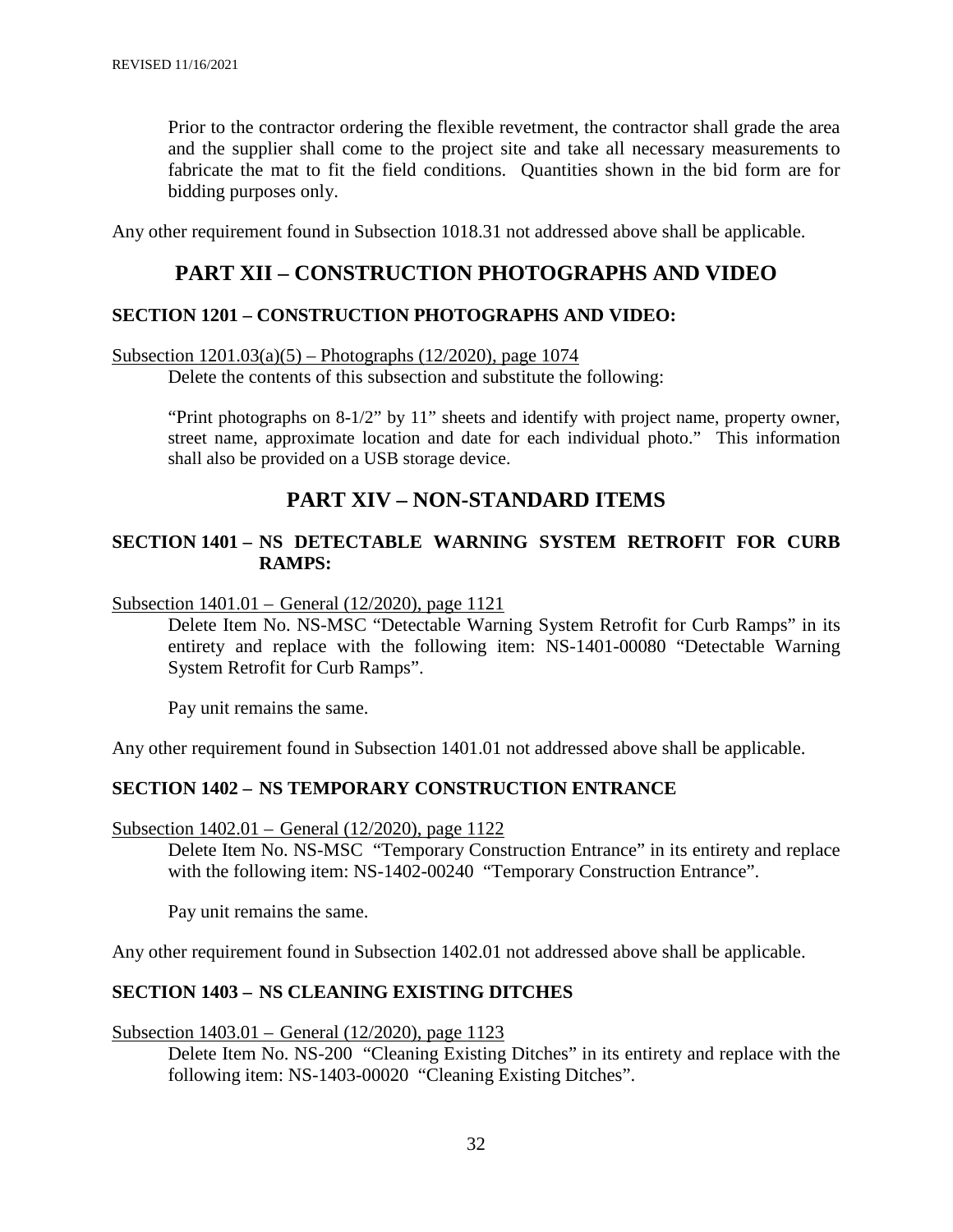Prior to the contractor ordering the flexible revetment, the contractor shall grade the area and the supplier shall come to the project site and take all necessary measurements to fabricate the mat to fit the field conditions. Quantities shown in the bid form are for bidding purposes only.

Any other requirement found in Subsection 1018.31 not addressed above shall be applicable.

## PART XII – CONSTRUCTION PHOTOGRAPHS AND VIDEO

### SECTION 1201 – CONSTRUCTION PHOTOGRAPHS AND VIDEO:

Subsection 1201.03(a)(5) – Photographs (12/2020), page 1074

Delete the contents of this subsection and substitute the following:

"Print photographs on 8-1/2" by 11" sheets and identify with project name, property owner, street name, approximate location and date for each individual photo." This information shall also be provided on a USB storage device.

## PART XIV – NON-STANDARD ITEMS

### SECTION 1401 – NS DETECTABLE WARNING SYSTEM RETROFIT FOR CURB RAMPS:

Subsection 1401.01 – General (12/2020), page 1121

Delete Item No. NS-MSC "Detectable Warning System Retrofit for Curb Ramps" in its entirety and replace with the following item: NS-1401-00080 "Detectable Warning System Retrofit for Curb Ramps".

Pay unit remains the same.

Any other requirement found in Subsection 1401.01 not addressed above shall be applicable.

### SECTION 1402 – NS TEMPORARY CONSTRUCTION ENTRANCE

Subsection 1402.01 – General (12/2020), page 1122

Delete Item No. NS-MSC "Temporary Construction Entrance" in its entirety and replace with the following item: NS-1402-00240 "Temporary Construction Entrance".

Pay unit remains the same.

Any other requirement found in Subsection 1402.01 not addressed above shall be applicable.

### SECTION 1403 – NS CLEANING EXISTING DITCHES

Subsection 1403.01 – General (12/2020), page 1123

Delete Item No. NS-200 "Cleaning Existing Ditches" in its entirety and replace with the following item: NS-1403-00020 "Cleaning Existing Ditches".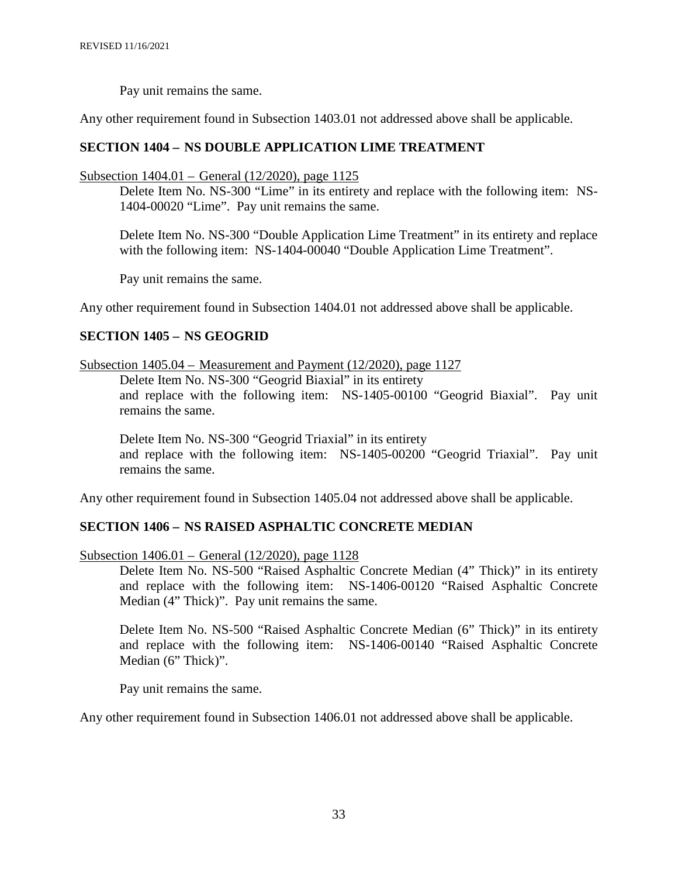Pay unit remains the same.

Any other requirement found in Subsection 1403.01 not addressed above shall be applicable.

## SECTION 1404 – NS DOUBLE APPLICATION LIME TREATMENT

<u>Subsection 1404.01 – General (12/2020), page 1125</u>

Delete Item No. NS-300 "Lime" in its entirety and replace with the following item: NS-1404-00020 "Lime". Pay unit remains the same.

Delete Item No. NS-300 "Double Application Lime Treatment" in its entirety and replace with the following item: NS-1404-00040 "Double Application Lime Treatment".

Pay unit remains the same.

Any other requirement found in Subsection 1404.01 not addressed above shall be applicable.

## SECTION 1405 – NS GEOGRID

<u>Subsection 1405.04 – Measurement and Payment (12/2020), page 1127</u>

Delete Item No. NS-300 "Geogrid Biaxial" in its entirety
and replace with the following item: NS-1405-00100 "Geogrid Biaxial". Pay unit remains the same.

Delete Item No. NS-300 "Geogrid Triaxial" in its entirety
and replace with the following item: NS-1405-00200 "Geogrid Triaxial". Pay unit remains the same.

Any other requirement found in Subsection 1405.04 not addressed above shall be applicable.

## SECTION 1406 – NS RAISED ASPHALTIC CONCRETE MEDIAN

<u>Subsection 1406.01 – General (12/2020), page 1128</u>

Delete Item No. NS-500 "Raised Asphaltic Concrete Median (4" Thick)" in its entirety and replace with the following item: NS-1406-00120 "Raised Asphaltic Concrete Median (4" Thick)". Pay unit remains the same.

Delete Item No. NS-500 "Raised Asphaltic Concrete Median (6" Thick)" in its entirety and replace with the following item: NS-1406-00140 "Raised Asphaltic Concrete Median (6" Thick)".

Pay unit remains the same.

Any other requirement found in Subsection 1406.01 not addressed above shall be applicable.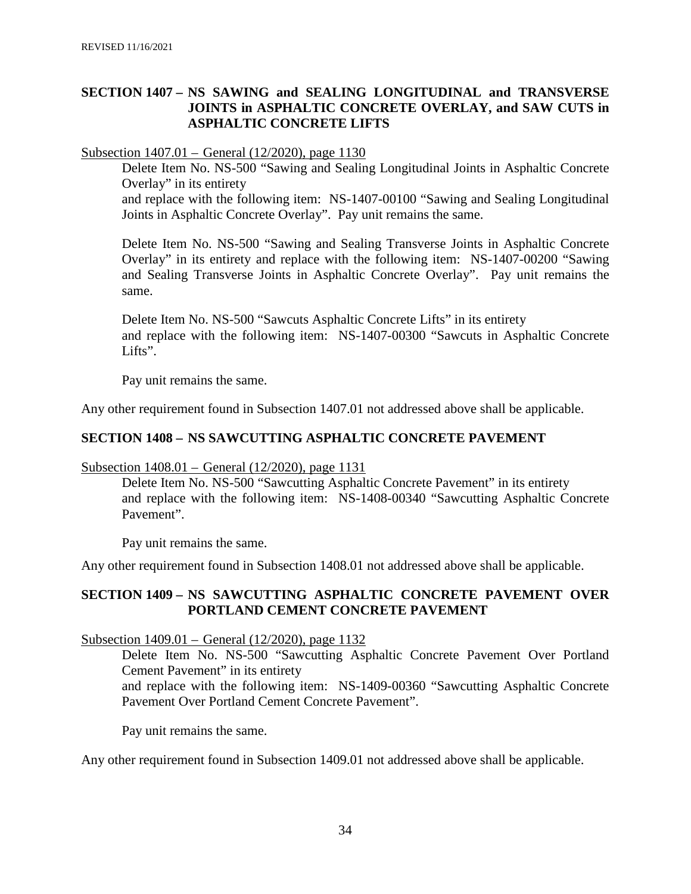## SECTION 1407 – NS SAWING and SEALING LONGITUDINAL and TRANSVERSE JOINTS in ASPHALTIC CONCRETE OVERLAY, and SAW CUTS in ASPHALTIC CONCRETE LIFTS

Subsection 1407.01 – General (12/2020), page 1130

Delete Item No. NS-500 "Sawing and Sealing Longitudinal Joints in Asphaltic Concrete Overlay" in its entirety
and replace with the following item: NS-1407-00100 "Sawing and Sealing Longitudinal Joints in Asphaltic Concrete Overlay". Pay unit remains the same.

Delete Item No. NS-500 "Sawing and Sealing Transverse Joints in Asphaltic Concrete Overlay" in its entirety and replace with the following item: NS-1407-00200 "Sawing and Sealing Transverse Joints in Asphaltic Concrete Overlay". Pay unit remains the same.

Delete Item No. NS-500 "Sawcuts Asphaltic Concrete Lifts" in its entirety
and replace with the following item: NS-1407-00300 "Sawcuts in Asphaltic Concrete Lifts".

Pay unit remains the same.

Any other requirement found in Subsection 1407.01 not addressed above shall be applicable.

## SECTION 1408 – NS SAWCUTTING ASPHALTIC CONCRETE PAVEMENT

Subsection 1408.01 – General (12/2020), page 1131

Delete Item No. NS-500 "Sawcutting Asphaltic Concrete Pavement" in its entirety
and replace with the following item: NS-1408-00340 "Sawcutting Asphaltic Concrete Pavement".

Pay unit remains the same.

Any other requirement found in Subsection 1408.01 not addressed above shall be applicable.

## SECTION 1409 – NS SAWCUTTING ASPHALTIC CONCRETE PAVEMENT OVER PORTLAND CEMENT CONCRETE PAVEMENT

Subsection 1409.01 – General (12/2020), page 1132

Delete Item No. NS-500 "Sawcutting Asphaltic Concrete Pavement Over Portland Cement Pavement" in its entirety
and replace with the following item: NS-1409-00360 "Sawcutting Asphaltic Concrete Pavement Over Portland Cement Concrete Pavement".

Pay unit remains the same.

Any other requirement found in Subsection 1409.01 not addressed above shall be applicable.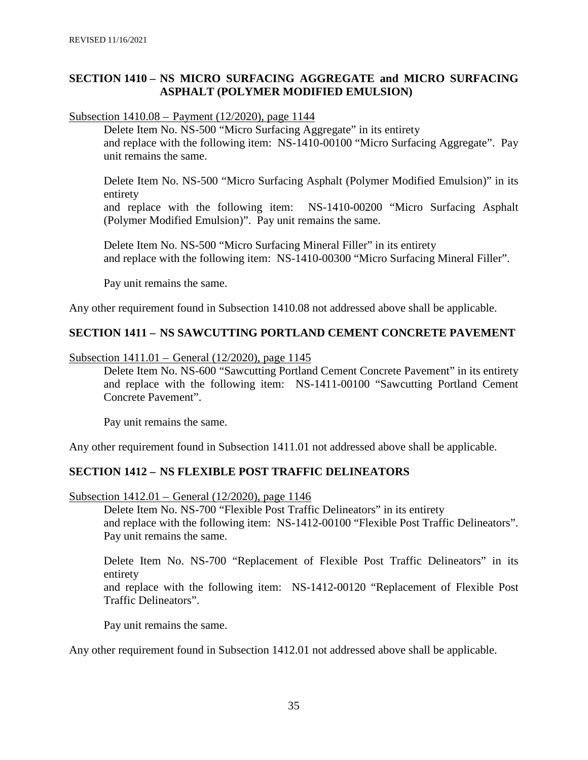## SECTION 1410 – NS MICRO SURFACING AGGREGATE and MICRO SURFACING ASPHALT (POLYMER MODIFIED EMULSION)

Subsection 1410.08 – Payment (12/2020), page 1144

Delete Item No. NS-500 "Micro Surfacing Aggregate" in its entirety and replace with the following item: NS-1410-00100 "Micro Surfacing Aggregate". Pay unit remains the same.

Delete Item No. NS-500 "Micro Surfacing Asphalt (Polymer Modified Emulsion)" in its entirety and replace with the following item: NS-1410-00200 "Micro Surfacing Asphalt (Polymer Modified Emulsion)". Pay unit remains the same.

Delete Item No. NS-500 "Micro Surfacing Mineral Filler" in its entirety and replace with the following item: NS-1410-00300 "Micro Surfacing Mineral Filler".

Pay unit remains the same.

Any other requirement found in Subsection 1410.08 not addressed above shall be applicable.

## SECTION 1411 – NS SAWCUTTING PORTLAND CEMENT CONCRETE PAVEMENT

Subsection 1411.01 – General (12/2020), page 1145

Delete Item No. NS-600 "Sawcutting Portland Cement Concrete Pavement" in its entirety and replace with the following item: NS-1411-00100 "Sawcutting Portland Cement Concrete Pavement".

Pay unit remains the same.

Any other requirement found in Subsection 1411.01 not addressed above shall be applicable.

## SECTION 1412 – NS FLEXIBLE POST TRAFFIC DELINEATORS

Subsection 1412.01 – General (12/2020), page 1146

Delete Item No. NS-700 "Flexible Post Traffic Delineators" in its entirety and replace with the following item: NS-1412-00100 "Flexible Post Traffic Delineators". Pay unit remains the same.

Delete Item No. NS-700 "Replacement of Flexible Post Traffic Delineators" in its entirety and replace with the following item: NS-1412-00120 "Replacement of Flexible Post Traffic Delineators".

Pay unit remains the same.

Any other requirement found in Subsection 1412.01 not addressed above shall be applicable.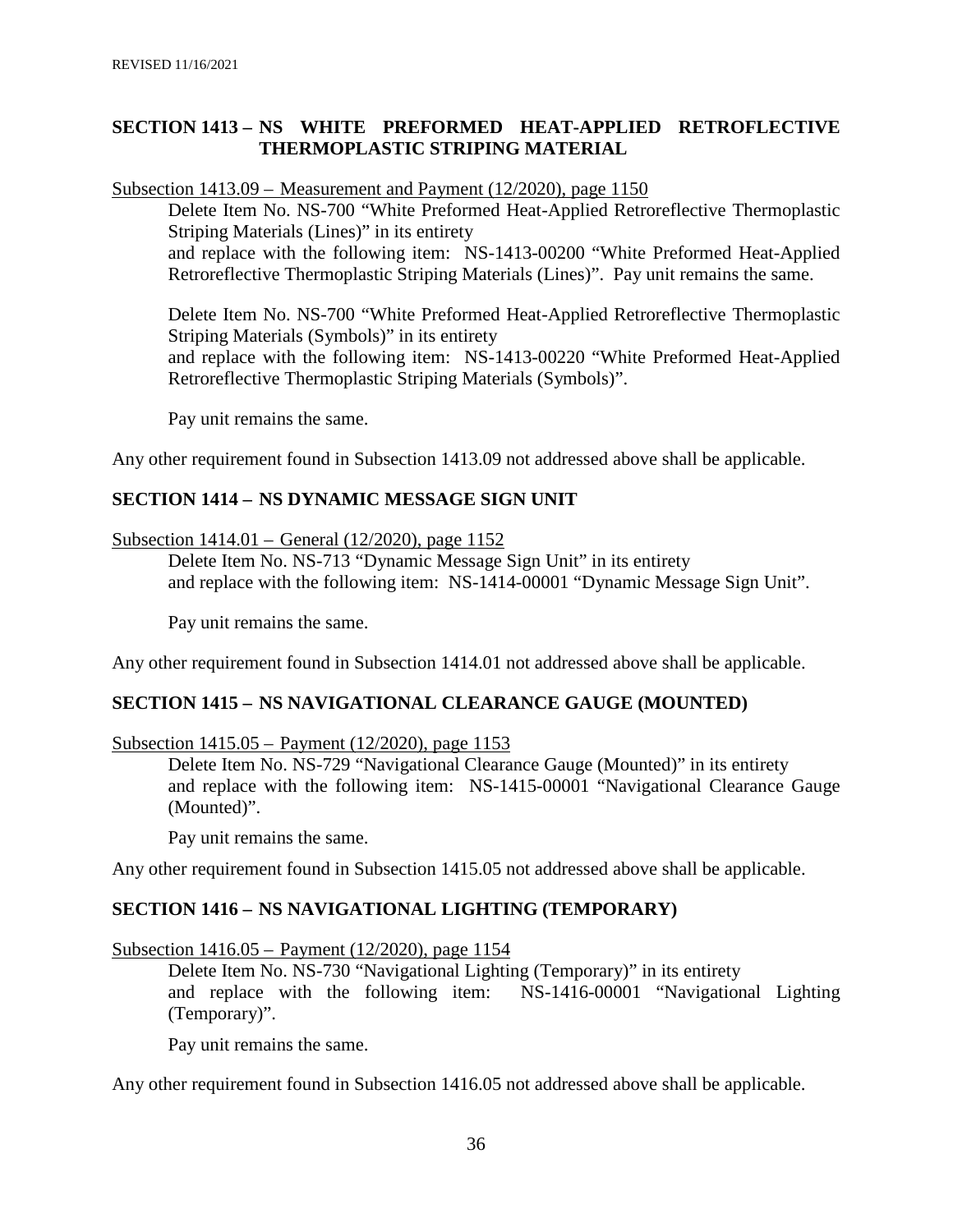REVISED 11/16/2021

## SECTION 1413 – NS WHITE PREFORMED HEAT-APPLIED RETROFLECTIVE THERMOPLASTIC STRIPING MATERIAL

Subsection 1413.09 – Measurement and Payment (12/2020), page 1150

Delete Item No. NS-700 "White Preformed Heat-Applied Retroreflective Thermoplastic Striping Materials (Lines)" in its entirety
and replace with the following item: NS-1413-00200 "White Preformed Heat-Applied Retroreflective Thermoplastic Striping Materials (Lines)". Pay unit remains the same.

Delete Item No. NS-700 "White Preformed Heat-Applied Retroreflective Thermoplastic Striping Materials (Symbols)" in its entirety
and replace with the following item: NS-1413-00220 "White Preformed Heat-Applied Retroreflective Thermoplastic Striping Materials (Symbols)".

Pay unit remains the same.

Any other requirement found in Subsection 1413.09 not addressed above shall be applicable.

## SECTION 1414 – NS DYNAMIC MESSAGE SIGN UNIT

Subsection 1414.01 – General (12/2020), page 1152

Delete Item No. NS-713 "Dynamic Message Sign Unit" in its entirety
and replace with the following item: NS-1414-00001 "Dynamic Message Sign Unit".

Pay unit remains the same.

Any other requirement found in Subsection 1414.01 not addressed above shall be applicable.

## SECTION 1415 – NS NAVIGATIONAL CLEARANCE GAUGE (MOUNTED)

Subsection 1415.05 – Payment (12/2020), page 1153

Delete Item No. NS-729 "Navigational Clearance Gauge (Mounted)" in its entirety
and replace with the following item: NS-1415-00001 "Navigational Clearance Gauge (Mounted)".

Pay unit remains the same.

Any other requirement found in Subsection 1415.05 not addressed above shall be applicable.

## SECTION 1416 – NS NAVIGATIONAL LIGHTING (TEMPORARY)

Subsection 1416.05 – Payment (12/2020), page 1154

Delete Item No. NS-730 "Navigational Lighting (Temporary)" in its entirety
and replace with the following item: NS-1416-00001 "Navigational Lighting (Temporary)".

Pay unit remains the same.

Any other requirement found in Subsection 1416.05 not addressed above shall be applicable.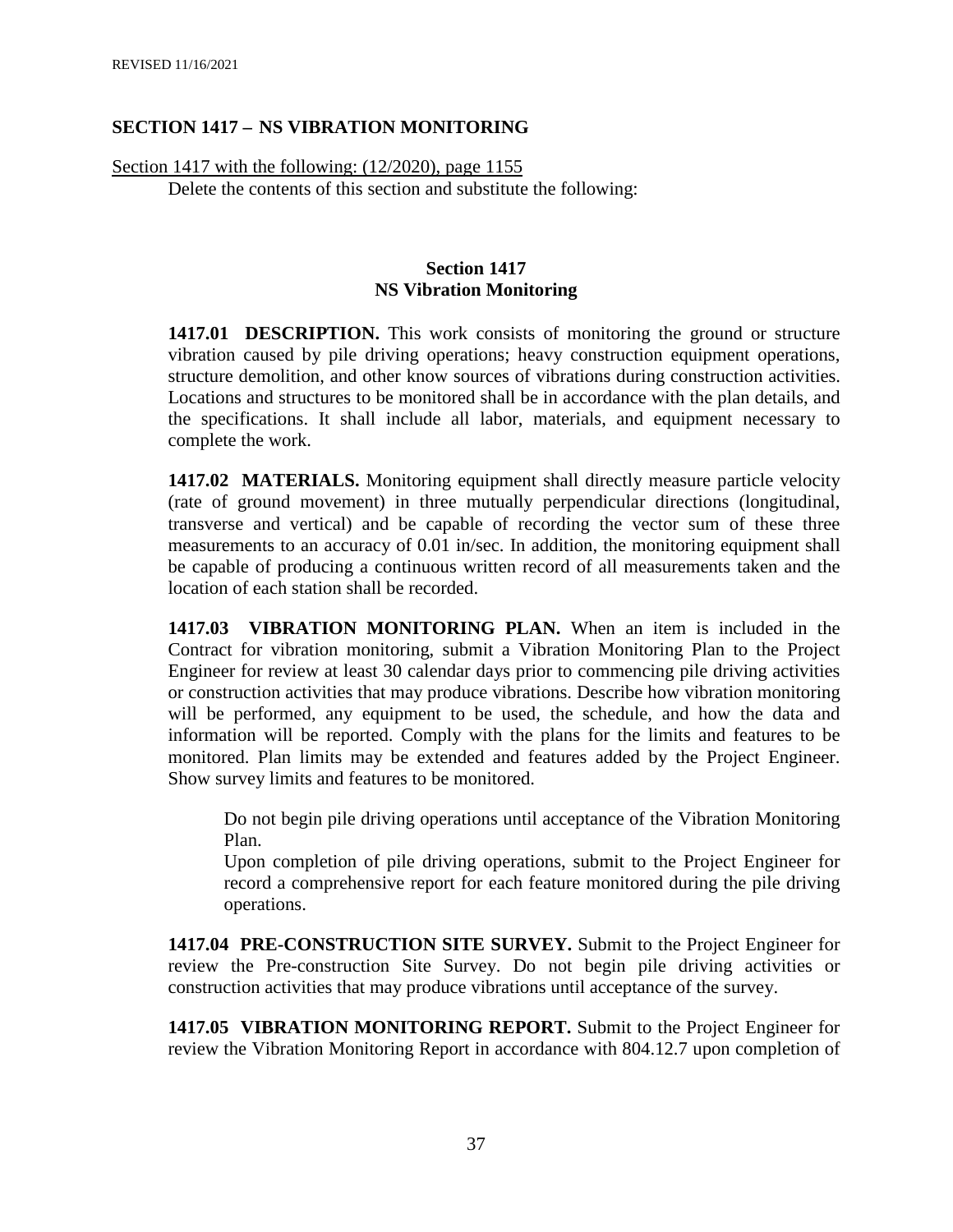## SECTION 1417 – NS VIBRATION MONITORING

Section 1417 with the following: (12/2020), page 1155

Delete the contents of this section and substitute the following:

**Section 1417**
**NS Vibration Monitoring**

**1417.01 DESCRIPTION.** This work consists of monitoring the ground or structure vibration caused by pile driving operations; heavy construction equipment operations, structure demolition, and other know sources of vibrations during construction activities. Locations and structures to be monitored shall be in accordance with the plan details, and the specifications. It shall include all labor, materials, and equipment necessary to complete the work.

**1417.02 MATERIALS.** Monitoring equipment shall directly measure particle velocity (rate of ground movement) in three mutually perpendicular directions (longitudinal, transverse and vertical) and be capable of recording the vector sum of these three measurements to an accuracy of 0.01 in/sec. In addition, the monitoring equipment shall be capable of producing a continuous written record of all measurements taken and the location of each station shall be recorded.

**1417.03 VIBRATION MONITORING PLAN.** When an item is included in the Contract for vibration monitoring, submit a Vibration Monitoring Plan to the Project Engineer for review at least 30 calendar days prior to commencing pile driving activities or construction activities that may produce vibrations. Describe how vibration monitoring will be performed, any equipment to be used, the schedule, and how the data and information will be reported. Comply with the plans for the limits and features to be monitored. Plan limits may be extended and features added by the Project Engineer. Show survey limits and features to be monitored.

Do not begin pile driving operations until acceptance of the Vibration Monitoring Plan.

Upon completion of pile driving operations, submit to the Project Engineer for record a comprehensive report for each feature monitored during the pile driving operations.

**1417.04 PRE-CONSTRUCTION SITE SURVEY.** Submit to the Project Engineer for review the Pre-construction Site Survey. Do not begin pile driving activities or construction activities that may produce vibrations until acceptance of the survey.

**1417.05 VIBRATION MONITORING REPORT.** Submit to the Project Engineer for review the Vibration Monitoring Report in accordance with 804.12.7 upon completion of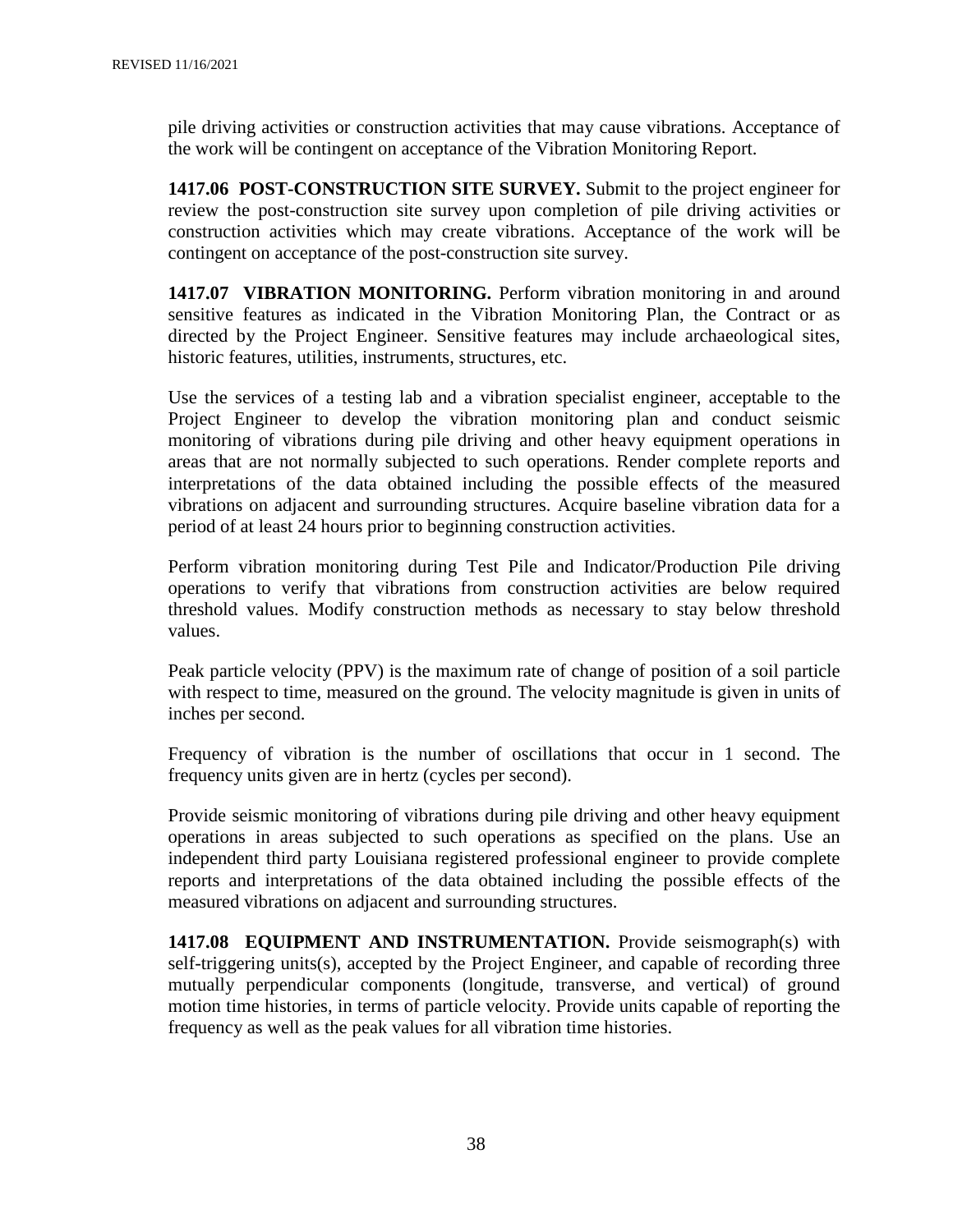pile driving activities or construction activities that may cause vibrations. Acceptance of the work will be contingent on acceptance of the Vibration Monitoring Report.

**1417.06 POST-CONSTRUCTION SITE SURVEY.** Submit to the project engineer for review the post-construction site survey upon completion of pile driving activities or construction activities which may create vibrations. Acceptance of the work will be contingent on acceptance of the post-construction site survey.

**1417.07 VIBRATION MONITORING.** Perform vibration monitoring in and around sensitive features as indicated in the Vibration Monitoring Plan, the Contract or as directed by the Project Engineer. Sensitive features may include archaeological sites, historic features, utilities, instruments, structures, etc.

Use the services of a testing lab and a vibration specialist engineer, acceptable to the Project Engineer to develop the vibration monitoring plan and conduct seismic monitoring of vibrations during pile driving and other heavy equipment operations in areas that are not normally subjected to such operations. Render complete reports and interpretations of the data obtained including the possible effects of the measured vibrations on adjacent and surrounding structures. Acquire baseline vibration data for a period of at least 24 hours prior to beginning construction activities.

Perform vibration monitoring during Test Pile and Indicator/Production Pile driving operations to verify that vibrations from construction activities are below required threshold values. Modify construction methods as necessary to stay below threshold values.

Peak particle velocity (PPV) is the maximum rate of change of position of a soil particle with respect to time, measured on the ground. The velocity magnitude is given in units of inches per second.

Frequency of vibration is the number of oscillations that occur in 1 second. The frequency units given are in hertz (cycles per second).

Provide seismic monitoring of vibrations during pile driving and other heavy equipment operations in areas subjected to such operations as specified on the plans. Use an independent third party Louisiana registered professional engineer to provide complete reports and interpretations of the data obtained including the possible effects of the measured vibrations on adjacent and surrounding structures.

**1417.08 EQUIPMENT AND INSTRUMENTATION.** Provide seismograph(s) with self-triggering units(s), accepted by the Project Engineer, and capable of recording three mutually perpendicular components (longitude, transverse, and vertical) of ground motion time histories, in terms of particle velocity. Provide units capable of reporting the frequency as well as the peak values for all vibration time histories.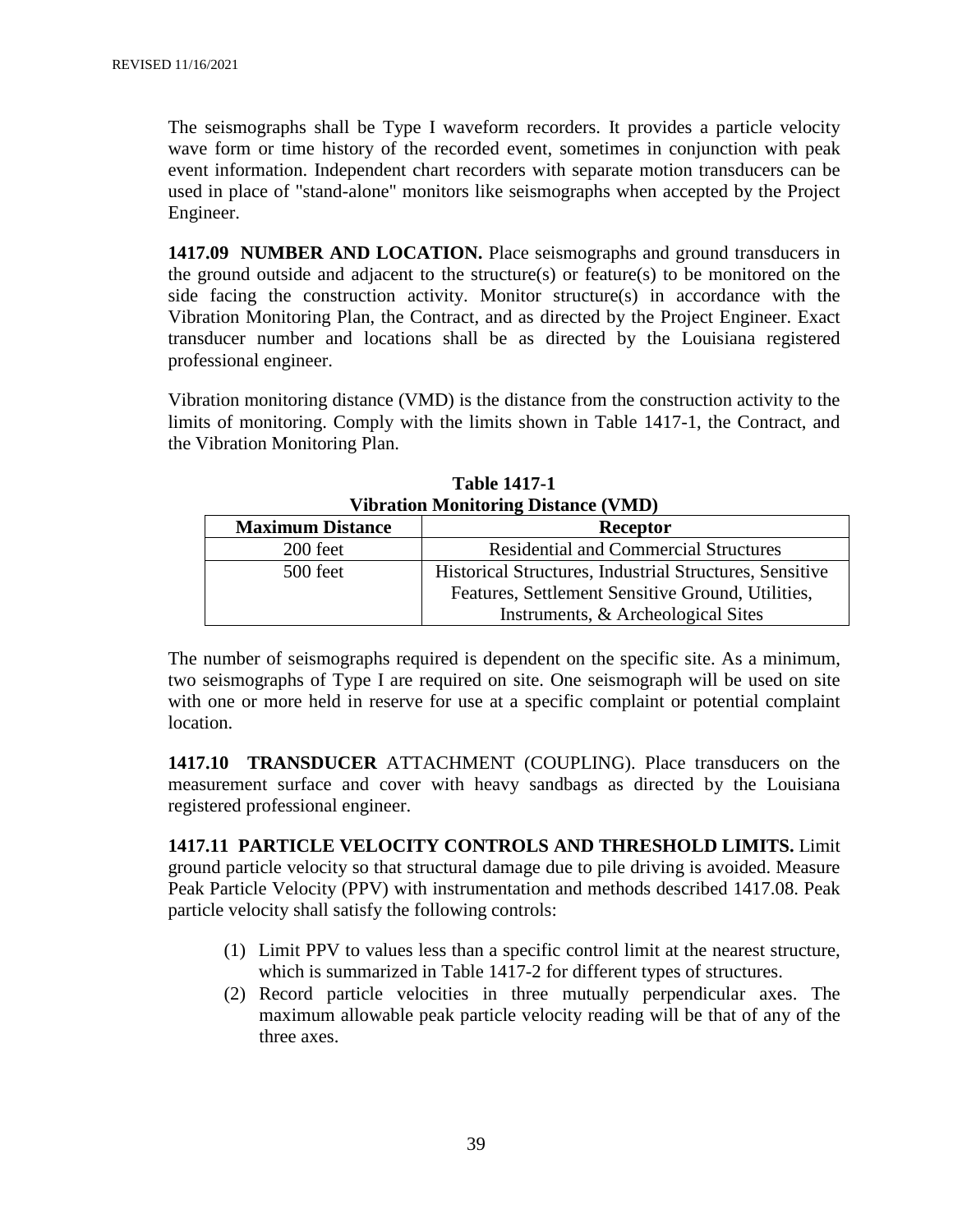The seismographs shall be Type I waveform recorders. It provides a particle velocity wave form or time history of the recorded event, sometimes in conjunction with peak event information. Independent chart recorders with separate motion transducers can be used in place of "stand-alone" monitors like seismographs when accepted by the Project Engineer.

**1417.09 NUMBER AND LOCATION.** Place seismographs and ground transducers in the ground outside and adjacent to the structure(s) or feature(s) to be monitored on the side facing the construction activity. Monitor structure(s) in accordance with the Vibration Monitoring Plan, the Contract, and as directed by the Project Engineer. Exact transducer number and locations shall be as directed by the Louisiana registered professional engineer.

Vibration monitoring distance (VMD) is the distance from the construction activity to the limits of monitoring. Comply with the limits shown in Table 1417-1, the Contract, and the Vibration Monitoring Plan.

**Table 1417-1**
**Vibration Monitoring Distance (VMD)**

| Maximum Distance | Receptor |
|---|---|
| 200 feet | Residential and Commercial Structures |
| 500 feet | Historical Structures, Industrial Structures, Sensitive Features, Settlement Sensitive Ground, Utilities, Instruments, & Archeological Sites |

The number of seismographs required is dependent on the specific site. As a minimum, two seismographs of Type I are required on site. One seismograph will be used on site with one or more held in reserve for use at a specific complaint or potential complaint location.

**1417.10 TRANSDUCER** ATTACHMENT (COUPLING). Place transducers on the measurement surface and cover with heavy sandbags as directed by the Louisiana registered professional engineer.

**1417.11 PARTICLE VELOCITY CONTROLS AND THRESHOLD LIMITS.** Limit ground particle velocity so that structural damage due to pile driving is avoided. Measure Peak Particle Velocity (PPV) with instrumentation and methods described 1417.08. Peak particle velocity shall satisfy the following controls:

(1) Limit PPV to values less than a specific control limit at the nearest structure, which is summarized in Table 1417-2 for different types of structures.
(2) Record particle velocities in three mutually perpendicular axes. The maximum allowable peak particle velocity reading will be that of any of the three axes.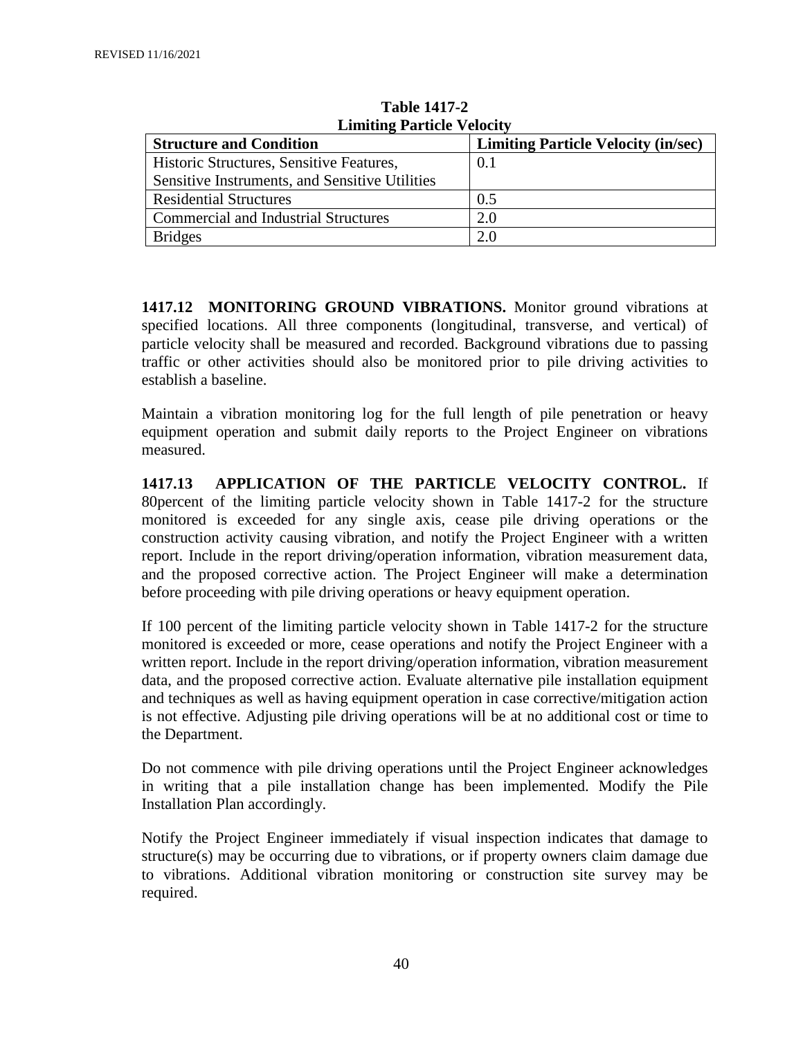**Table 1417-2**
**Limiting Particle Velocity**

| Structure and Condition | Limiting Particle Velocity (in/sec) |
|---|---|
| Historic Structures, Sensitive Features, Sensitive Instruments, and Sensitive Utilities | 0.1 |
| Residential Structures | 0.5 |
| Commercial and Industrial Structures | 2.0 |
| Bridges | 2.0 |

**1417.12 MONITORING GROUND VIBRATIONS.** Monitor ground vibrations at specified locations. All three components (longitudinal, transverse, and vertical) of particle velocity shall be measured and recorded. Background vibrations due to passing traffic or other activities should also be monitored prior to pile driving activities to establish a baseline.

Maintain a vibration monitoring log for the full length of pile penetration or heavy equipment operation and submit daily reports to the Project Engineer on vibrations measured.

**1417.13 APPLICATION OF THE PARTICLE VELOCITY CONTROL.** If 80percent of the limiting particle velocity shown in Table 1417-2 for the structure monitored is exceeded for any single axis, cease pile driving operations or the construction activity causing vibration, and notify the Project Engineer with a written report. Include in the report driving/operation information, vibration measurement data, and the proposed corrective action. The Project Engineer will make a determination before proceeding with pile driving operations or heavy equipment operation.

If 100 percent of the limiting particle velocity shown in Table 1417-2 for the structure monitored is exceeded or more, cease operations and notify the Project Engineer with a written report. Include in the report driving/operation information, vibration measurement data, and the proposed corrective action. Evaluate alternative pile installation equipment and techniques as well as having equipment operation in case corrective/mitigation action is not effective. Adjusting pile driving operations will be at no additional cost or time to the Department.

Do not commence with pile driving operations until the Project Engineer acknowledges in writing that a pile installation change has been implemented. Modify the Pile Installation Plan accordingly.

Notify the Project Engineer immediately if visual inspection indicates that damage to structure(s) may be occurring due to vibrations, or if property owners claim damage due to vibrations. Additional vibration monitoring or construction site survey may be required.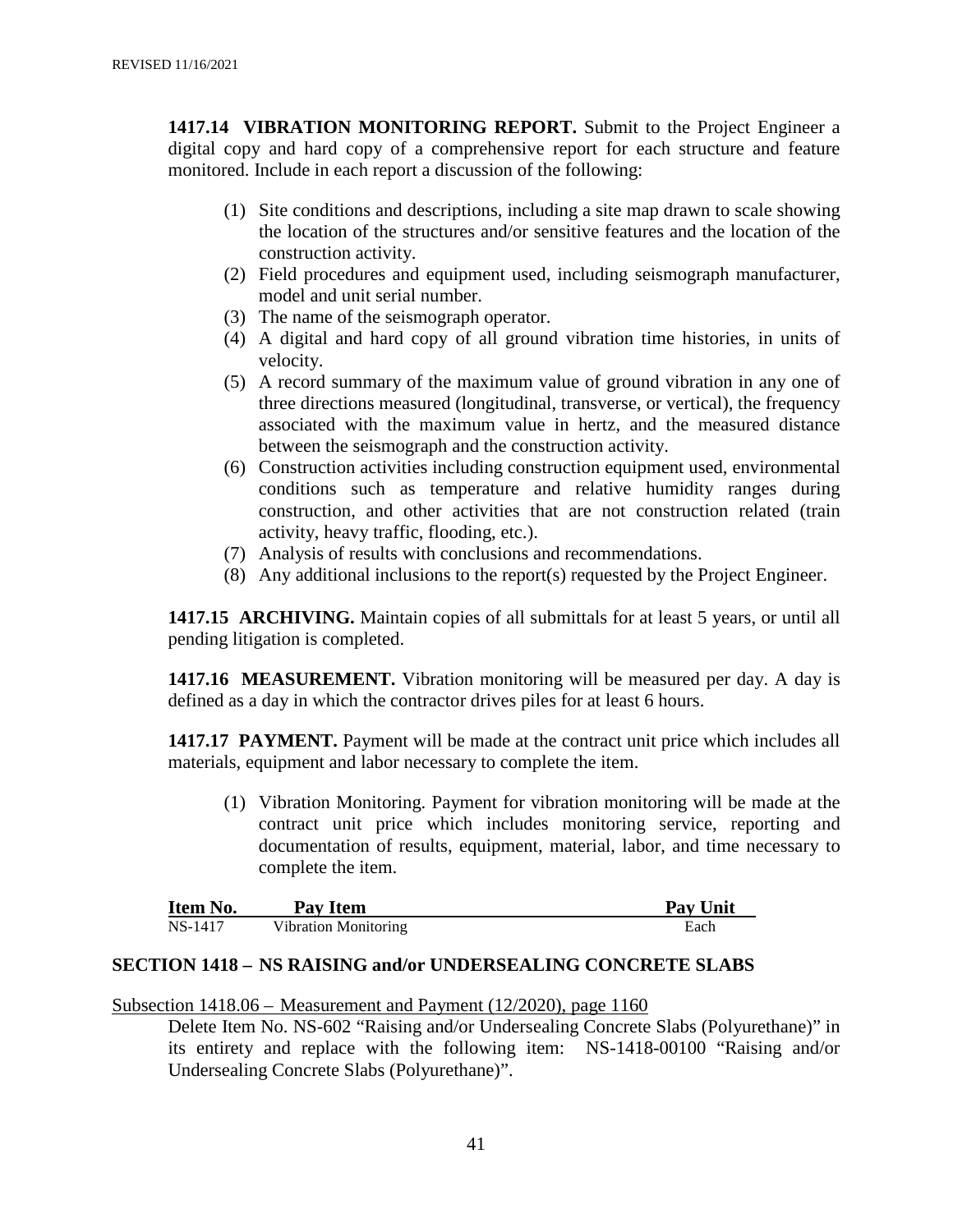**1417.14 VIBRATION MONITORING REPORT.** Submit to the Project Engineer a digital copy and hard copy of a comprehensive report for each structure and feature monitored. Include in each report a discussion of the following:

(1) Site conditions and descriptions, including a site map drawn to scale showing the location of the structures and/or sensitive features and the location of the construction activity.
(2) Field procedures and equipment used, including seismograph manufacturer, model and unit serial number.
(3) The name of the seismograph operator.
(4) A digital and hard copy of all ground vibration time histories, in units of velocity.
(5) A record summary of the maximum value of ground vibration in any one of three directions measured (longitudinal, transverse, or vertical), the frequency associated with the maximum value in hertz, and the measured distance between the seismograph and the construction activity.
(6) Construction activities including construction equipment used, environmental conditions such as temperature and relative humidity ranges during construction, and other activities that are not construction related (train activity, heavy traffic, flooding, etc.).
(7) Analysis of results with conclusions and recommendations.
(8) Any additional inclusions to the report(s) requested by the Project Engineer.

**1417.15 ARCHIVING.** Maintain copies of all submittals for at least 5 years, or until all pending litigation is completed.

**1417.16 MEASUREMENT.** Vibration monitoring will be measured per day. A day is defined as a day in which the contractor drives piles for at least 6 hours.

**1417.17 PAYMENT.** Payment will be made at the contract unit price which includes all materials, equipment and labor necessary to complete the item.

(1) Vibration Monitoring. Payment for vibration monitoring will be made at the contract unit price which includes monitoring service, reporting and documentation of results, equipment, material, labor, and time necessary to complete the item.

| Item No. | Pay Item | Pay Unit |
|---|---|---|
| NS-1417 | Vibration Monitoring | Each |

## SECTION 1418 – NS RAISING and/or UNDERSEALING CONCRETE SLABS

Subsection 1418.06 – Measurement and Payment (12/2020), page 1160

Delete Item No. NS-602 "Raising and/or Undersealing Concrete Slabs (Polyurethane)" in its entirety and replace with the following item: NS-1418-00100 "Raising and/or Undersealing Concrete Slabs (Polyurethane)".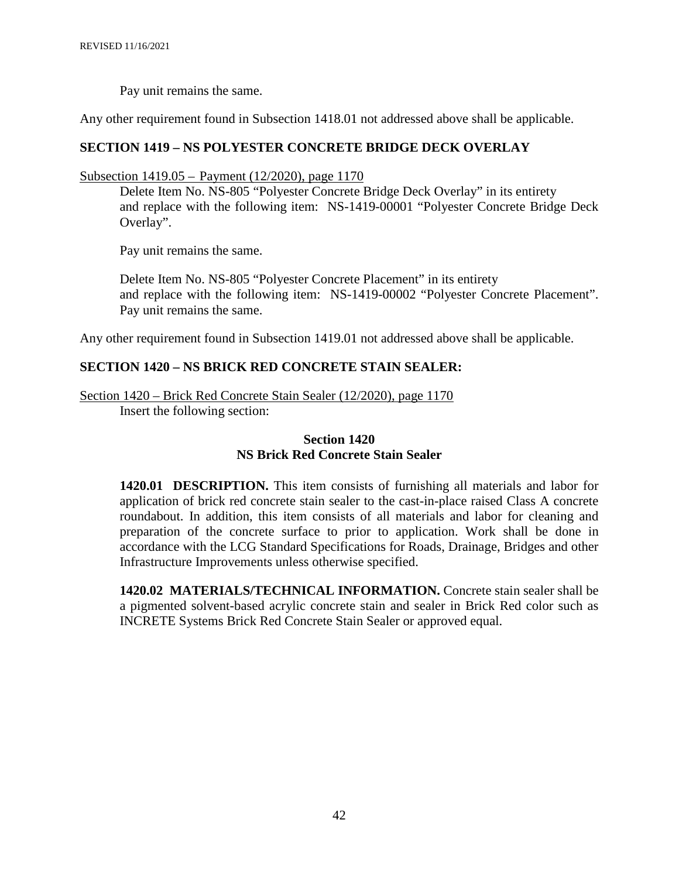Pay unit remains the same.

Any other requirement found in Subsection 1418.01 not addressed above shall be applicable.

## SECTION 1419 – NS POLYESTER CONCRETE BRIDGE DECK OVERLAY

Subsection 1419.05 – Payment (12/2020), page 1170

Delete Item No. NS-805 "Polyester Concrete Bridge Deck Overlay" in its entirety and replace with the following item: NS-1419-00001 "Polyester Concrete Bridge Deck Overlay".

Pay unit remains the same.

Delete Item No. NS-805 "Polyester Concrete Placement" in its entirety and replace with the following item: NS-1419-00002 "Polyester Concrete Placement". Pay unit remains the same.

Any other requirement found in Subsection 1419.01 not addressed above shall be applicable.

## SECTION 1420 – NS BRICK RED CONCRETE STAIN SEALER:

Section 1420 – Brick Red Concrete Stain Sealer (12/2020), page 1170

Insert the following section:

### Section 1420
### NS Brick Red Concrete Stain Sealer

**1420.01 DESCRIPTION.** This item consists of furnishing all materials and labor for application of brick red concrete stain sealer to the cast-in-place raised Class A concrete roundabout. In addition, this item consists of all materials and labor for cleaning and preparation of the concrete surface to prior to application. Work shall be done in accordance with the LCG Standard Specifications for Roads, Drainage, Bridges and other Infrastructure Improvements unless otherwise specified.

**1420.02 MATERIALS/TECHNICAL INFORMATION.** Concrete stain sealer shall be a pigmented solvent-based acrylic concrete stain and sealer in Brick Red color such as INCRETE Systems Brick Red Concrete Stain Sealer or approved equal.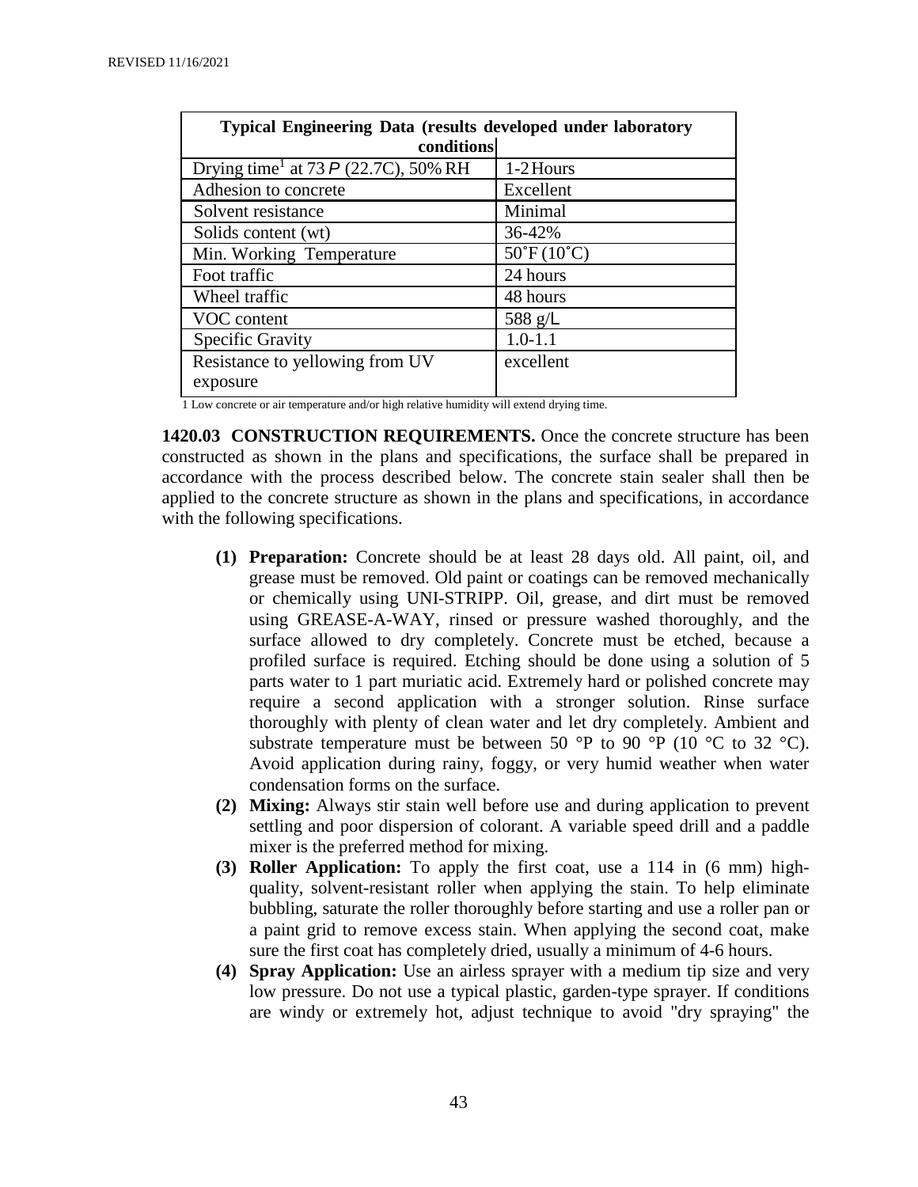| Typical Engineering Data (results developed under laboratory conditions | |
|---|---|
| Drying time[1] at 73 P (22.7C), 50% RH | 1-2 Hours |
| Adhesion to concrete | Excellent |
| Solvent resistance | Minimal |
| Solids content (wt) | 36-42% |
| Min. Working Temperature | 50˚F (10˚C) |
| Foot traffic | 24 hours |
| Wheel traffic | 48 hours |
| VOC content | 588 g/L |
| Specific Gravity | 1.0-1.1 |
| Resistance to yellowing from UV exposure | excellent |

1 Low concrete or air temperature and/or high relative humidity will extend drying time.

**1420.03 CONSTRUCTION REQUIREMENTS.** Once the concrete structure has been constructed as shown in the plans and specifications, the surface shall be prepared in accordance with the process described below. The concrete stain sealer shall then be applied to the concrete structure as shown in the plans and specifications, in accordance with the following specifications.

**(1) Preparation:** Concrete should be at least 28 days old. All paint, oil, and grease must be removed. Old paint or coatings can be removed mechanically or chemically using UNI-STRIPP. Oil, grease, and dirt must be removed using GREASE-A-WAY, rinsed or pressure washed thoroughly, and the surface allowed to dry completely. Concrete must be etched, because a profiled surface is required. Etching should be done using a solution of 5 parts water to 1 part muriatic acid. Extremely hard or polished concrete may require a second application with a stronger solution. Rinse surface thoroughly with plenty of clean water and let dry completely. Ambient and substrate temperature must be between 50 °P to 90 °P (10 °C to 32 °C). Avoid application during rainy, foggy, or very humid weather when water condensation forms on the surface.

**(2) Mixing:** Always stir stain well before use and during application to prevent settling and poor dispersion of colorant. A variable speed drill and a paddle mixer is the preferred method for mixing.

**(3) Roller Application:** To apply the first coat, use a 114 in (6 mm) high-quality, solvent-resistant roller when applying the stain. To help eliminate bubbling, saturate the roller thoroughly before starting and use a roller pan or a paint grid to remove excess stain. When applying the second coat, make sure the first coat has completely dried, usually a minimum of 4-6 hours.

**(4) Spray Application:** Use an airless sprayer with a medium tip size and very low pressure. Do not use a typical plastic, garden-type sprayer. If conditions are windy or extremely hot, adjust technique to avoid "dry spraying" the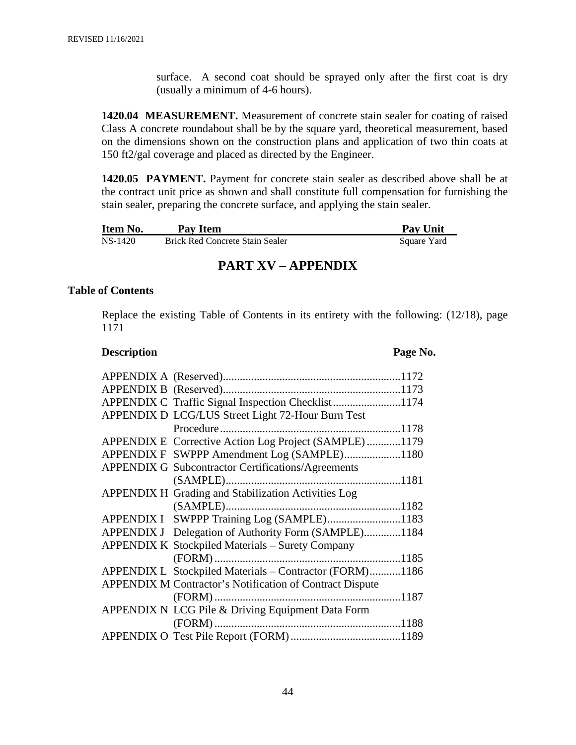surface. A second coat should be sprayed only after the first coat is dry (usually a minimum of 4-6 hours).

**1420.04 MEASUREMENT.** Measurement of concrete stain sealer for coating of raised Class A concrete roundabout shall be by the square yard, theoretical measurement, based on the dimensions shown on the construction plans and application of two thin coats at 150 ft2/gal coverage and placed as directed by the Engineer.

**1420.05 PAYMENT.** Payment for concrete stain sealer as described above shall be at the contract unit price as shown and shall constitute full compensation for furnishing the stain sealer, preparing the concrete surface, and applying the stain sealer.

| Item No. | Pay Item | Pay Unit |
|---|---|---|
| NS-1420 | Brick Red Concrete Stain Sealer | Square Yard |

## PART XV – APPENDIX

### Table of Contents

Replace the existing Table of Contents in its entirety with the following: (12/18), page 1171

| Description | | Page No. |
|---|---|---|
| APPENDIX A | (Reserved) | 1172 |
| APPENDIX B | (Reserved) | 1173 |
| APPENDIX C | Traffic Signal Inspection Checklist | 1174 |
| APPENDIX D | LCG/LUS Street Light 72-Hour Burn Test Procedure | 1178 |
| APPENDIX E | Corrective Action Log Project (SAMPLE) | 1179 |
| APPENDIX F | SWPPP Amendment Log (SAMPLE) | 1180 |
| APPENDIX G | Subcontractor Certifications/Agreements (SAMPLE) | 1181 |
| APPENDIX H | Grading and Stabilization Activities Log (SAMPLE) | 1182 |
| APPENDIX I | SWPPP Training Log (SAMPLE) | 1183 |
| APPENDIX J | Delegation of Authority Form (SAMPLE) | 1184 |
| APPENDIX K | Stockpiled Materials – Surety Company (FORM) | 1185 |
| APPENDIX L | Stockpiled Materials – Contractor (FORM) | 1186 |
| APPENDIX M | Contractor's Notification of Contract Dispute (FORM) | 1187 |
| APPENDIX N | LCG Pile & Driving Equipment Data Form (FORM) | 1188 |
| APPENDIX O | Test Pile Report (FORM) | 1189 |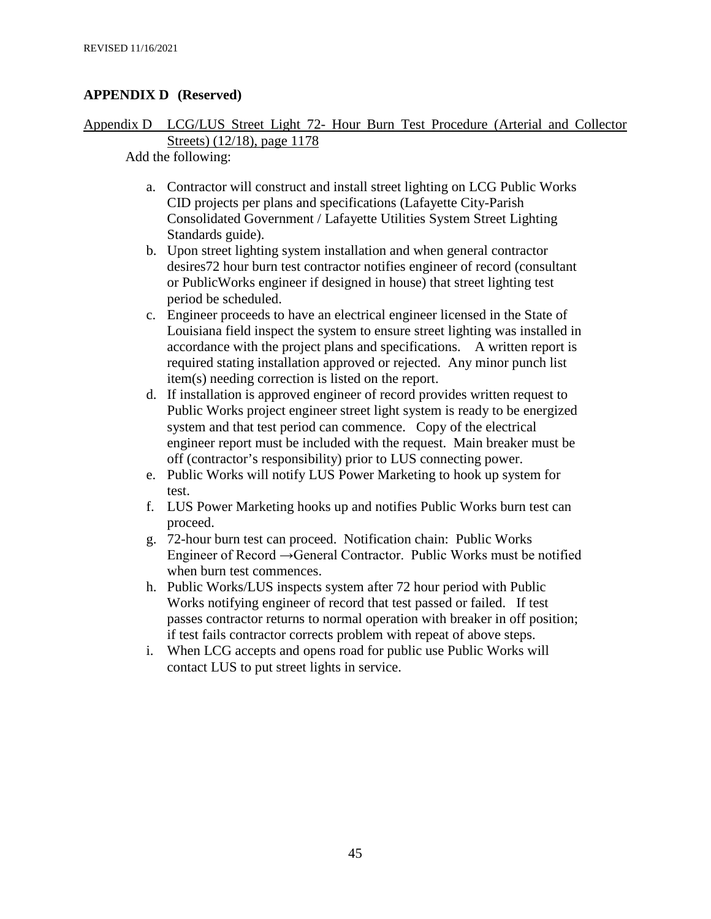REVISED 11/16/2021

## APPENDIX D (Reserved)

Appendix D LCG/LUS Street Light 72- Hour Burn Test Procedure (Arterial and Collector Streets) (12/18), page 1178

Add the following:

a. Contractor will construct and install street lighting on LCG Public Works CID projects per plans and specifications (Lafayette City-Parish Consolidated Government / Lafayette Utilities System Street Lighting Standards guide).
b. Upon street lighting system installation and when general contractor desires72 hour burn test contractor notifies engineer of record (consultant or PublicWorks engineer if designed in house) that street lighting test period be scheduled.
c. Engineer proceeds to have an electrical engineer licensed in the State of Louisiana field inspect the system to ensure street lighting was installed in accordance with the project plans and specifications. A written report is required stating installation approved or rejected. Any minor punch list item(s) needing correction is listed on the report.
d. If installation is approved engineer of record provides written request to Public Works project engineer street light system is ready to be energized system and that test period can commence. Copy of the electrical engineer report must be included with the request. Main breaker must be off (contractor's responsibility) prior to LUS connecting power.
e. Public Works will notify LUS Power Marketing to hook up system for test.
f. LUS Power Marketing hooks up and notifies Public Works burn test can proceed.
g. 72-hour burn test can proceed. Notification chain: Public Works Engineer of Record →General Contractor. Public Works must be notified when burn test commences.
h. Public Works/LUS inspects system after 72 hour period with Public Works notifying engineer of record that test passed or failed. If test passes contractor returns to normal operation with breaker in off position; if test fails contractor corrects problem with repeat of above steps.
i. When LCG accepts and opens road for public use Public Works will contact LUS to put street lights in service.